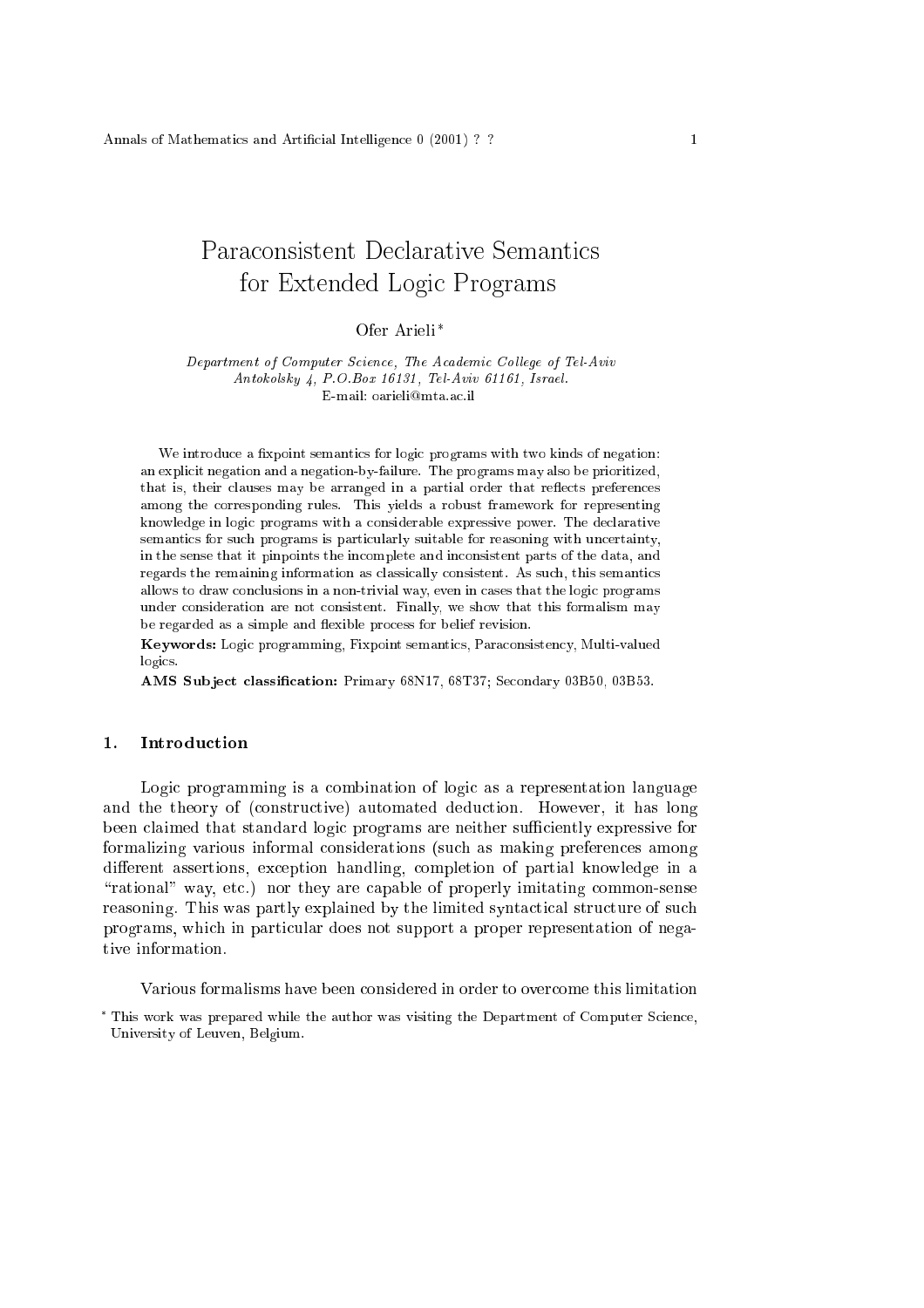# Paraconsistent Declarative Semantics for Extended Logic Programs

Ofer Arieli*

*Department of Computer Science, The Academic College of Tel-Aviv*
*Antokolsky 4, P.O.Box 16131, Tel-Aviv 61161, Israel.*
E-mail: oarieli@mta.ac.il

We introduce a fixpoint semantics for logic programs with two kinds of negation: an explicit negation and a negation-by-failure. The programs may also be prioritized, that is, their clauses may be arranged in a partial order that reflects preferences among the corresponding rules. This yields a robust framework for representing knowledge in logic programs with a considerable expressive power. The declarative semantics for such programs is particularly suitable for reasoning with uncertainty, in the sense that it pinpoints the incomplete and inconsistent parts of the data, and regards the remaining information as classically consistent. As such, this semantics allows to draw conclusions in a non-trivial way, even in cases that the logic programs under consideration are not consistent. Finally, we show that this formalism may be regarded as a simple and flexible process for belief revision.

**Keywords:** Logic programming, Fixpoint semantics, Paraconsistency, Multi-valued logics.

**AMS Subject classification:** Primary 68N17, 68T37; Secondary 03B50, 03B53.

## 1. Introduction

Logic programming is a combination of logic as a representation language and the theory of (constructive) automated deduction. However, it has long been claimed that standard logic programs are neither sufficiently expressive for formalizing various informal considerations (such as making preferences among different assertions, exception handling, completion of partial knowledge in a "rational" way, etc.) nor they are capable of properly imitating common-sense reasoning. This was partly explained by the limited syntactical structure of such programs, which in particular does not support a proper representation of negative information.

Various formalisms have been considered in order to overcome this limitation

* This work was prepared while the author was visiting the Department of Computer Science, University of Leuven, Belgium.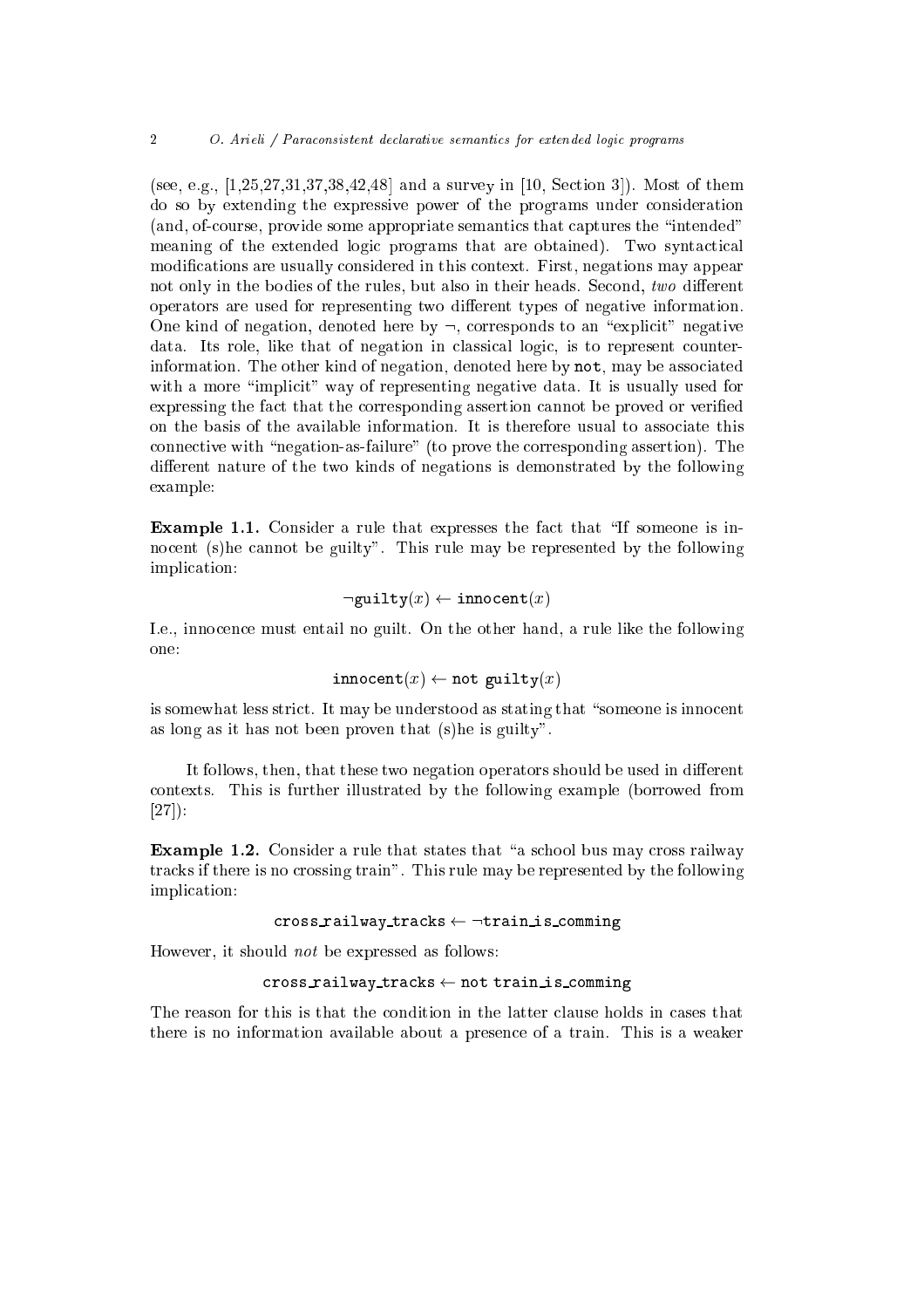(see, e.g., [1,25,27,31,37,38,42,48] and a survey in [10, Section 3]). Most of them do so by extending the expressive power of the programs under consideration (and, of-course, provide some appropriate semantics that captures the "intended" meaning of the extended logic programs that are obtained). Two syntactical modifications are usually considered in this context. First, negations may appear not only in the bodies of the rules, but also in their heads. Second, *two* different operators are used for representing two different types of negative information. One kind of negation, denoted here by $\neg$, corresponds to an "explicit" negative data. Its role, like that of negation in classical logic, is to represent counter-information. The other kind of negation, denoted here by `not`, may be associated with a more "implicit" way of representing negative data. It is usually used for expressing the fact that the corresponding assertion cannot be proved or verified on the basis of the available information. It is therefore usual to associate this connective with "negation-as-failure" (to prove the corresponding assertion). The different nature of the two kinds of negations is demonstrated by the following example:

**Example 1.1.** Consider a rule that expresses the fact that "If someone is innocent (s)he cannot be guilty". This rule may be represented by the following implication:

$$\neg\texttt{guilty}(x) \leftarrow \texttt{innocent}(x)$$

I.e., innocence must entail no guilt. On the other hand, a rule like the following one:

$$\texttt{innocent}(x) \leftarrow \texttt{not guilty}(x)$$

is somewhat less strict. It may be understood as stating that "someone is innocent as long as it has not been proven that (s)he is guilty".

It follows, then, that these two negation operators should be used in different contexts. This is further illustrated by the following example (borrowed from [27]):

**Example 1.2.** Consider a rule that states that "a school bus may cross railway tracks if there is no crossing train". This rule may be represented by the following implication:

$$\texttt{cross\_railway\_tracks} \leftarrow \neg\texttt{train\_is\_comming}$$

However, it should *not* be expressed as follows:

$$\texttt{cross\_railway\_tracks} \leftarrow \texttt{not train\_is\_comming}$$

The reason for this is that the condition in the latter clause holds in cases that there is no information available about a presence of a train. This is a weaker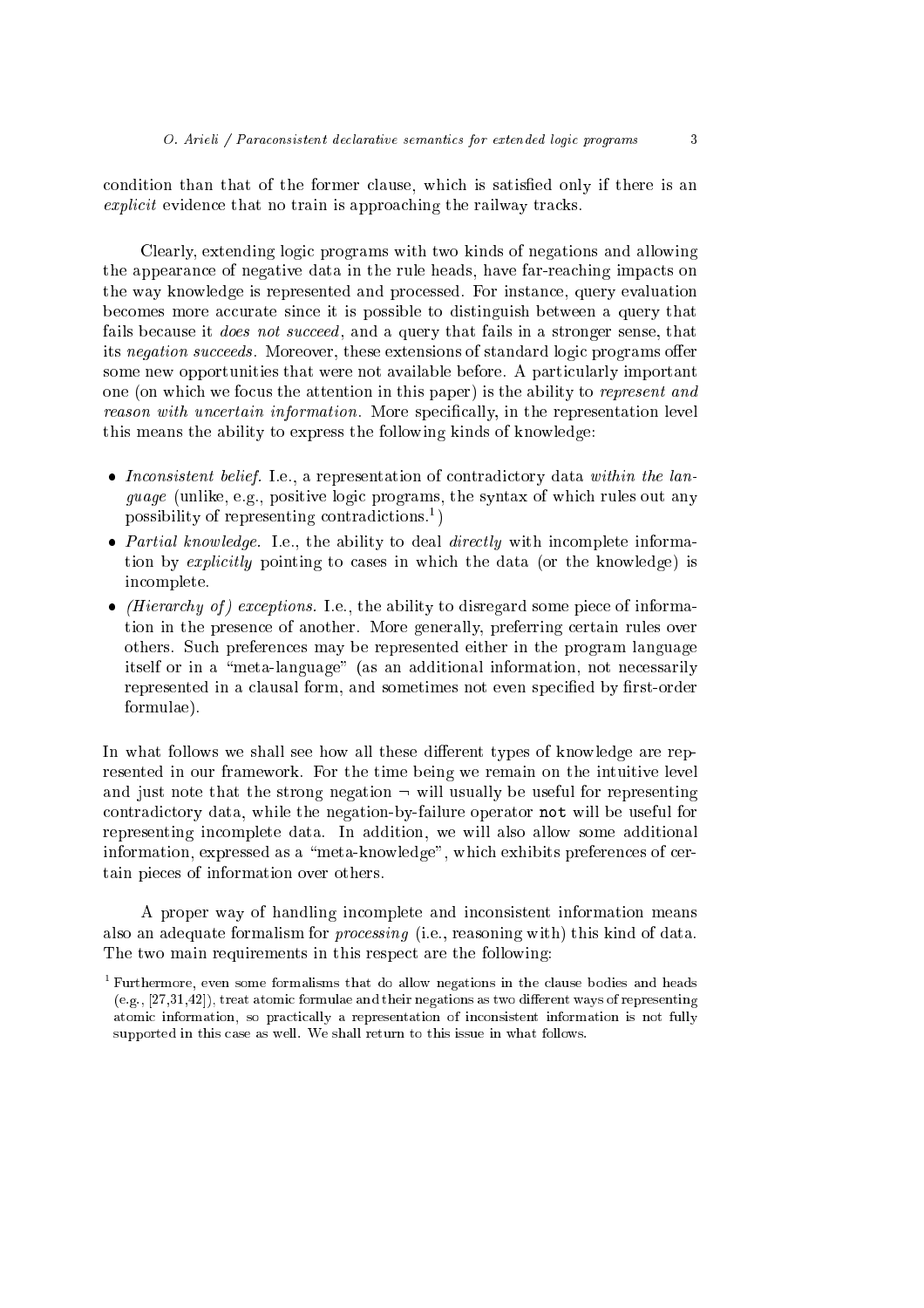condition than that of the former clause, which is satisfied only if there is an *explicit* evidence that no train is approaching the railway tracks.

Clearly, extending logic programs with two kinds of negations and allowing the appearance of negative data in the rule heads, have far-reaching impacts on the way knowledge is represented and processed. For instance, query evaluation becomes more accurate since it is possible to distinguish between a query that fails because it *does not succeed*, and a query that fails in a stronger sense, that its *negation succeeds*. Moreover, these extensions of standard logic programs offer some new opportunities that were not available before. A particularly important one (on which we focus the attention in this paper) is the ability to *represent and reason with uncertain information*. More specifically, in the representation level this means the ability to express the following kinds of knowledge:

- *Inconsistent belief*. I.e., a representation of contradictory data *within the language* (unlike, e.g., positive logic programs, the syntax of which rules out any possibility of representing contradictions.[1])
- *Partial knowledge*. I.e., the ability to deal *directly* with incomplete information by *explicitly* pointing to cases in which the data (or the knowledge) is incomplete.
- *(Hierarchy of) exceptions*. I.e., the ability to disregard some piece of information in the presence of another. More generally, preferring certain rules over others. Such preferences may be represented either in the program language itself or in a "meta-language" (as an additional information, not necessarily represented in a clausal form, and sometimes not even specified by first-order formulae).

In what follows we shall see how all these different types of knowledge are represented in our framework. For the time being we remain on the intuitive level and just note that the strong negation $\neg$ will usually be useful for representing contradictory data, while the negation-by-failure operator `not` will be useful for representing incomplete data. In addition, we will also allow some additional information, expressed as a "meta-knowledge", which exhibits preferences of certain pieces of information over others.

A proper way of handling incomplete and inconsistent information means also an adequate formalism for *processing* (i.e., reasoning with) this kind of data. The two main requirements in this respect are the following:

[1] Furthermore, even some formalisms that do allow negations in the clause bodies and heads (e.g., [27,31,42]), treat atomic formulae and their negations as two different ways of representing atomic information, so practically a representation of inconsistent information is not fully supported in this case as well. We shall return to this issue in what follows.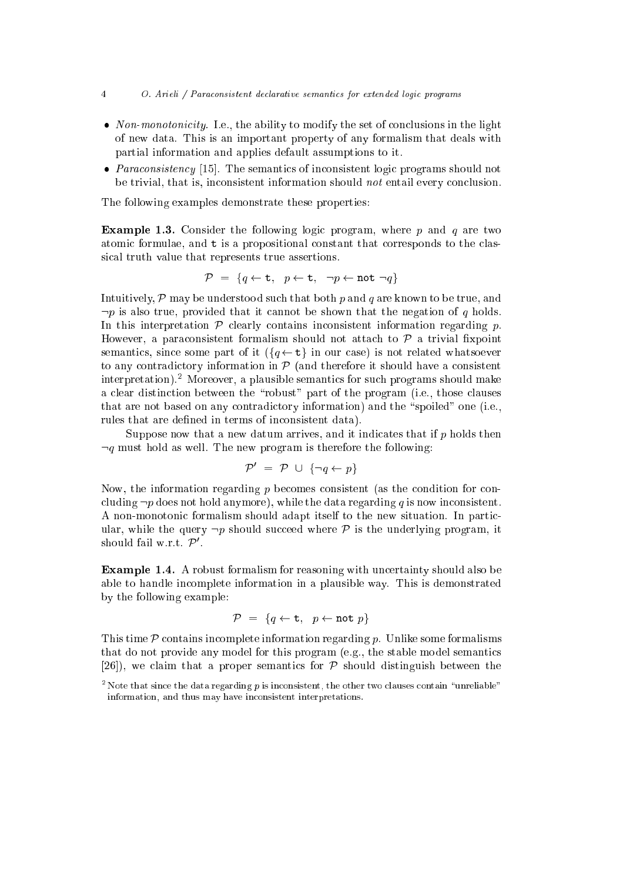- *Non-monotonicity*. I.e., the ability to modify the set of conclusions in the light of new data. This is an important property of any formalism that deals with partial information and applies default assumptions to it.
- *Paraconsistency* [15]. The semantics of inconsistent logic programs should not be trivial, that is, inconsistent information should *not* entail every conclusion.

The following examples demonstrate these properties:

**Example 1.3.** Consider the following logic program, where $p$ and $q$ are two atomic formulae, and $\mathtt{t}$ is a propositional constant that corresponds to the classical truth value that represents true assertions.

$$\mathcal{P} \;=\; \{q \leftarrow \mathtt{t},\;\; p \leftarrow \mathtt{t},\;\; \neg p \leftarrow \mathtt{not}\ \neg q\}$$

Intuitively, $\mathcal{P}$ may be understood such that both $p$ and $q$ are known to be true, and $\neg p$ is also true, provided that it cannot be shown that the negation of $q$ holds. In this interpretation $\mathcal{P}$ clearly contains inconsistent information regarding $p$. However, a paraconsistent formalism should not attach to $\mathcal{P}$ a trivial fixpoint semantics, since some part of it ($\{q \leftarrow \mathtt{t}\}$ in our case) is not related whatsoever to any contradictory information in $\mathcal{P}$ (and therefore it should have a consistent interpretation).[2] Moreover, a plausible semantics for such programs should make a clear distinction between the "robust" part of the program (i.e., those clauses that are not based on any contradictory information) and the "spoiled" one (i.e., rules that are defined in terms of inconsistent data).

Suppose now that a new datum arrives, and it indicates that if $p$ holds then $\neg q$ must hold as well. The new program is therefore the following:

$$\mathcal{P}' \;=\; \mathcal{P} \;\cup\; \{\neg q \leftarrow p\}$$

Now, the information regarding $p$ becomes consistent (as the condition for concluding $\neg p$ does not hold anymore), while the data regarding $q$ is now inconsistent. A non-monotonic formalism should adapt itself to the new situation. In particular, while the query $\neg p$ should succeed where $\mathcal{P}$ is the underlying program, it should fail w.r.t. $\mathcal{P}'$.

**Example 1.4.** A robust formalism for reasoning with uncertainty should also be able to handle incomplete information in a plausible way. This is demonstrated by the following example:

$$\mathcal{P} \;=\; \{q \leftarrow \mathtt{t},\;\; p \leftarrow \mathtt{not}\ p\}$$

This time $\mathcal{P}$ contains incomplete information regarding $p$. Unlike some formalisms that do not provide any model for this program (e.g., the stable model semantics [26]), we claim that a proper semantics for $\mathcal{P}$ should distinguish between the

[2] Note that since the data regarding $p$ is inconsistent, the other two clauses contain "unreliable" information, and thus may have inconsistent interpretations.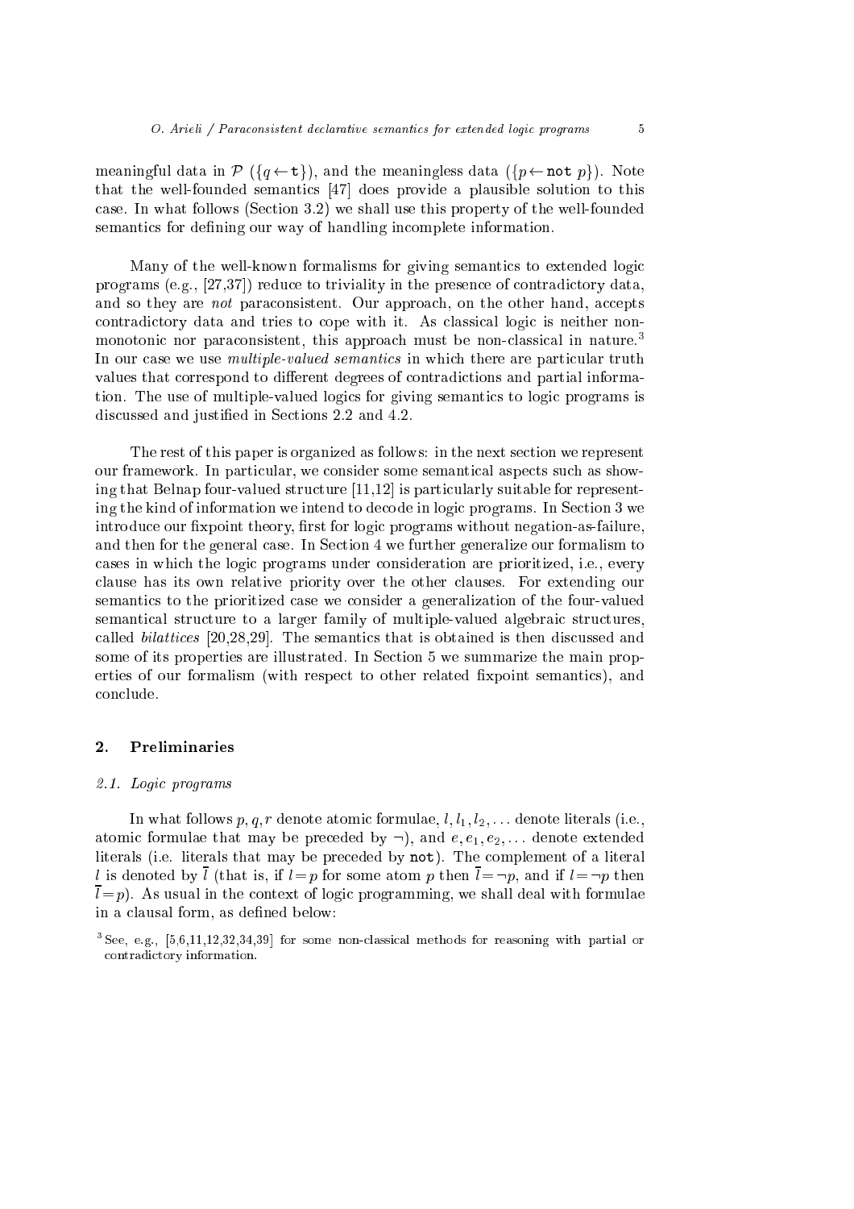meaningful data in $\mathcal{P}$ ($\{q \leftarrow \mathtt{t}\}$), and the meaningless data ($\{p \leftarrow \mathtt{not}\ p\}$). Note that the well-founded semantics [47] does provide a plausible solution to this case. In what follows (Section 3.2) we shall use this property of the well-founded semantics for defining our way of handling incomplete information.

Many of the well-known formalisms for giving semantics to extended logic programs (e.g., [27,37]) reduce to triviality in the presence of contradictory data, and so they are *not* paraconsistent. Our approach, on the other hand, accepts contradictory data and tries to cope with it. As classical logic is neither non-monotonic nor paraconsistent, this approach must be non-classical in nature.[3] In our case we use *multiple-valued semantics* in which there are particular truth values that correspond to different degrees of contradictions and partial information. The use of multiple-valued logics for giving semantics to logic programs is discussed and justified in Sections 2.2 and 4.2.

The rest of this paper is organized as follows: in the next section we represent our framework. In particular, we consider some semantical aspects such as showing that Belnap four-valued structure [11,12] is particularly suitable for representing the kind of information we intend to decode in logic programs. In Section 3 we introduce our fixpoint theory, first for logic programs without negation-as-failure, and then for the general case. In Section 4 we further generalize our formalism to cases in which the logic programs under consideration are prioritized, i.e., every clause has its own relative priority over the other clauses. For extending our semantics to the prioritized case we consider a generalization of the four-valued semantical structure to a larger family of multiple-valued algebraic structures, called *bilattices* [20,28,29]. The semantics that is obtained is then discussed and some of its properties are illustrated. In Section 5 we summarize the main properties of our formalism (with respect to other related fixpoint semantics), and conclude.

## 2. Preliminaries

### *2.1. Logic programs*

In what follows $p, q, r$ denote atomic formulae, $l, l_1, l_2, \ldots$ denote literals (i.e., atomic formulae that may be preceded by $\neg$), and $e, e_1, e_2, \ldots$ denote extended literals (i.e. literals that may be preceded by $\mathtt{not}$). The complement of a literal $l$ is denoted by $\overline{l}$ (that is, if $l = p$ for some atom $p$ then $\overline{l} = \neg p$, and if $l = \neg p$ then $\overline{l} = p$). As usual in the context of logic programming, we shall deal with formulae in a clausal form, as defined below:

[3] See, e.g., [5,6,11,12,32,34,39] for some non-classical methods for reasoning with partial or contradictory information.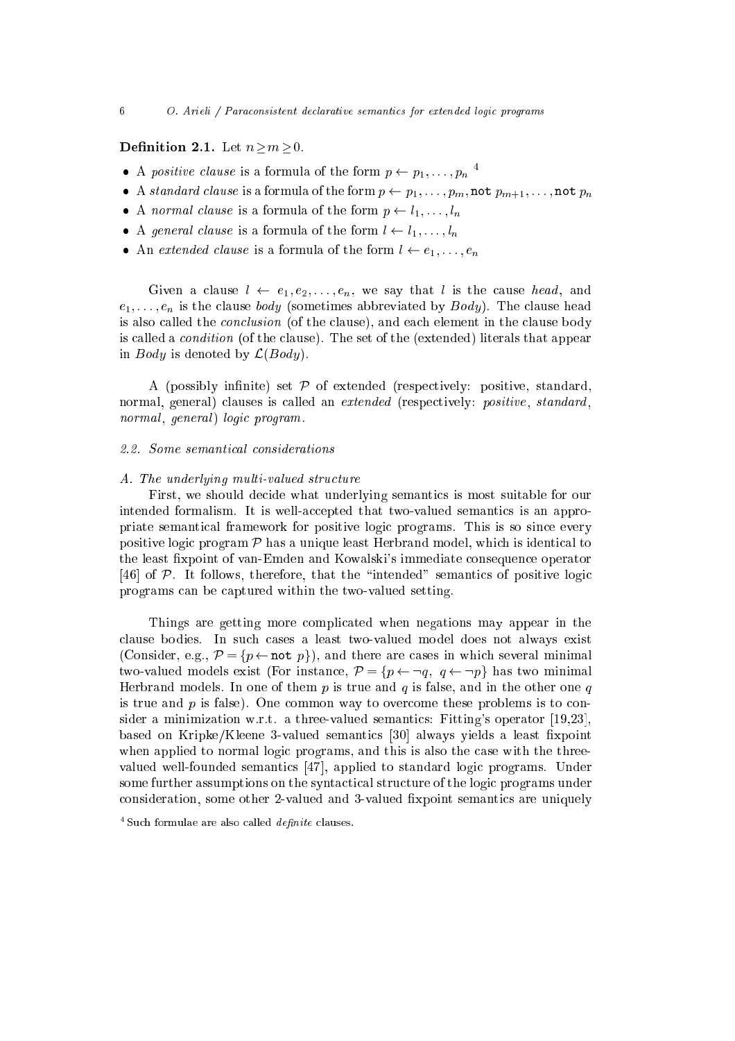**Definition 2.1.** Let $n \geq m \geq 0$.

- A *positive clause* is a formula of the form $p \leftarrow p_1, \ldots, p_n$ [4]
- A *standard clause* is a formula of the form $p \leftarrow p_1, \ldots, p_m, \texttt{not}\ p_{m+1}, \ldots, \texttt{not}\ p_n$
- A *normal clause* is a formula of the form $p \leftarrow l_1, \ldots, l_n$
- A *general clause* is a formula of the form $l \leftarrow l_1, \ldots, l_n$
- An *extended clause* is a formula of the form $l \leftarrow e_1, \ldots, e_n$

Given a clause $l \leftarrow e_1, e_2, \ldots, e_n$, we say that $l$ is the cause *head*, and $e_1, \ldots, e_n$ is the clause *body* (sometimes abbreviated by *Body*). The clause head is also called the *conclusion* (of the clause), and each element in the clause body is called a *condition* (of the clause). The set of the (extended) literals that appear in *Body* is denoted by $\mathcal{L}(Body)$.

A (possibly infinite) set $\mathcal{P}$ of extended (respectively: positive, standard, normal, general) clauses is called an *extended* (respectively: *positive*, *standard*, *normal*, *general*) *logic program*.

### 2.2. Some semantical considerations

#### A. The underlying multi-valued structure

First, we should decide what underlying semantics is most suitable for our intended formalism. It is well-accepted that two-valued semantics is an appropriate semantical framework for positive logic programs. This is so since every positive logic program $\mathcal{P}$ has a unique least Herbrand model, which is identical to the least fixpoint of van-Emden and Kowalski's immediate consequence operator [46] of $\mathcal{P}$. It follows, therefore, that the "intended" semantics of positive logic programs can be captured within the two-valued setting.

Things are getting more complicated when negations may appear in the clause bodies. In such cases a least two-valued model does not always exist (Consider, e.g., $\mathcal{P} = \{p \leftarrow \texttt{not}\ p\}$), and there are cases in which several minimal two-valued models exist (For instance, $\mathcal{P} = \{p \leftarrow \neg q,\ q \leftarrow \neg p\}$ has two minimal Herbrand models. In one of them $p$ is true and $q$ is false, and in the other one $q$ is true and $p$ is false). One common way to overcome these problems is to consider a minimization w.r.t. a three-valued semantics: Fitting's operator [19,23], based on Kripke/Kleene 3-valued semantics [30] always yields a least fixpoint when applied to normal logic programs, and this is also the case with the three-valued well-founded semantics [47], applied to standard logic programs. Under some further assumptions on the syntactical structure of the logic programs under consideration, some other 2-valued and 3-valued fixpoint semantics are uniquely

[4] Such formulae are also called *definite* clauses.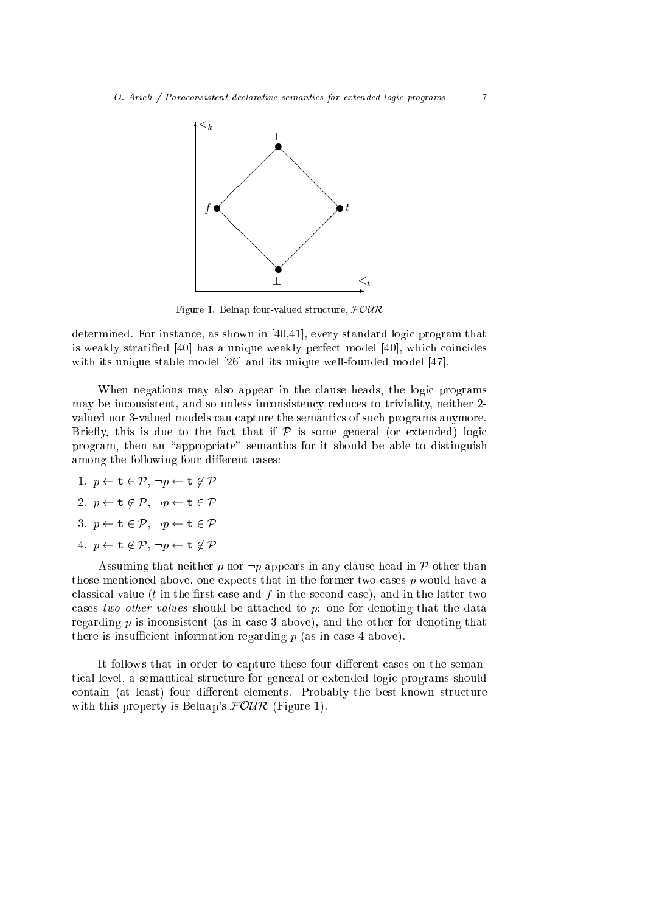Figure 1. Belnap four-valued structure, $\mathcal{FOUR}$

determined. For instance, as shown in [40,41], every standard logic program that is weakly stratified [40] has a unique weakly perfect model [40], which coincides with its unique stable model [26] and its unique well-founded model [47].

When negations may also appear in the clause heads, the logic programs may be inconsistent, and so unless inconsistency reduces to triviality, neither 2-valued nor 3-valued models can capture the semantics of such programs anymore. Briefly, this is due to the fact that if $\mathcal{P}$ is some general (or extended) logic program, then an "appropriate" semantics for it should be able to distinguish among the following four different cases:

1. $p \leftarrow \mathtt{t} \in \mathcal{P}$, $\neg p \leftarrow \mathtt{t} \notin \mathcal{P}$
2. $p \leftarrow \mathtt{t} \notin \mathcal{P}$, $\neg p \leftarrow \mathtt{t} \in \mathcal{P}$
3. $p \leftarrow \mathtt{t} \in \mathcal{P}$, $\neg p \leftarrow \mathtt{t} \in \mathcal{P}$
4. $p \leftarrow \mathtt{t} \notin \mathcal{P}$, $\neg p \leftarrow \mathtt{t} \notin \mathcal{P}$

Assuming that neither $p$ nor $\neg p$ appears in any clause head in $\mathcal{P}$ other than those mentioned above, one expects that in the former two cases $p$ would have a classical value ($t$ in the first case and $f$ in the second case), and in the latter two cases *two other values* should be attached to $p$: one for denoting that the data regarding $p$ is inconsistent (as in case 3 above), and the other for denoting that there is insufficient information regarding $p$ (as in case 4 above).

It follows that in order to capture these four different cases on the semantical level, a semantical structure for general or extended logic programs should contain (at least) four different elements. Probably the best-known structure with this property is Belnap's $\mathcal{FOUR}$ (Figure 1).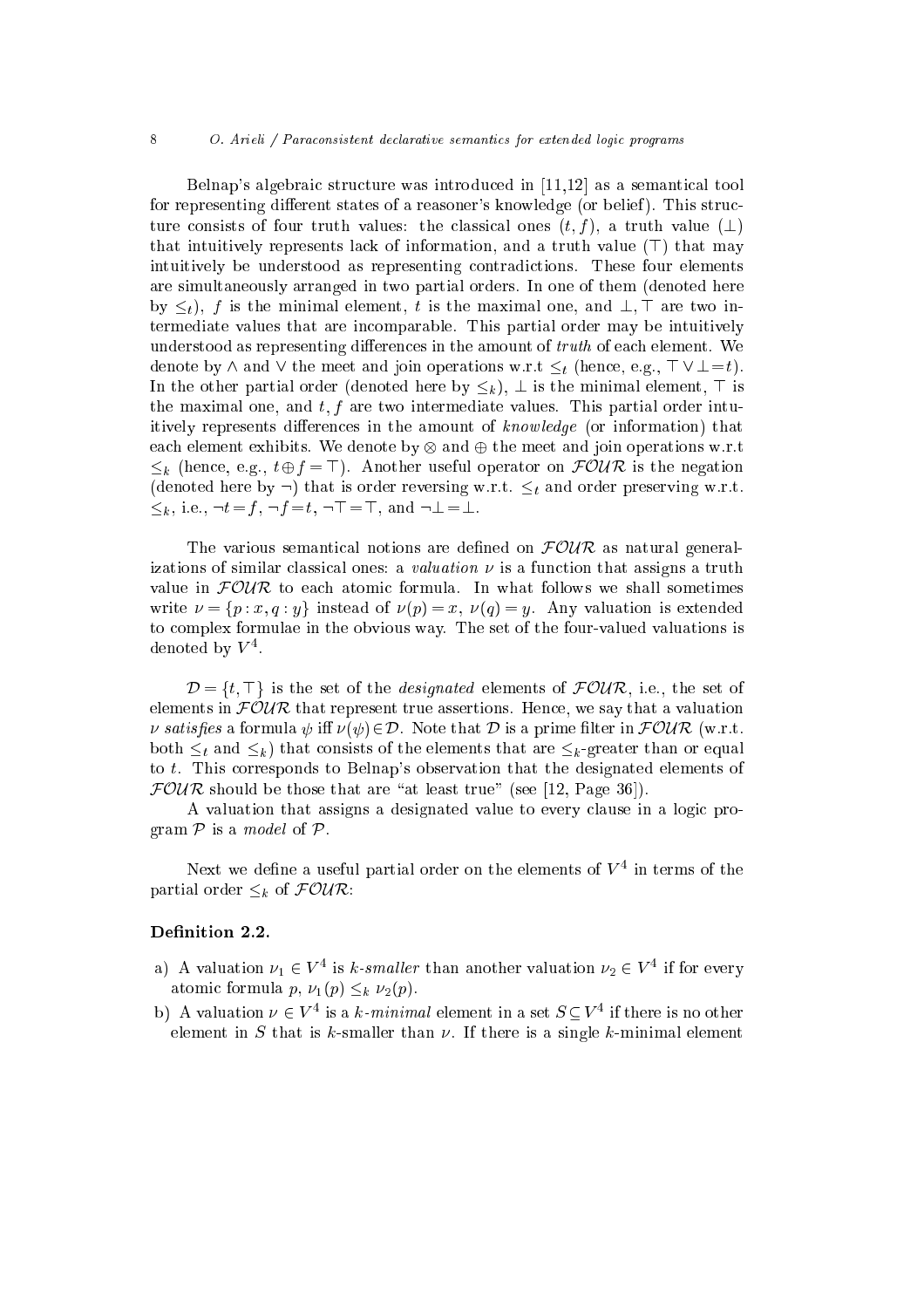Belnap's algebraic structure was introduced in [11,12] as a semantical tool for representing different states of a reasoner's knowledge (or belief). This structure consists of four truth values: the classical ones $(t, f)$, a truth value $(\bot)$ that intuitively represents lack of information, and a truth value $(\top)$ that may intuitively be understood as representing contradictions. These four elements are simultaneously arranged in two partial orders. In one of them (denoted here by $\leq_t$), $f$ is the minimal element, $t$ is the maximal one, and $\bot, \top$ are two intermediate values that are incomparable. This partial order may be intuitively understood as representing differences in the amount of *truth* of each element. We denote by $\wedge$ and $\vee$ the meet and join operations w.r.t $\leq_t$ (hence, e.g., $\top \vee \bot = t$). In the other partial order (denoted here by $\leq_k$), $\bot$ is the minimal element, $\top$ is the maximal one, and $t, f$ are two intermediate values. This partial order intuitively represents differences in the amount of *knowledge* (or information) that each element exhibits. We denote by $\otimes$ and $\oplus$ the meet and join operations w.r.t $\leq_k$ (hence, e.g., $t \oplus f = \top$). Another useful operator on $\mathcal{FOUR}$ is the negation (denoted here by $\neg$) that is order reversing w.r.t. $\leq_t$ and order preserving w.r.t. $\leq_k$, i.e., $\neg t = f$, $\neg f = t$, $\neg \top = \top$, and $\neg \bot = \bot$.

The various semantical notions are defined on $\mathcal{FOUR}$ as natural generalizations of similar classical ones: a *valuation* $\nu$ is a function that assigns a truth value in $\mathcal{FOUR}$ to each atomic formula. In what follows we shall sometimes write $\nu = \{p : x, q : y\}$ instead of $\nu(p) = x$, $\nu(q) = y$. Any valuation is extended to complex formulae in the obvious way. The set of the four-valued valuations is denoted by $V^4$.

$\mathcal{D} = \{t, \top\}$ is the set of the *designated* elements of $\mathcal{FOUR}$, i.e., the set of elements in $\mathcal{FOUR}$ that represent true assertions. Hence, we say that a valuation $\nu$ *satisfies* a formula $\psi$ iff $\nu(\psi) \in \mathcal{D}$. Note that $\mathcal{D}$ is a prime filter in $\mathcal{FOUR}$ (w.r.t. both $\leq_t$ and $\leq_k$) that consists of the elements that are $\leq_k$-greater than or equal to $t$. This corresponds to Belnap's observation that the designated elements of $\mathcal{FOUR}$ should be those that are "at least true" (see [12, Page 36]).

A valuation that assigns a designated value to every clause in a logic program $\mathcal{P}$ is a *model* of $\mathcal{P}$.

Next we define a useful partial order on the elements of $V^4$ in terms of the partial order $\leq_k$ of $\mathcal{FOUR}$:

**Definition 2.2.**

a) A valuation $\nu_1 \in V^4$ is *k-smaller* than another valuation $\nu_2 \in V^4$ if for every atomic formula $p$, $\nu_1(p) \leq_k \nu_2(p)$.

b) A valuation $\nu \in V^4$ is a *k-minimal* element in a set $S \subseteq V^4$ if there is no other element in $S$ that is $k$-smaller than $\nu$. If there is a single $k$-minimal element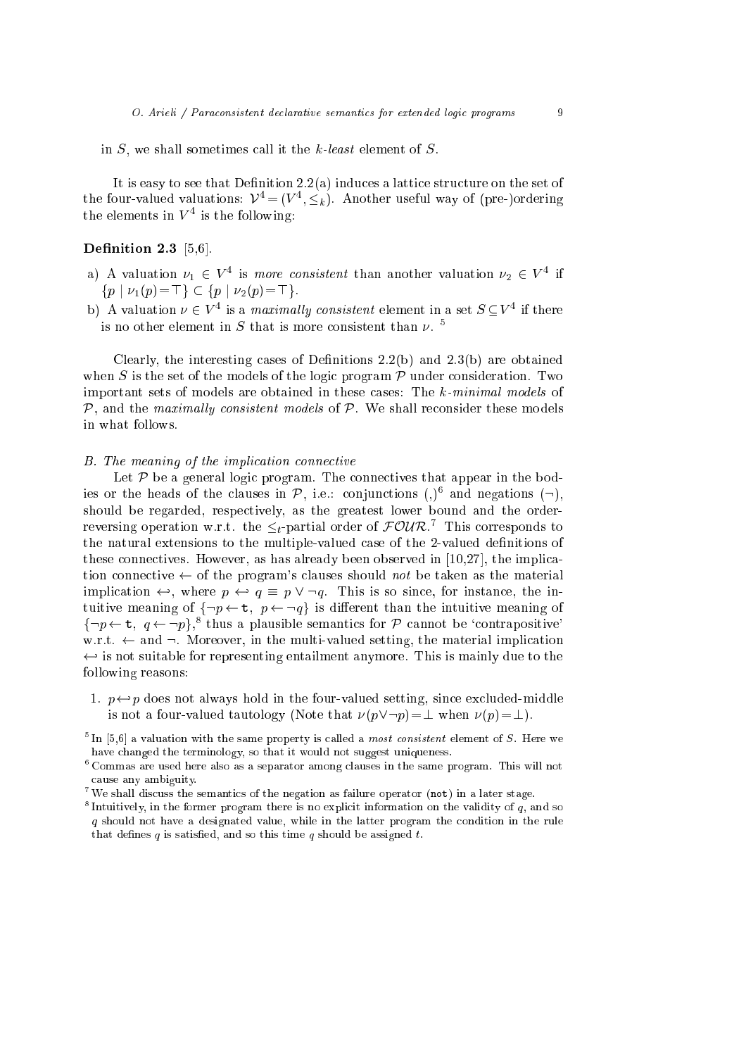in $S$, we shall sometimes call it the *k-least* element of $S$.

It is easy to see that Definition 2.2(a) induces a lattice structure on the set of the four-valued valuations: $\mathcal{V}^4 = (V^4, \leq_k)$. Another useful way of (pre-)ordering the elements in $V^4$ is the following:

**Definition 2.3** [5,6].

a) A valuation $\nu_1 \in V^4$ is *more consistent* than another valuation $\nu_2 \in V^4$ if $\{p \mid \nu_1(p)=\top\} \subset \{p \mid \nu_2(p)=\top\}$.

b) A valuation $\nu \in V^4$ is a *maximally consistent* element in a set $S \subseteq V^4$ if there is no other element in $S$ that is more consistent than $\nu$. [5]

Clearly, the interesting cases of Definitions 2.2(b) and 2.3(b) are obtained when $S$ is the set of the models of the logic program $\mathcal{P}$ under consideration. Two important sets of models are obtained in these cases: The *k-minimal models* of $\mathcal{P}$, and the *maximally consistent models* of $\mathcal{P}$. We shall reconsider these models in what follows.

*B. The meaning of the implication connective*

Let $\mathcal{P}$ be a general logic program. The connectives that appear in the bodies or the heads of the clauses in $\mathcal{P}$, i.e.: conjunctions (,)[6] and negations ($\neg$), should be regarded, respectively, as the greatest lower bound and the order-reversing operation w.r.t. the $\leq_t$-partial order of $\mathcal{FOUR}$.[7] This corresponds to the natural extensions to the multiple-valued case of the 2-valued definitions of these connectives. However, as has already been observed in [10,27], the implication connective $\leftarrow$ of the program's clauses should *not* be taken as the material implication $\hookleftarrow$, where $p \hookleftarrow q \equiv p \vee \neg q$. This is so since, for instance, the intuitive meaning of $\{\neg p \leftarrow \mathtt{t},\ p \leftarrow \neg q\}$ is different than the intuitive meaning of $\{\neg p \leftarrow \mathtt{t},\ q \leftarrow \neg p\}$,[8] thus a plausible semantics for $\mathcal{P}$ cannot be 'contrapositive' w.r.t. $\leftarrow$ and $\neg$. Moreover, in the multi-valued setting, the material implication $\hookleftarrow$ is not suitable for representing entailment anymore. This is mainly due to the following reasons:

1. $p \hookleftarrow p$ does not always hold in the four-valued setting, since excluded-middle is not a four-valued tautology (Note that $\nu(p \vee \neg p) = \bot$ when $\nu(p) = \bot$).

[5] In [5,6] a valuation with the same property is called a *most consistent* element of $S$. Here we have changed the terminology, so that it would not suggest uniqueness.

[6] Commas are used here also as a separator among clauses in the same program. This will not cause any ambiguity.

[7] We shall discuss the semantics of the negation as failure operator (**not**) in a later stage.

[8] Intuitively, in the former program there is no explicit information on the validity of $q$, and so $q$ should not have a designated value, while in the latter program the condition in the rule that defines $q$ is satisfied, and so this time $q$ should be assigned $t$.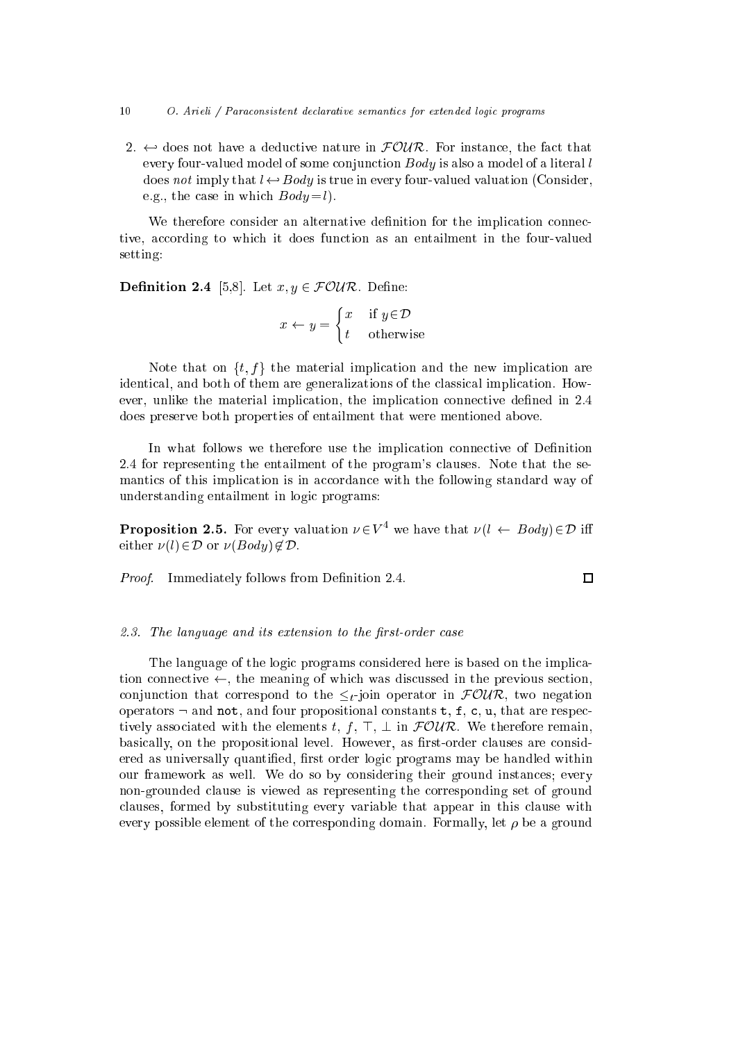2. $\hookleftarrow$ does not have a deductive nature in $\mathcal{FOUR}$. For instance, the fact that every four-valued model of some conjunction $Body$ is also a model of a literal $l$ does *not* imply that $l \hookleftarrow Body$ is true in every four-valued valuation (Consider, e.g., the case in which $Body = l$).

We therefore consider an alternative definition for the implication connective, according to which it does function as an entailment in the four-valued setting:

**Definition 2.4** [5,8]. Let $x, y \in \mathcal{FOUR}$. Define:

$$x \leftarrow y = \begin{cases} x & \text{if } y \in \mathcal{D} \\ t & \text{otherwise} \end{cases}$$

Note that on $\{t, f\}$ the material implication and the new implication are identical, and both of them are generalizations of the classical implication. However, unlike the material implication, the implication connective defined in 2.4 does preserve both properties of entailment that were mentioned above.

In what follows we therefore use the implication connective of Definition 2.4 for representing the entailment of the program's clauses. Note that the semantics of this implication is in accordance with the following standard way of understanding entailment in logic programs:

**Proposition 2.5.** For every valuation $\nu \in V^4$ we have that $\nu(l \leftarrow Body) \in \mathcal{D}$ iff either $\nu(l) \in \mathcal{D}$ or $\nu(Body) \notin \mathcal{D}$.

*Proof*. Immediately follows from Definition 2.4. □

### 2.3. The language and its extension to the first-order case

The language of the logic programs considered here is based on the implication connective $\leftarrow$, the meaning of which was discussed in the previous section, conjunction that correspond to the $\leq_t$-join operator in $\mathcal{FOUR}$, two negation operators $\neg$ and `not`, and four propositional constants `t`, `f`, `c`, `u`, that are respectively associated with the elements $t$, $f$, $\top$, $\bot$ in $\mathcal{FOUR}$. We therefore remain, basically, on the propositional level. However, as first-order clauses are considered as universally quantified, first order logic programs may be handled within our framework as well. We do so by considering their ground instances; every non-grounded clause is viewed as representing the corresponding set of ground clauses, formed by substituting every variable that appear in this clause with every possible element of the corresponding domain. Formally, let $\rho$ be a ground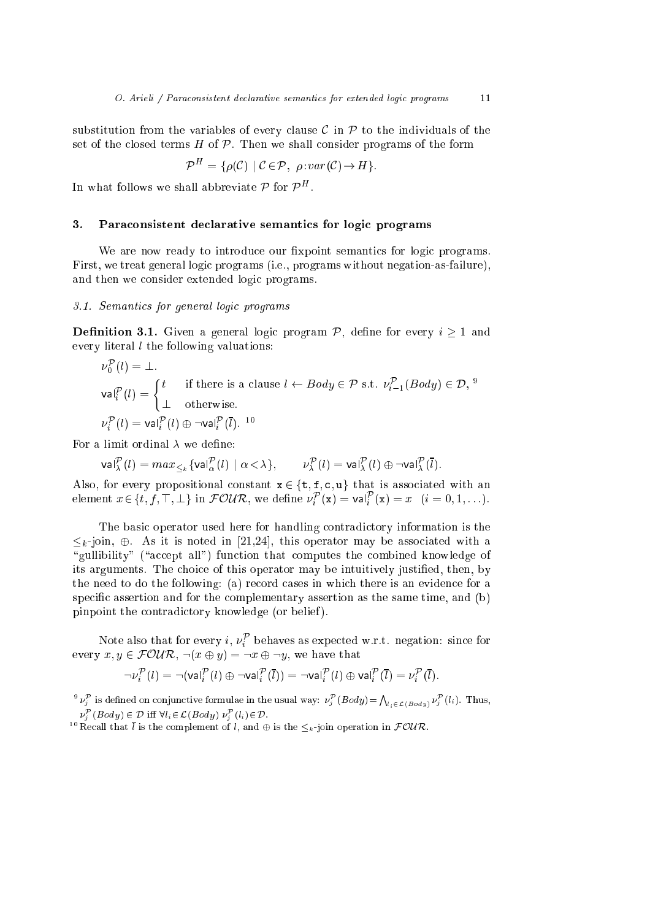substitution from the variables of every clause $\mathcal{C}$ in $\mathcal{P}$ to the individuals of the set of the closed terms $H$ of $\mathcal{P}$. Then we shall consider programs of the form

$$\mathcal{P}^H = \{\rho(\mathcal{C}) \mid \mathcal{C} \in \mathcal{P},\ \rho{:}var(\mathcal{C}) \to H\}.$$

In what follows we shall abbreviate $\mathcal{P}$ for $\mathcal{P}^H$.

## 3. Paraconsistent declarative semantics for logic programs

We are now ready to introduce our fixpoint semantics for logic programs. First, we treat general logic programs (i.e., programs without negation-as-failure), and then we consider extended logic programs.

### 3.1. Semantics for general logic programs

**Definition 3.1.** Given a general logic program $\mathcal{P}$, define for every $i \geq 1$ and every literal $l$ the following valuations:

$$\nu_0^{\mathcal{P}}(l) = \bot.$$

$$\mathsf{val}_i^{\mathcal{P}}(l) = \begin{cases} t & \text{if there is a clause } l \leftarrow Body \in \mathcal{P} \text{ s.t. } \nu_{i-1}^{\mathcal{P}}(Body) \in \mathcal{D}, \text{ [9]} \\ \bot & \text{otherwise.} \end{cases}$$

$$\nu_i^{\mathcal{P}}(l) = \mathsf{val}_i^{\mathcal{P}}(l) \oplus \neg\mathsf{val}_i^{\mathcal{P}}(\overline{l}).\ \text{[10]}$$

For a limit ordinal $\lambda$ we define:

$$\mathsf{val}_\lambda^{\mathcal{P}}(l) = max_{\leq_k}\{\mathsf{val}_\alpha^{\mathcal{P}}(l) \mid \alpha < \lambda\}, \qquad \nu_\lambda^{\mathcal{P}}(l) = \mathsf{val}_\lambda^{\mathcal{P}}(l) \oplus \neg\mathsf{val}_\lambda^{\mathcal{P}}(\overline{l}).$$

Also, for every propositional constant $\mathtt{x} \in \{\mathtt{t}, \mathtt{f}, \mathtt{c}, \mathtt{u}\}$ that is associated with an element $x \in \{t, f, \top, \bot\}$ in $\mathcal{FOUR}$, we define $\nu_i^{\mathcal{P}}(\mathtt{x}) = \mathsf{val}_i^{\mathcal{P}}(\mathtt{x}) = x \quad (i = 0, 1, \ldots)$.

The basic operator used here for handling contradictory information is the $\leq_k$-join, $\oplus$. As it is noted in [21,24], this operator may be associated with a "gullibility" ("accept all") function that computes the combined knowledge of its arguments. The choice of this operator may be intuitively justified, then, by the need to do the following: (a) record cases in which there is an evidence for a specific assertion and for the complementary assertion as the same time, and (b) pinpoint the contradictory knowledge (or belief).

Note also that for every $i$, $\nu_i^{\mathcal{P}}$ behaves as expected w.r.t. negation: since for every $x, y \in \mathcal{FOUR}$, $\neg(x \oplus y) = \neg x \oplus \neg y$, we have that

$$\neg\nu_i^{\mathcal{P}}(l) = \neg(\mathsf{val}_i^{\mathcal{P}}(l) \oplus \neg\mathsf{val}_i^{\mathcal{P}}(\overline{l})) = \neg\mathsf{val}_i^{\mathcal{P}}(l) \oplus \mathsf{val}_i^{\mathcal{P}}(\overline{l}) = \nu_i^{\mathcal{P}}(\overline{l}).$$

[9] $\nu_j^{\mathcal{P}}$ is defined on conjunctive formulae in the usual way: $\nu_j^{\mathcal{P}}(Body) = \bigwedge_{l_i \in \mathcal{L}(Body)} \nu_j^{\mathcal{P}}(l_i)$. Thus, $\nu_j^{\mathcal{P}}(Body) \in \mathcal{D}$ iff $\forall l_i \in \mathcal{L}(Body)\ \nu_j^{\mathcal{P}}(l_i) \in \mathcal{D}$.

[10] Recall that $\overline{l}$ is the complement of $l$, and $\oplus$ is the $\leq_k$-join operation in $\mathcal{FOUR}$.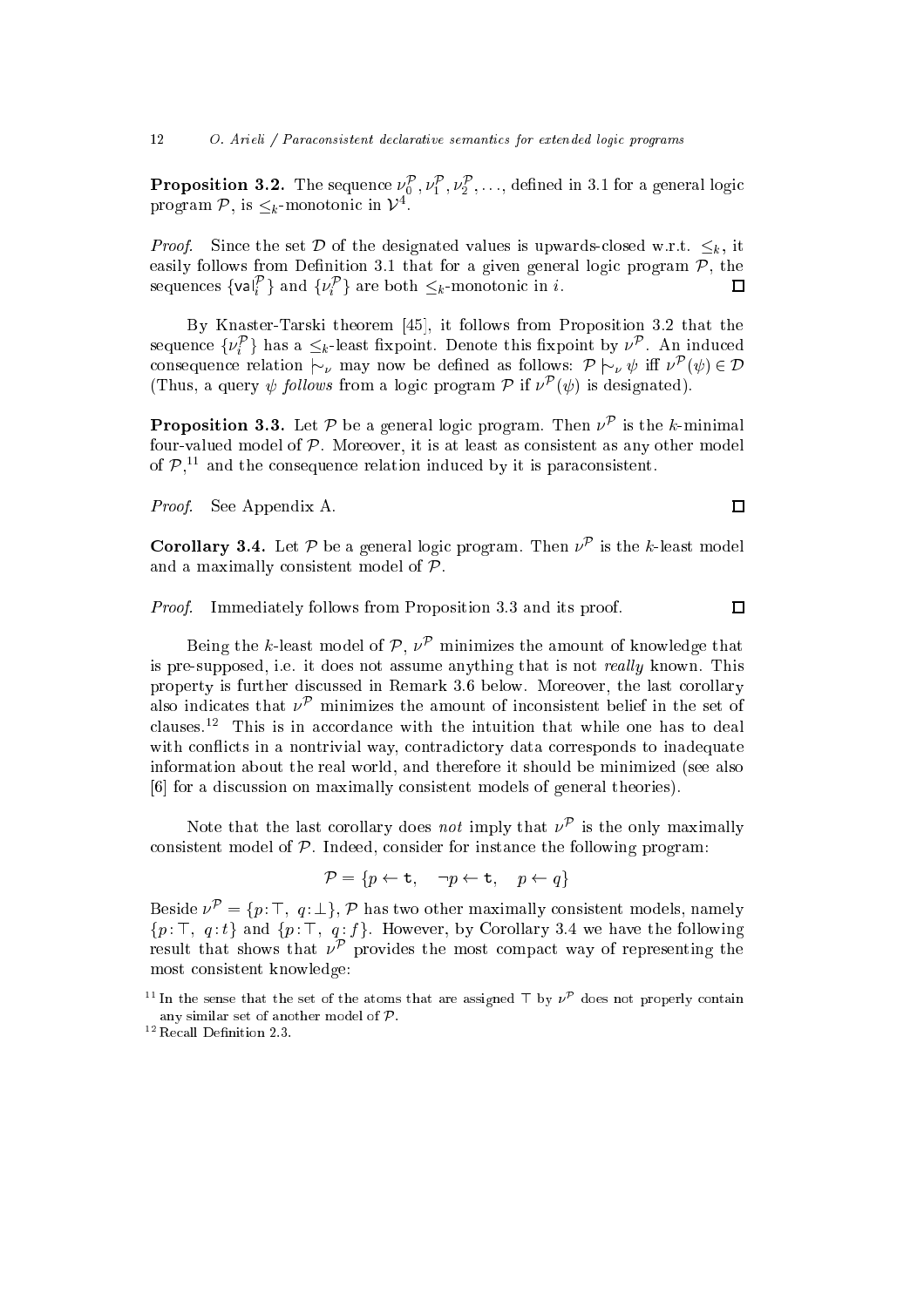**Proposition 3.2.** The sequence $\nu_0^{\mathcal{P}}, \nu_1^{\mathcal{P}}, \nu_2^{\mathcal{P}}, \ldots$, defined in 3.1 for a general logic program $\mathcal{P}$, is $\leq_k$-monotonic in $\mathcal{V}^4$.

*Proof.* Since the set $\mathcal{D}$ of the designated values is upwards-closed w.r.t. $\leq_k$, it easily follows from Definition 3.1 that for a given general logic program $\mathcal{P}$, the sequences $\{\mathsf{val}_i^{\mathcal{P}}\}$ and $\{\nu_i^{\mathcal{P}}\}$ are both $\leq_k$-monotonic in $i$. $\square$

By Knaster-Tarski theorem [45], it follows from Proposition 3.2 that the sequence $\{\nu_i^{\mathcal{P}}\}$ has a $\leq_k$-least fixpoint. Denote this fixpoint by $\nu^{\mathcal{P}}$. An induced consequence relation $\mid\!\sim_\nu$ may now be defined as follows: $\mathcal{P} \mid\!\sim_\nu \psi$ iff $\nu^{\mathcal{P}}(\psi) \in \mathcal{D}$ (Thus, a query $\psi$ *follows* from a logic program $\mathcal{P}$ if $\nu^{\mathcal{P}}(\psi)$ is designated).

**Proposition 3.3.** Let $\mathcal{P}$ be a general logic program. Then $\nu^{\mathcal{P}}$ is the $k$-minimal four-valued model of $\mathcal{P}$. Moreover, it is at least as consistent as any other model of $\mathcal{P}$,[11] and the consequence relation induced by it is paraconsistent.

*Proof.* See Appendix A. $\square$

**Corollary 3.4.** Let $\mathcal{P}$ be a general logic program. Then $\nu^{\mathcal{P}}$ is the $k$-least model and a maximally consistent model of $\mathcal{P}$.

*Proof.* Immediately follows from Proposition 3.3 and its proof. $\square$

Being the $k$-least model of $\mathcal{P}$, $\nu^{\mathcal{P}}$ minimizes the amount of knowledge that is pre-supposed, i.e. it does not assume anything that is not *really* known. This property is further discussed in Remark 3.6 below. Moreover, the last corollary also indicates that $\nu^{\mathcal{P}}$ minimizes the amount of inconsistent belief in the set of clauses.[12] This is in accordance with the intuition that while one has to deal with conflicts in a nontrivial way, contradictory data corresponds to inadequate information about the real world, and therefore it should be minimized (see also [6] for a discussion on maximally consistent models of general theories).

Note that the last corollary does *not* imply that $\nu^{\mathcal{P}}$ is the only maximally consistent model of $\mathcal{P}$. Indeed, consider for instance the following program:

$$\mathcal{P} = \{p \leftarrow \mathtt{t}, \quad \neg p \leftarrow \mathtt{t}, \quad p \leftarrow q\}$$

Beside $\nu^{\mathcal{P}} = \{p\!:\!\top,\ q\!:\!\bot\}$, $\mathcal{P}$ has two other maximally consistent models, namely $\{p\!:\!\top,\ q\!:\!t\}$ and $\{p\!:\!\top,\ q\!:\!f\}$. However, by Corollary 3.4 we have the following result that shows that $\nu^{\mathcal{P}}$ provides the most compact way of representing the most consistent knowledge:

[11] In the sense that the set of the atoms that are assigned $\top$ by $\nu^{\mathcal{P}}$ does not properly contain any similar set of another model of $\mathcal{P}$.

[12] Recall Definition 2.3.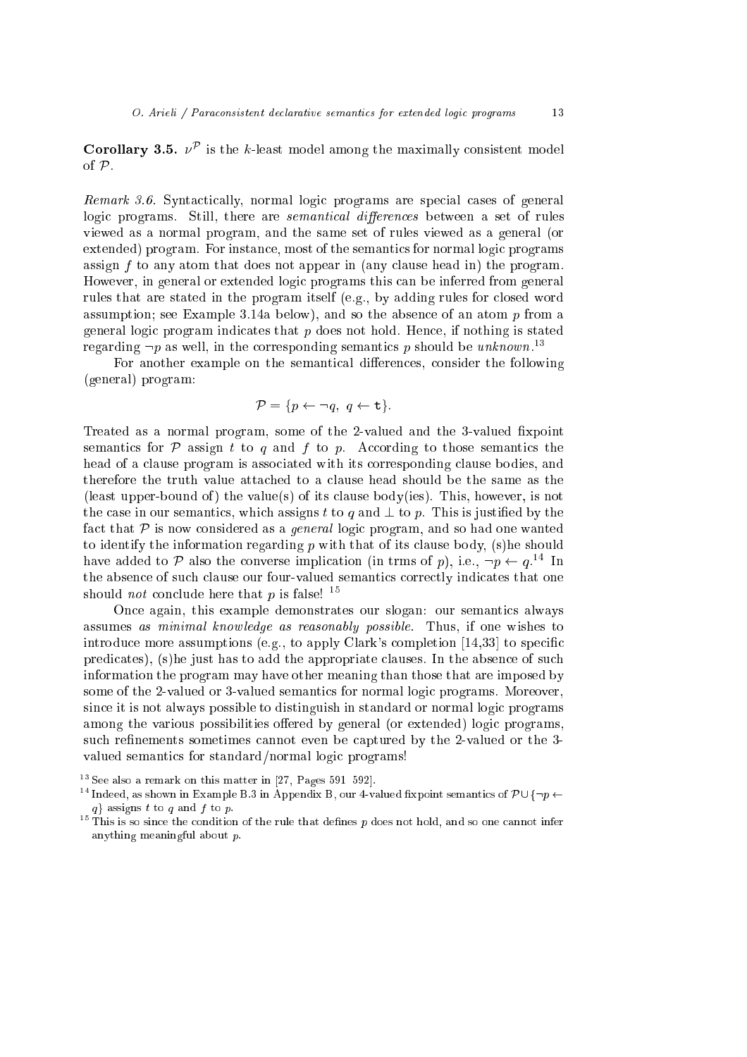**Corollary 3.5.** $\nu^{\mathcal{P}}$ is the $k$-least model among the maximally consistent model of $\mathcal{P}$.

*Remark 3.6.* Syntactically, normal logic programs are special cases of general logic programs. Still, there are *semantical differences* between a set of rules viewed as a normal program, and the same set of rules viewed as a general (or extended) program. For instance, most of the semantics for normal logic programs assign $f$ to any atom that does not appear in (any clause head in) the program. However, in general or extended logic programs this can be inferred from general rules that are stated in the program itself (e.g., by adding rules for closed word assumption; see Example 3.14a below), and so the absence of an atom $p$ from a general logic program indicates that $p$ does not hold. Hence, if nothing is stated regarding $\neg p$ as well, in the corresponding semantics $p$ should be *unknown*.[13]

For another example on the semantical differences, consider the following (general) program:

$$\mathcal{P} = \{p \leftarrow \neg q,\ q \leftarrow \mathtt{t}\}.$$

Treated as a normal program, some of the 2-valued and the 3-valued fixpoint semantics for $\mathcal{P}$ assign $t$ to $q$ and $f$ to $p$. According to those semantics the head of a clause program is associated with its corresponding clause bodies, and therefore the truth value attached to a clause head should be the same as the (least upper-bound of) the value(s) of its clause body(ies). This, however, is not the case in our semantics, which assigns $t$ to $q$ and $\bot$ to $p$. This is justified by the fact that $\mathcal{P}$ is now considered as a *general* logic program, and so had one wanted to identify the information regarding $p$ with that of its clause body, (s)he should have added to $\mathcal{P}$ also the converse implication (in trms of $p$), i.e., $\neg p \leftarrow q$.[14] In the absence of such clause our four-valued semantics correctly indicates that one should *not* conclude here that $p$ is false! [15]

Once again, this example demonstrates our slogan: our semantics always assumes *as minimal knowledge as reasonably possible*. Thus, if one wishes to introduce more assumptions (e.g., to apply Clark's completion [14,33] to specific predicates), (s)he just has to add the appropriate clauses. In the absence of such information the program may have other meaning than those that are imposed by some of the 2-valued or 3-valued semantics for normal logic programs. Moreover, since it is not always possible to distinguish in standard or normal logic programs among the various possibilities offered by general (or extended) logic programs, such refinements sometimes cannot even be captured by the 2-valued or the 3-valued semantics for standard/normal logic programs!

[13] See also a remark on this matter in [27, Pages 591 592].

[14] Indeed, as shown in Example B.3 in Appendix B, our 4-valued fixpoint semantics of $\mathcal{P} \cup \{\neg p \leftarrow q\}$ assigns $t$ to $q$ and $f$ to $p$.

[15] This is so since the condition of the rule that defines $p$ does not hold, and so one cannot infer anything meaningful about $p$.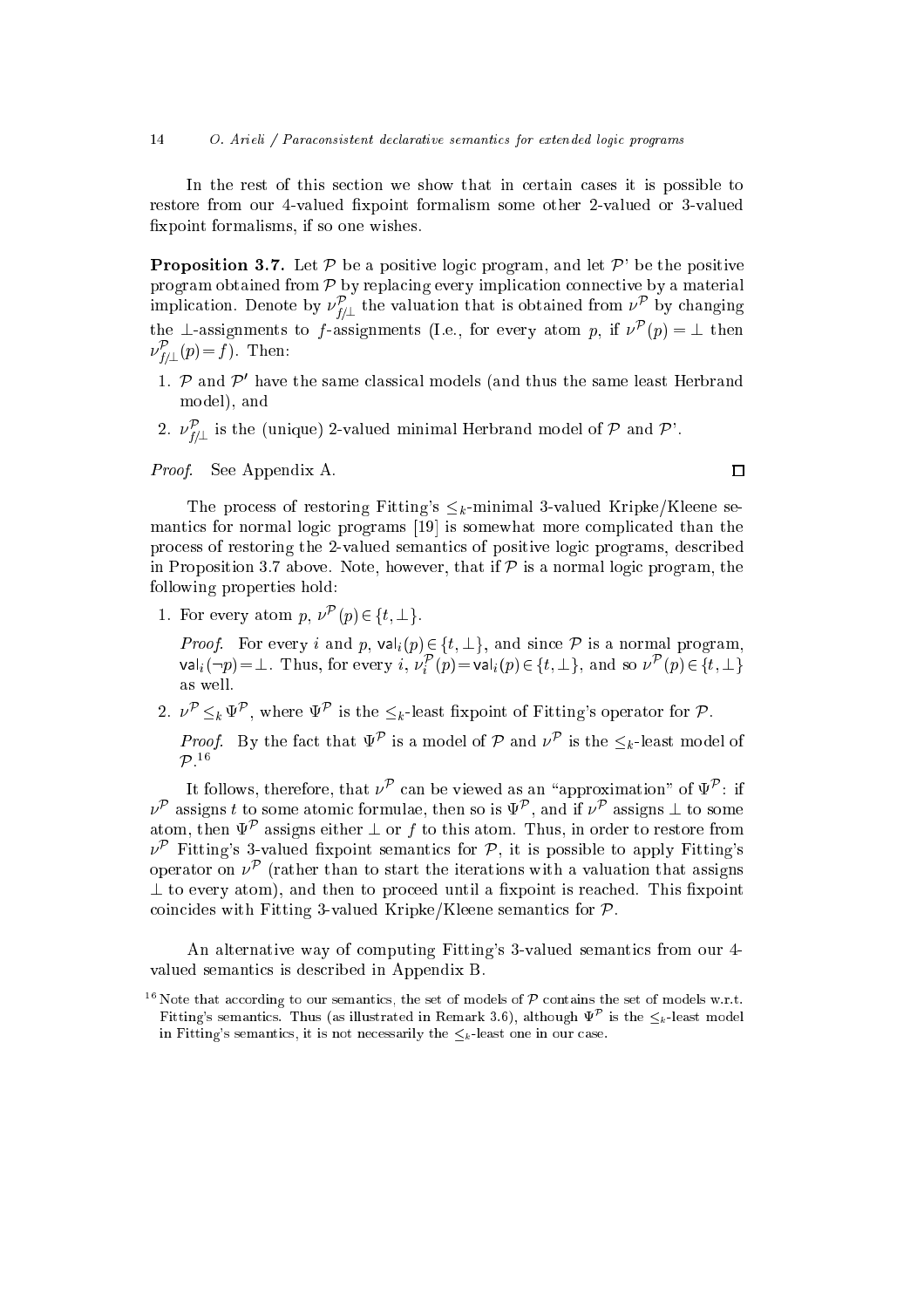In the rest of this section we show that in certain cases it is possible to restore from our 4-valued fixpoint formalism some other 2-valued or 3-valued fixpoint formalisms, if so one wishes.

**Proposition 3.7.** Let $\mathcal{P}$ be a positive logic program, and let $\mathcal{P}$' be the positive program obtained from $\mathcal{P}$ by replacing every implication connective by a material implication. Denote by $\nu^{\mathcal{P}}_{f/\bot}$ the valuation that is obtained from $\nu^{\mathcal{P}}$ by changing the $\bot$-assignments to $f$-assignments (I.e., for every atom $p$, if $\nu^{\mathcal{P}}(p) = \bot$ then $\nu^{\mathcal{P}}_{f/\bot}(p) = f$). Then:

1. $\mathcal{P}$ and $\mathcal{P}'$ have the same classical models (and thus the same least Herbrand model), and
2. $\nu^{\mathcal{P}}_{f/\bot}$ is the (unique) 2-valued minimal Herbrand model of $\mathcal{P}$ and $\mathcal{P}$'.

*Proof.* See Appendix A. □

The process of restoring Fitting's $\leq_k$-minimal 3-valued Kripke/Kleene semantics for normal logic programs [19] is somewhat more complicated than the process of restoring the 2-valued semantics of positive logic programs, described in Proposition 3.7 above. Note, however, that if $\mathcal{P}$ is a normal logic program, the following properties hold:

1. For every atom $p$, $\nu^{\mathcal{P}}(p) \in \{t, \bot\}$.

   *Proof.* For every $i$ and $p$, $\mathsf{val}_i(p) \in \{t, \bot\}$, and since $\mathcal{P}$ is a normal program, $\mathsf{val}_i(\neg p) = \bot$. Thus, for every $i$, $\nu^{\mathcal{P}}_i(p) = \mathsf{val}_i(p) \in \{t, \bot\}$, and so $\nu^{\mathcal{P}}(p) \in \{t, \bot\}$ as well.

2. $\nu^{\mathcal{P}} \leq_k \Psi^{\mathcal{P}}$, where $\Psi^{\mathcal{P}}$ is the $\leq_k$-least fixpoint of Fitting's operator for $\mathcal{P}$.

   *Proof.* By the fact that $\Psi^{\mathcal{P}}$ is a model of $\mathcal{P}$ and $\nu^{\mathcal{P}}$ is the $\leq_k$-least model of $\mathcal{P}$.[16]

   It follows, therefore, that $\nu^{\mathcal{P}}$ can be viewed as an "approximation" of $\Psi^{\mathcal{P}}$: if $\nu^{\mathcal{P}}$ assigns $t$ to some atomic formulae, then so is $\Psi^{\mathcal{P}}$, and if $\nu^{\mathcal{P}}$ assigns $\bot$ to some atom, then $\Psi^{\mathcal{P}}$ assigns either $\bot$ or $f$ to this atom. Thus, in order to restore from $\nu^{\mathcal{P}}$ Fitting's 3-valued fixpoint semantics for $\mathcal{P}$, it is possible to apply Fitting's operator on $\nu^{\mathcal{P}}$ (rather than to start the iterations with a valuation that assigns $\bot$ to every atom), and then to proceed until a fixpoint is reached. This fixpoint coincides with Fitting 3-valued Kripke/Kleene semantics for $\mathcal{P}$.

An alternative way of computing Fitting's 3-valued semantics from our 4-valued semantics is described in Appendix B.

[16] Note that according to our semantics, the set of models of $\mathcal{P}$ contains the set of models w.r.t. Fitting's semantics. Thus (as illustrated in Remark 3.6), although $\Psi^{\mathcal{P}}$ is the $\leq_k$-least model in Fitting's semantics, it is not necessarily the $\leq_k$-least one in our case.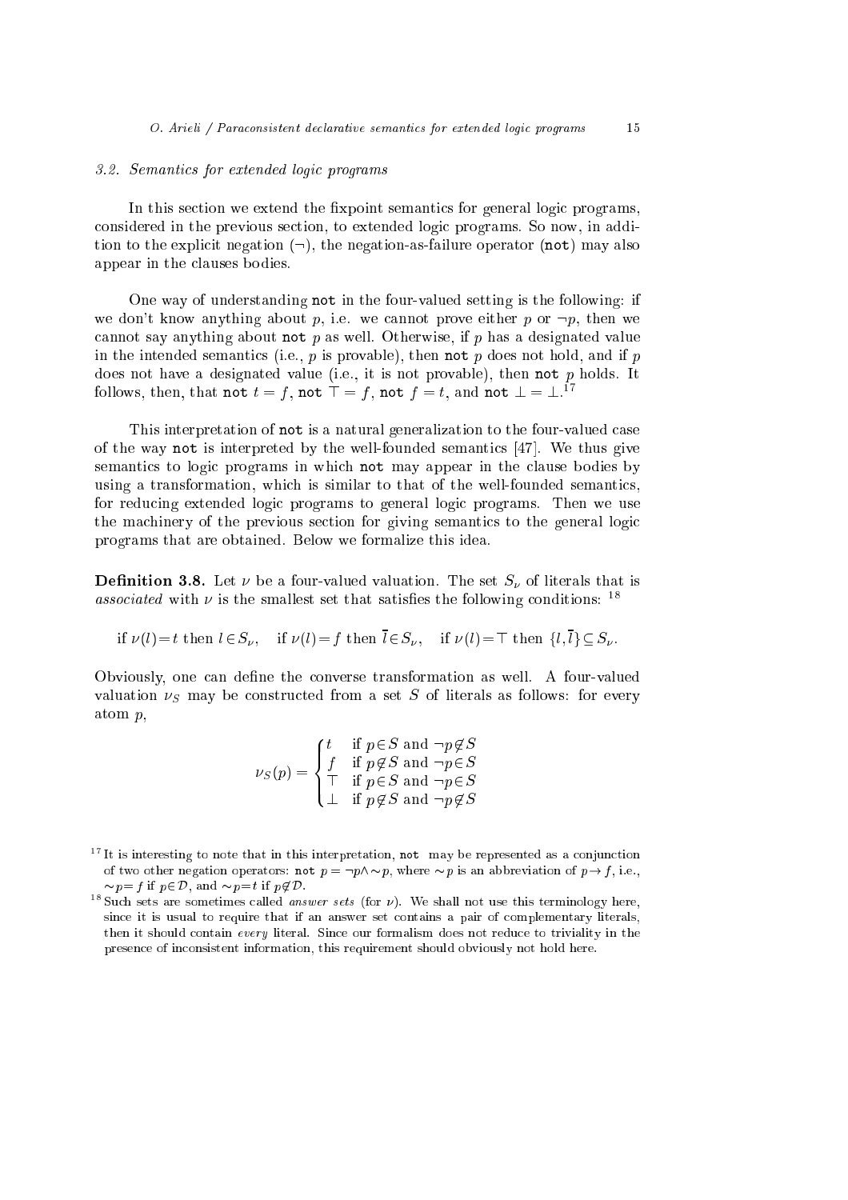### 3.2. Semantics for extended logic programs

In this section we extend the fixpoint semantics for general logic programs, considered in the previous section, to extended logic programs. So now, in addition to the explicit negation ($\neg$), the negation-as-failure operator (`not`) may also appear in the clauses bodies.

One way of understanding `not` in the four-valued setting is the following: if we don't know anything about $p$, i.e. we cannot prove either $p$ or $\neg p$, then we cannot say anything about `not` $p$ as well. Otherwise, if $p$ has a designated value in the intended semantics (i.e., $p$ is provable), then `not` $p$ does not hold, and if $p$ does not have a designated value (i.e., it is not provable), then `not` $p$ holds. It follows, then, that `not` $t = f$, `not` $\top = f$, `not` $f = t$, and `not` $\bot = \bot$.[17]

This interpretation of `not` is a natural generalization to the four-valued case of the way `not` is interpreted by the well-founded semantics [47]. We thus give semantics to logic programs in which `not` may appear in the clause bodies by using a transformation, which is similar to that of the well-founded semantics, for reducing extended logic programs to general logic programs. Then we use the machinery of the previous section for giving semantics to the general logic programs that are obtained. Below we formalize this idea.

**Definition 3.8.** Let $\nu$ be a four-valued valuation. The set $S_\nu$ of literals that is *associated* with $\nu$ is the smallest set that satisfies the following conditions: [18]

$$\text{if } \nu(l)=t \text{ then } l \in S_\nu, \quad \text{if } \nu(l)=f \text{ then } \overline{l} \in S_\nu, \quad \text{if } \nu(l)=\top \text{ then } \{l, \overline{l}\} \subseteq S_\nu.$$

Obviously, one can define the converse transformation as well. A four-valued valuation $\nu_S$ may be constructed from a set $S$ of literals as follows: for every atom $p$,

$$\nu_S(p) = \begin{cases} t & \text{if } p \in S \text{ and } \neg p \notin S \\ f & \text{if } p \notin S \text{ and } \neg p \in S \\ \top & \text{if } p \in S \text{ and } \neg p \in S \\ \bot & \text{if } p \notin S \text{ and } \neg p \notin S \end{cases}$$

[17] It is interesting to note that in this interpretation, `not` may be represented as a conjunction of two other negation operators: `not` $p = \neg p \wedge \sim p$, where $\sim p$ is an abbreviation of $p \to f$, i.e., $\sim p = f$ if $p \in \mathcal{D}$, and $\sim p = t$ if $p \notin \mathcal{D}$.

[18] Such sets are sometimes called *answer sets* (for $\nu$). We shall not use this terminology here, since it is usual to require that if an answer set contains a pair of complementary literals, then it should contain *every* literal. Since our formalism does not reduce to triviality in the presence of inconsistent information, this requirement should obviously not hold here.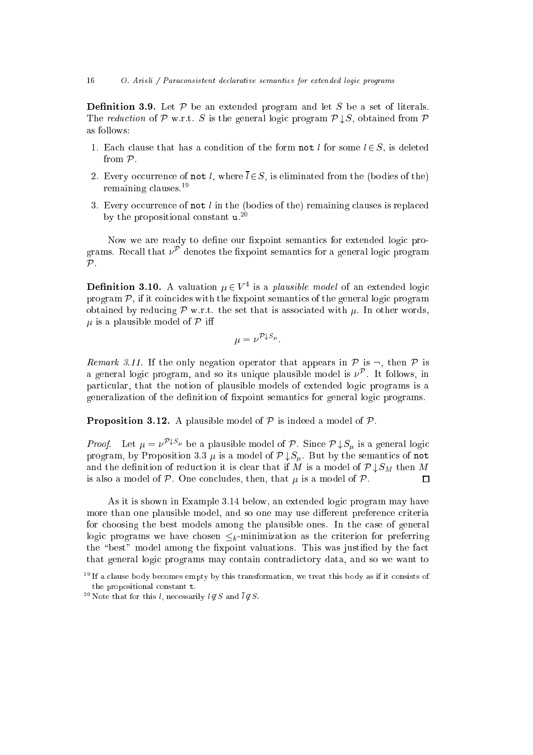**Definition 3.9.** Let $\mathcal{P}$ be an extended program and let $S$ be a set of literals. The *reduction* of $\mathcal{P}$ w.r.t. $S$ is the general logic program $\mathcal{P}{\downarrow}S$, obtained from $\mathcal{P}$ as follows:

1. Each clause that has a condition of the form $\texttt{not}\ l$ for some $l \in S$, is deleted from $\mathcal{P}$.
2. Every occurrence of $\texttt{not}\ l$, where $\overline{l} \in S$, is eliminated from the (bodies of the) remaining clauses.[19]
3. Every occurrence of $\texttt{not}\ l$ in the (bodies of the) remaining clauses is replaced by the propositional constant $\texttt{u}$.[20]

Now we are ready to define our fixpoint semantics for extended logic programs. Recall that $\nu^{\mathcal{P}}$ denotes the fixpoint semantics for a general logic program $\mathcal{P}$.

**Definition 3.10.** A valuation $\mu \in V^4$ is a *plausible model* of an extended logic program $\mathcal{P}$, if it coincides with the fixpoint semantics of the general logic program obtained by reducing $\mathcal{P}$ w.r.t. the set that is associated with $\mu$. In other words, $\mu$ is a plausible model of $\mathcal{P}$ iff

$$\mu = \nu^{\mathcal{P}\downarrow S_\mu}.$$

*Remark 3.11.* If the only negation operator that appears in $\mathcal{P}$ is $\neg$, then $\mathcal{P}$ is a general logic program, and so its unique plausible model is $\nu^{\mathcal{P}}$. It follows, in particular, that the notion of plausible models of extended logic programs is a generalization of the definition of fixpoint semantics for general logic programs.

**Proposition 3.12.** A plausible model of $\mathcal{P}$ is indeed a model of $\mathcal{P}$.

*Proof.* Let $\mu = \nu^{\mathcal{P}\downarrow S_\mu}$ be a plausible model of $\mathcal{P}$. Since $\mathcal{P}{\downarrow}S_\mu$ is a general logic program, by Proposition 3.3 $\mu$ is a model of $\mathcal{P}{\downarrow}S_\mu$. But by the semantics of $\texttt{not}$ and the definition of reduction it is clear that if $M$ is a model of $\mathcal{P}{\downarrow}S_M$ then $M$ is also a model of $\mathcal{P}$. One concludes, then, that $\mu$ is a model of $\mathcal{P}$. $\square$

As it is shown in Example 3.14 below, an extended logic program may have more than one plausible model, and so one may use different preference criteria for choosing the best models among the plausible ones. In the case of general logic programs we have chosen $\leq_k$-minimization as the criterion for preferring the "best" model among the fixpoint valuations. This was justified by the fact that general logic programs may contain contradictory data, and so we want to

[19] If a clause body becomes empty by this transformation, we treat this body as if it consists of the propositional constant $\texttt{t}$.

[20] Note that for this $l$, necessarily $l \notin S$ and $\overline{l} \notin S$.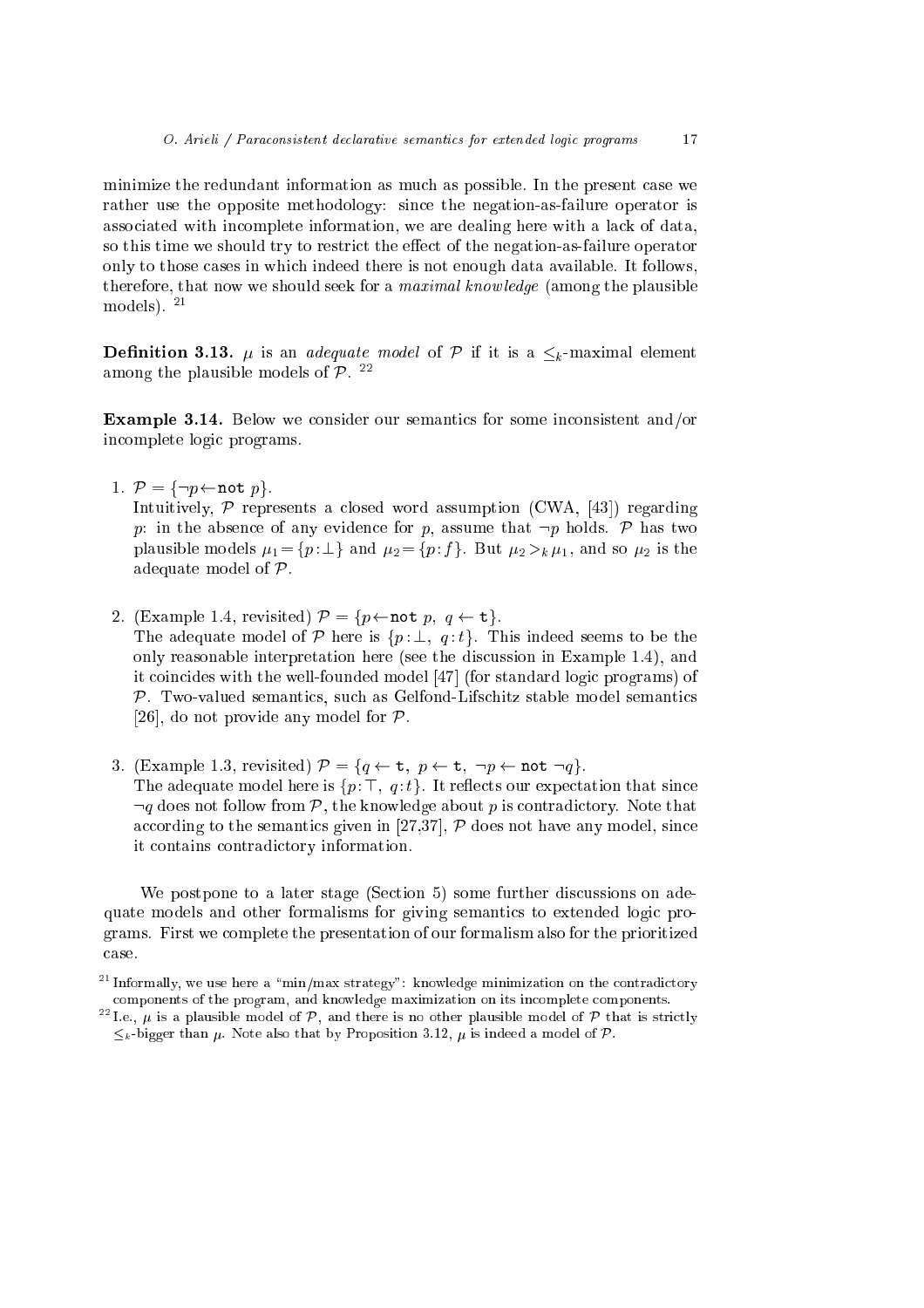minimize the redundant information as much as possible. In the present case we rather use the opposite methodology: since the negation-as-failure operator is associated with incomplete information, we are dealing here with a lack of data, so this time we should try to restrict the effect of the negation-as-failure operator only to those cases in which indeed there is not enough data available. It follows, therefore, that now we should seek for a *maximal knowledge* (among the plausible models). [21]

**Definition 3.13.** $\mu$ is an *adequate model* of $\mathcal{P}$ if it is a $\leq_k$-maximal element among the plausible models of $\mathcal{P}$. [22]

**Example 3.14.** Below we consider our semantics for some inconsistent and/or incomplete logic programs.

1. $\mathcal{P} = \{\neg p \leftarrow \texttt{not}\ p\}$.
   Intuitively, $\mathcal{P}$ represents a closed word assumption (CWA, [43]) regarding $p$: in the absence of any evidence for $p$, assume that $\neg p$ holds. $\mathcal{P}$ has two plausible models $\mu_1 = \{p : \bot\}$ and $\mu_2 = \{p : f\}$. But $\mu_2 >_k \mu_1$, and so $\mu_2$ is the adequate model of $\mathcal{P}$.

2. (Example 1.4, revisited) $\mathcal{P} = \{p \leftarrow \texttt{not}\ p,\ q \leftarrow \texttt{t}\}$.
   The adequate model of $\mathcal{P}$ here is $\{p : \bot,\ q : t\}$. This indeed seems to be the only reasonable interpretation here (see the discussion in Example 1.4), and it coincides with the well-founded model [47] (for standard logic programs) of $\mathcal{P}$. Two-valued semantics, such as Gelfond-Lifschitz stable model semantics [26], do not provide any model for $\mathcal{P}$.

3. (Example 1.3, revisited) $\mathcal{P} = \{q \leftarrow \texttt{t},\ p \leftarrow \texttt{t},\ \neg p \leftarrow \texttt{not}\ \neg q\}$.
   The adequate model here is $\{p : \top,\ q : t\}$. It reflects our expectation that since $\neg q$ does not follow from $\mathcal{P}$, the knowledge about $p$ is contradictory. Note that according to the semantics given in [27,37], $\mathcal{P}$ does not have any model, since it contains contradictory information.

We postpone to a later stage (Section 5) some further discussions on adequate models and other formalisms for giving semantics to extended logic programs. First we complete the presentation of our formalism also for the prioritized case.

[21] Informally, we use here a "min/max strategy": knowledge minimization on the contradictory components of the program, and knowledge maximization on its incomplete components.

[22] I.e., $\mu$ is a plausible model of $\mathcal{P}$, and there is no other plausible model of $\mathcal{P}$ that is strictly $\leq_k$-bigger than $\mu$. Note also that by Proposition 3.12, $\mu$ is indeed a model of $\mathcal{P}$.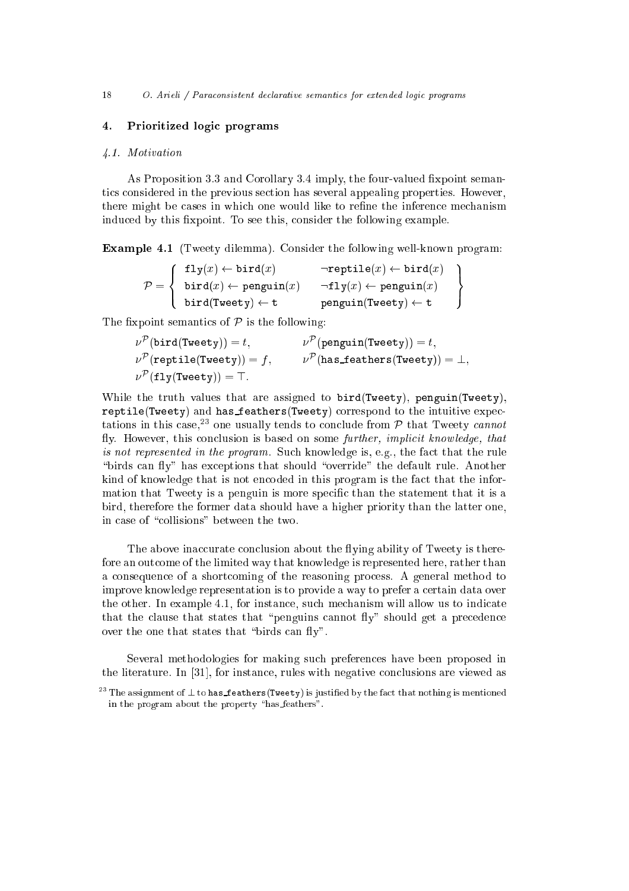## 4. Prioritized logic programs

### 4.1. Motivation

As Proposition 3.3 and Corollary 3.4 imply, the four-valued fixpoint semantics considered in the previous section has several appealing properties. However, there might be cases in which one would like to refine the inference mechanism induced by this fixpoint. To see this, consider the following example.

**Example 4.1** (Tweety dilemma). Consider the following well-known program:

$$\mathcal{P} = \left\{ \begin{array}{ll} \mathtt{fly}(x) \leftarrow \mathtt{bird}(x) & \neg\mathtt{reptile}(x) \leftarrow \mathtt{bird}(x) \\ \mathtt{bird}(x) \leftarrow \mathtt{penguin}(x) & \neg\mathtt{fly}(x) \leftarrow \mathtt{penguin}(x) \\ \mathtt{bird}(\mathtt{Tweety}) \leftarrow \mathtt{t} & \mathtt{penguin}(\mathtt{Tweety}) \leftarrow \mathtt{t} \end{array} \right\}$$

The fixpoint semantics of $\mathcal{P}$ is the following:

$$\begin{array}{ll} \nu^{\mathcal{P}}(\mathtt{bird}(\mathtt{Tweety})) = t, & \nu^{\mathcal{P}}(\mathtt{penguin}(\mathtt{Tweety})) = t, \\ \nu^{\mathcal{P}}(\mathtt{reptile}(\mathtt{Tweety})) = f, & \nu^{\mathcal{P}}(\mathtt{has\_feathers}(\mathtt{Tweety})) = \bot, \\ \nu^{\mathcal{P}}(\mathtt{fly}(\mathtt{Tweety})) = \top. & \end{array}$$

While the truth values that are assigned to bird(Tweety), penguin(Tweety), reptile(Tweety) and has_feathers(Tweety) correspond to the intuitive expectations in this case,[23] one usually tends to conclude from $\mathcal{P}$ that Tweety *cannot* fly. However, this conclusion is based on some *further, implicit knowledge, that is not represented in the program*. Such knowledge is, e.g., the fact that the rule "birds can fly" has exceptions that should "override" the default rule. Another kind of knowledge that is not encoded in this program is the fact that the information that Tweety is a penguin is more specific than the statement that it is a bird, therefore the former data should have a higher priority than the latter one, in case of "collisions" between the two.

The above inaccurate conclusion about the flying ability of Tweety is therefore an outcome of the limited way that knowledge is represented here, rather than a consequence of a shortcoming of the reasoning process. A general method to improve knowledge representation is to provide a way to prefer a certain data over the other. In example 4.1, for instance, such mechanism will allow us to indicate that the clause that states that "penguins cannot fly" should get a precedence over the one that states that "birds can fly".

Several methodologies for making such preferences have been proposed in the literature. In [31], for instance, rules with negative conclusions are viewed as

[23] The assignment of $\bot$ to has_feathers(Tweety) is justified by the fact that nothing is mentioned in the program about the property "has_feathers".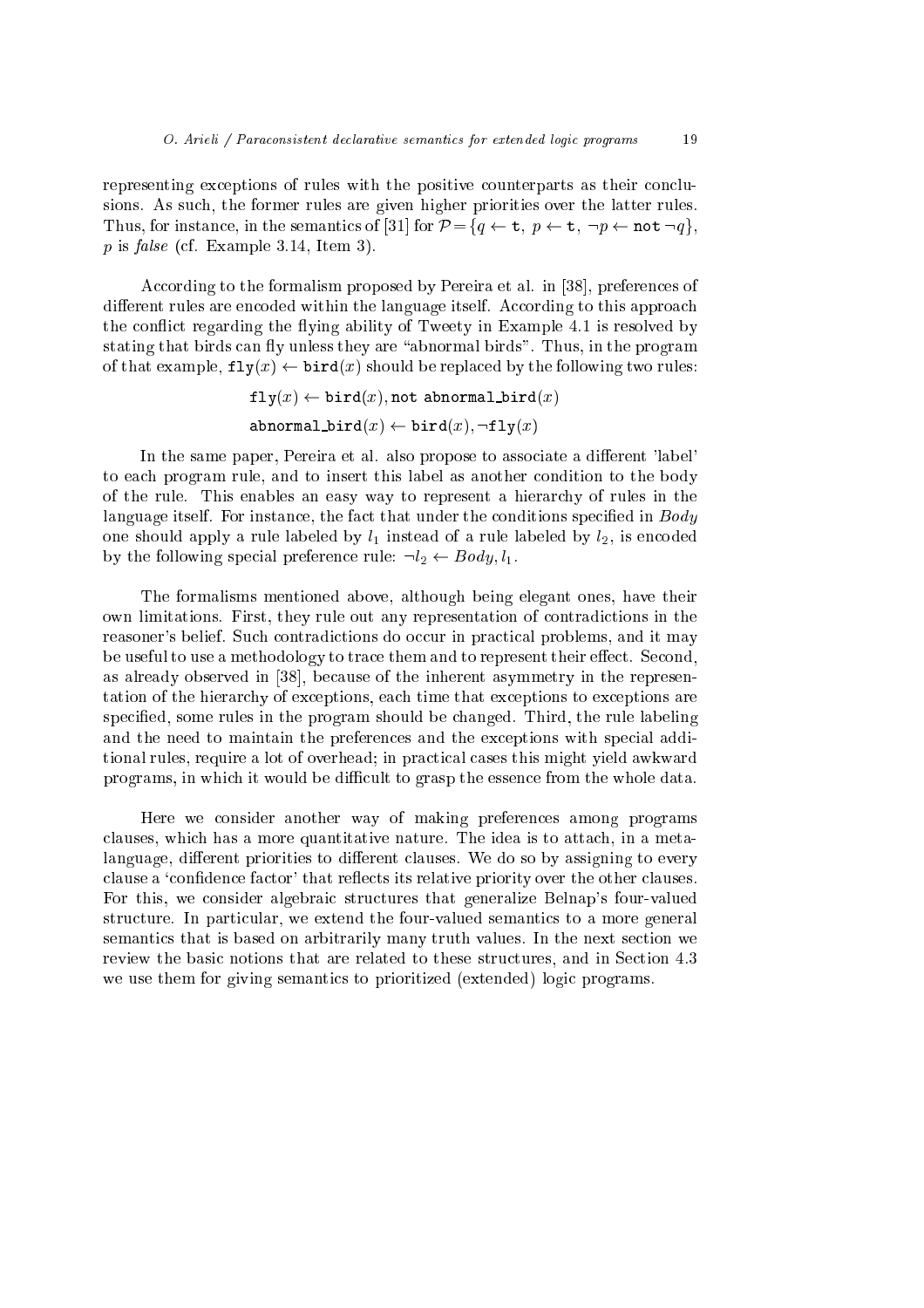representing exceptions of rules with the positive counterparts as their conclusions. As such, the former rules are given higher priorities over the latter rules. Thus, for instance, in the semantics of [31] for $\mathcal{P} = \{q \leftarrow \mathtt{t},\ p \leftarrow \mathtt{t},\ \neg p \leftarrow \mathtt{not}\ \neg q\}$, $p$ is *false* (cf. Example 3.14, Item 3).

According to the formalism proposed by Pereira et al. in [38], preferences of different rules are encoded within the language itself. According to this approach the conflict regarding the flying ability of Tweety in Example 4.1 is resolved by stating that birds can fly unless they are "abnormal birds". Thus, in the program of that example, $\mathtt{fly}(x) \leftarrow \mathtt{bird}(x)$ should be replaced by the following two rules:

$$\mathtt{fly}(x) \leftarrow \mathtt{bird}(x), \mathtt{not\ abnormal\_bird}(x)$$

$$\mathtt{abnormal\_bird}(x) \leftarrow \mathtt{bird}(x), \neg\mathtt{fly}(x)$$

In the same paper, Pereira et al. also propose to associate a different 'label' to each program rule, and to insert this label as another condition to the body of the rule. This enables an easy way to represent a hierarchy of rules in the language itself. For instance, the fact that under the conditions specified in *Body* one should apply a rule labeled by $l_1$ instead of a rule labeled by $l_2$, is encoded by the following special preference rule: $\neg l_2 \leftarrow Body, l_1$.

The formalisms mentioned above, although being elegant ones, have their own limitations. First, they rule out any representation of contradictions in the reasoner's belief. Such contradictions do occur in practical problems, and it may be useful to use a methodology to trace them and to represent their effect. Second, as already observed in [38], because of the inherent asymmetry in the representation of the hierarchy of exceptions, each time that exceptions to exceptions are specified, some rules in the program should be changed. Third, the rule labeling and the need to maintain the preferences and the exceptions with special additional rules, require a lot of overhead; in practical cases this might yield awkward programs, in which it would be difficult to grasp the essence from the whole data.

Here we consider another way of making preferences among programs clauses, which has a more quantitative nature. The idea is to attach, in a meta-language, different priorities to different clauses. We do so by assigning to every clause a 'confidence factor' that reflects its relative priority over the other clauses. For this, we consider algebraic structures that generalize Belnap's four-valued structure. In particular, we extend the four-valued semantics to a more general semantics that is based on arbitrarily many truth values. In the next section we review the basic notions that are related to these structures, and in Section 4.3 we use them for giving semantics to prioritized (extended) logic programs.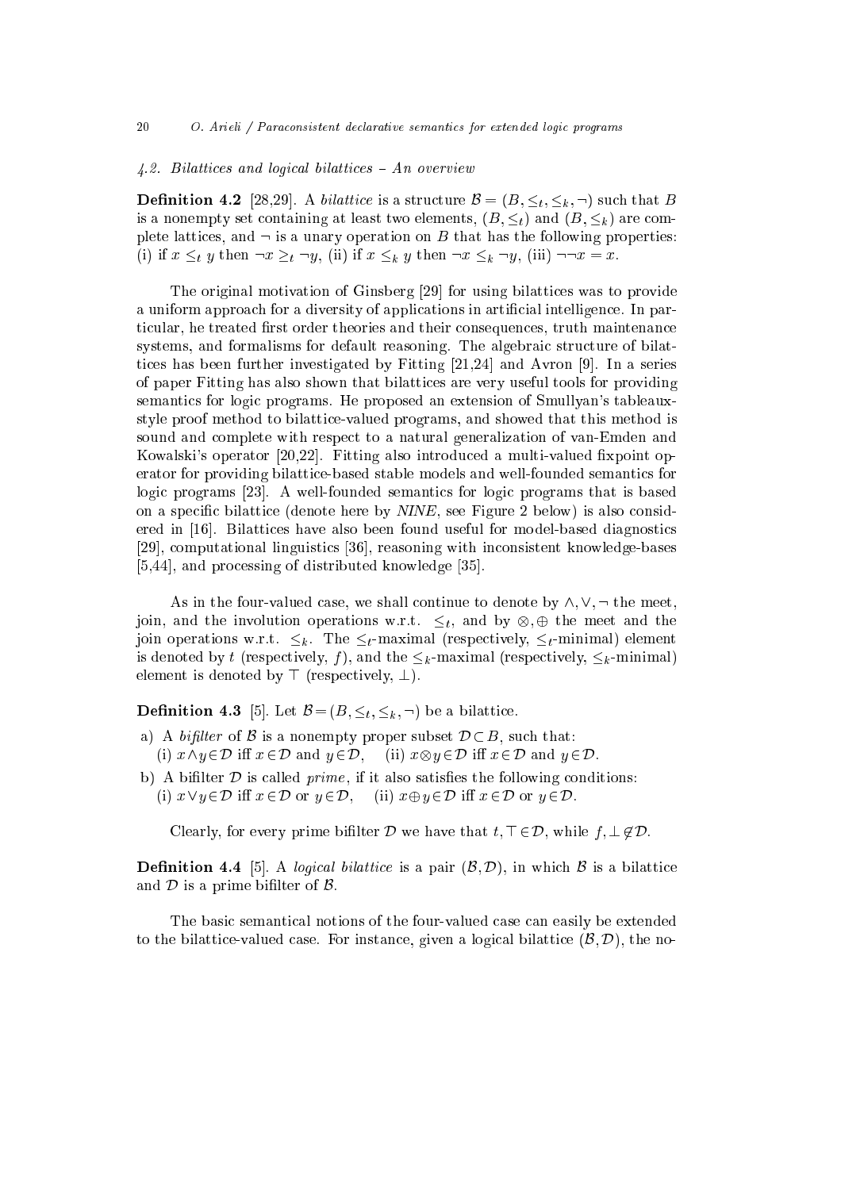### 4.2. Bilattices and logical bilattices – An overview

**Definition 4.2** [28,29]. A *bilattice* is a structure $\mathcal{B} = (B, \leq_t, \leq_k, \neg)$ such that $B$ is a nonempty set containing at least two elements, $(B, \leq_t)$ and $(B, \leq_k)$ are complete lattices, and $\neg$ is a unary operation on $B$ that has the following properties: (i) if $x \leq_t y$ then $\neg x \geq_t \neg y$, (ii) if $x \leq_k y$ then $\neg x \leq_k \neg y$, (iii) $\neg\neg x = x$.

The original motivation of Ginsberg [29] for using bilattices was to provide a uniform approach for a diversity of applications in artificial intelligence. In particular, he treated first order theories and their consequences, truth maintenance systems, and formalisms for default reasoning. The algebraic structure of bilattices has been further investigated by Fitting [21,24] and Avron [9]. In a series of paper Fitting has also shown that bilattices are very useful tools for providing semantics for logic programs. He proposed an extension of Smullyan's tableaux-style proof method to bilattice-valued programs, and showed that this method is sound and complete with respect to a natural generalization of van-Emden and Kowalski's operator [20,22]. Fitting also introduced a multi-valued fixpoint operator for providing bilattice-based stable models and well-founded semantics for logic programs [23]. A well-founded semantics for logic programs that is based on a specific bilattice (denote here by *NINE*, see Figure 2 below) is also considered in [16]. Bilattices have also been found useful for model-based diagnostics [29], computational linguistics [36], reasoning with inconsistent knowledge-bases [5,44], and processing of distributed knowledge [35].

As in the four-valued case, we shall continue to denote by $\wedge, \vee, \neg$ the meet, join, and the involution operations w.r.t. $\leq_t$, and by $\otimes, \oplus$ the meet and the join operations w.r.t. $\leq_k$. The $\leq_t$-maximal (respectively, $\leq_t$-minimal) element is denoted by $t$ (respectively, $f$), and the $\leq_k$-maximal (respectively, $\leq_k$-minimal) element is denoted by $\top$ (respectively, $\bot$).

**Definition 4.3** [5]. Let $\mathcal{B} = (B, \leq_t, \leq_k, \neg)$ be a bilattice.

a) A *bifilter* of $\mathcal{B}$ is a nonempty proper subset $\mathcal{D} \subset B$, such that:
   (i) $x \wedge y \in \mathcal{D}$ iff $x \in \mathcal{D}$ and $y \in \mathcal{D}$, (ii) $x \otimes y \in \mathcal{D}$ iff $x \in \mathcal{D}$ and $y \in \mathcal{D}$.

b) A bifilter $\mathcal{D}$ is called *prime*, if it also satisfies the following conditions:
   (i) $x \vee y \in \mathcal{D}$ iff $x \in \mathcal{D}$ or $y \in \mathcal{D}$, (ii) $x \oplus y \in \mathcal{D}$ iff $x \in \mathcal{D}$ or $y \in \mathcal{D}$.

Clearly, for every prime bifilter $\mathcal{D}$ we have that $t, \top \in \mathcal{D}$, while $f, \bot \notin \mathcal{D}$.

**Definition 4.4** [5]. A *logical bilattice* is a pair $(\mathcal{B}, \mathcal{D})$, in which $\mathcal{B}$ is a bilattice and $\mathcal{D}$ is a prime bifilter of $\mathcal{B}$.

The basic semantical notions of the four-valued case can easily be extended to the bilattice-valued case. For instance, given a logical bilattice $(\mathcal{B}, \mathcal{D})$, the no-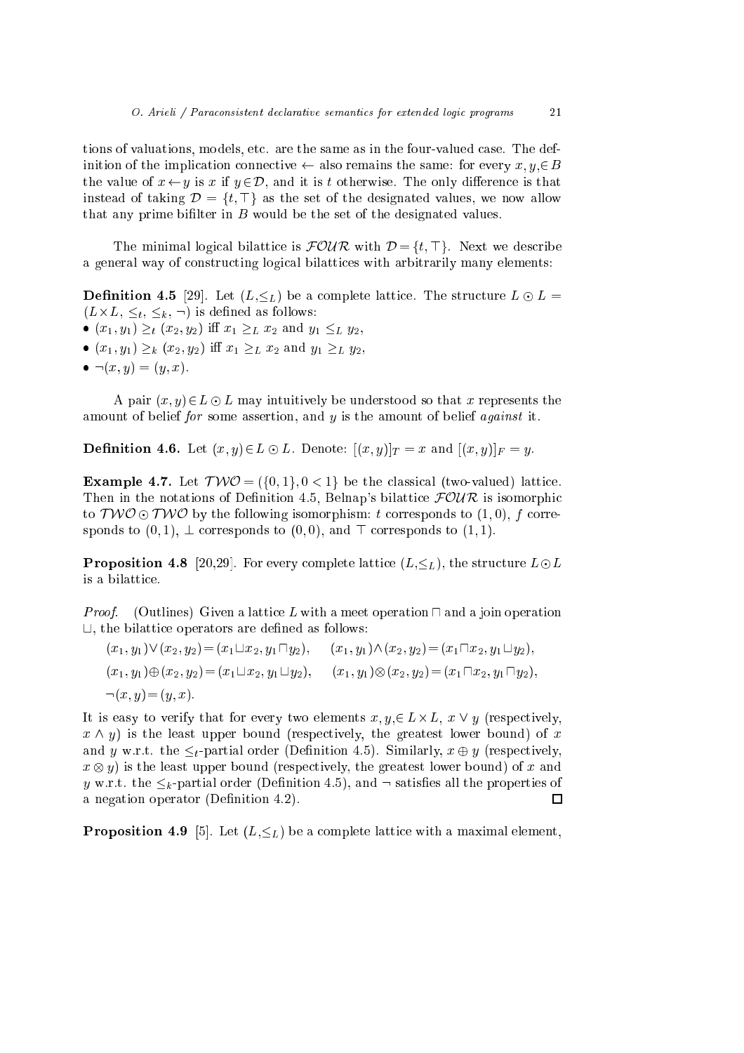tions of valuations, models, etc. are the same as in the four-valued case. The definition of the implication connective $\leftarrow$ also remains the same: for every $x, y, \in B$ the value of $x \leftarrow y$ is $x$ if $y \in \mathcal{D}$, and it is $t$ otherwise. The only difference is that instead of taking $\mathcal{D} = \{t, \top\}$ as the set of the designated values, we now allow that any prime bifilter in $B$ would be the set of the designated values.

The minimal logical bilattice is $\mathcal{FOUR}$ with $\mathcal{D} = \{t, \top\}$. Next we describe a general way of constructing logical bilattices with arbitrarily many elements:

**Definition 4.5** [29]. Let $(L, \leq_L)$ be a complete lattice. The structure $L \odot L = (L \times L, \leq_t, \leq_k, \neg)$ is defined as follows:

- $(x_1, y_1) \geq_t (x_2, y_2)$ iff $x_1 \geq_L x_2$ and $y_1 \leq_L y_2$,
- $(x_1, y_1) \geq_k (x_2, y_2)$ iff $x_1 \geq_L x_2$ and $y_1 \geq_L y_2$,
- $\neg(x, y) = (y, x)$.

A pair $(x, y) \in L \odot L$ may intuitively be understood so that $x$ represents the amount of belief *for* some assertion, and $y$ is the amount of belief *against* it.

**Definition 4.6.** Let $(x, y) \in L \odot L$. Denote: $[(x, y)]_T = x$ and $[(x, y)]_F = y$.

**Example 4.7.** Let $\mathcal{TWO} = (\{0, 1\}, 0 < 1\}$ be the classical (two-valued) lattice. Then in the notations of Definition 4.5, Belnap's bilattice $\mathcal{FOUR}$ is isomorphic to $\mathcal{TWO} \odot \mathcal{TWO}$ by the following isomorphism: $t$ corresponds to $(1, 0)$, $f$ corresponds to $(0, 1)$, $\bot$ corresponds to $(0, 0)$, and $\top$ corresponds to $(1, 1)$.

**Proposition 4.8** [20,29]. For every complete lattice $(L, \leq_L)$, the structure $L \odot L$ is a bilattice.

*Proof.* (Outlines) Given a lattice $L$ with a meet operation $\sqcap$ and a join operation $\sqcup$, the bilattice operators are defined as follows:

$$(x_1, y_1) \vee (x_2, y_2) = (x_1 \sqcup x_2, y_1 \sqcap y_2), \qquad (x_1, y_1) \wedge (x_2, y_2) = (x_1 \sqcap x_2, y_1 \sqcup y_2),$$

$$(x_1, y_1) \oplus (x_2, y_2) = (x_1 \sqcup x_2, y_1 \sqcup y_2), \qquad (x_1, y_1) \otimes (x_2, y_2) = (x_1 \sqcap x_2, y_1 \sqcap y_2),$$

$$\neg(x, y) = (y, x).$$

It is easy to verify that for every two elements $x, y, \in L \times L$, $x \vee y$ (respectively, $x \wedge y$) is the least upper bound (respectively, the greatest lower bound) of $x$ and $y$ w.r.t. the $\leq_t$-partial order (Definition 4.5). Similarly, $x \oplus y$ (respectively, $x \otimes y$) is the least upper bound (respectively, the greatest lower bound) of $x$ and $y$ w.r.t. the $\leq_k$-partial order (Definition 4.5), and $\neg$ satisfies all the properties of a negation operator (Definition 4.2). $\square$

**Proposition 4.9** [5]. Let $(L, \leq_L)$ be a complete lattice with a maximal element,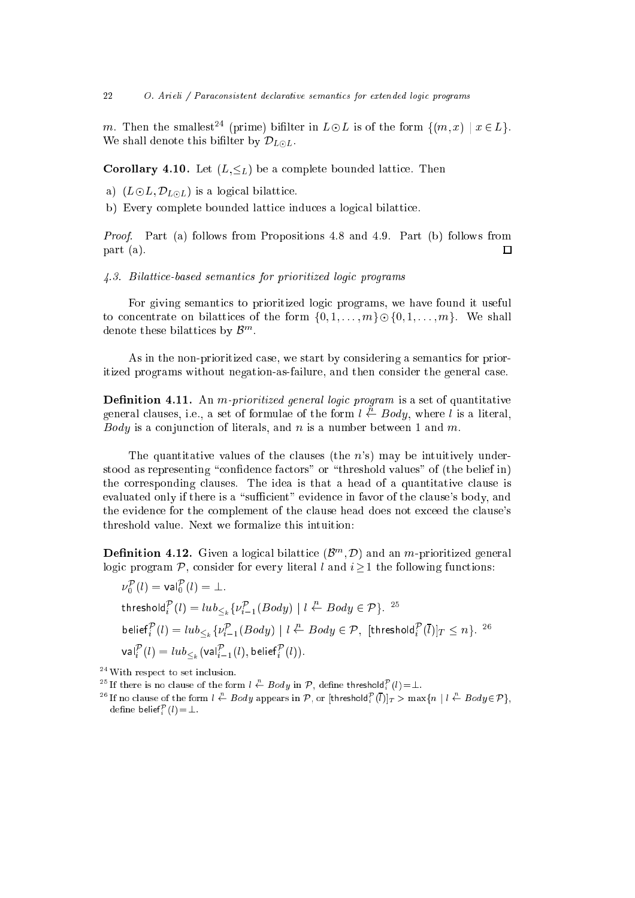$m$. Then the smallest[24] (prime) bifilter in $L \odot L$ is of the form $\{(m,x) \mid x \in L\}$. We shall denote this bifilter by $\mathcal{D}_{L \odot L}$.

**Corollary 4.10.** Let $(L,\leq_L)$ be a complete bounded lattice. Then

a) $(L \odot L, \mathcal{D}_{L \odot L})$ is a logical bilattice.

b) Every complete bounded lattice induces a logical bilattice.

*Proof.* Part (a) follows from Propositions 4.8 and 4.9. Part (b) follows from part (a). □

### 4.3. Bilattice-based semantics for prioritized logic programs

For giving semantics to prioritized logic programs, we have found it useful to concentrate on bilattices of the form $\{0,1,\ldots,m\} \odot \{0,1,\ldots,m\}$. We shall denote these bilattices by $\mathcal{B}^m$.

As in the non-prioritized case, we start by considering a semantics for prioritized programs without negation-as-failure, and then consider the general case.

**Definition 4.11.** An *m-prioritized general logic program* is a set of quantitative general clauses, i.e., a set of formulae of the form $l \stackrel{n}{\leftarrow} Body$, where $l$ is a literal, $Body$ is a conjunction of literals, and $n$ is a number between 1 and $m$.

The quantitative values of the clauses (the $n$'s) may be intuitively understood as representing "confidence factors" or "threshold values" of (the belief in) the corresponding clauses. The idea is that a head of a quantitative clause is evaluated only if there is a "sufficient" evidence in favor of the clause's body, and the evidence for the complement of the clause head does not exceed the clause's threshold value. Next we formalize this intuition:

**Definition 4.12.** Given a logical bilattice $(\mathcal{B}^m, \mathcal{D})$ and an $m$-prioritized general logic program $\mathcal{P}$, consider for every literal $l$ and $i \geq 1$ the following functions:

$\nu_0^{\mathcal{P}}(l) = \mathsf{val}_0^{\mathcal{P}}(l) = \bot$.

$\mathsf{threshold}_i^{\mathcal{P}}(l) = lub_{\leq_k}\{\nu_{i-1}^{\mathcal{P}}(Body) \mid l \stackrel{n}{\leftarrow} Body \in \mathcal{P}\}$.[25]

$\mathsf{belief}_i^{\mathcal{P}}(l) = lub_{\leq_k}\{\nu_{i-1}^{\mathcal{P}}(Body) \mid l \stackrel{n}{\leftarrow} Body \in \mathcal{P},\ [\mathsf{threshold}_i^{\mathcal{P}}(\overline{l})]_T \leq n\}$.[26]

$\mathsf{val}_i^{\mathcal{P}}(l) = lub_{\leq_k}(\mathsf{val}_{i-1}^{\mathcal{P}}(l), \mathsf{belief}_i^{\mathcal{P}}(l))$.

[24] With respect to set inclusion.

[25] If there is no clause of the form $l \stackrel{n}{\leftarrow} Body$ in $\mathcal{P}$, define $\mathsf{threshold}_i^{\mathcal{P}}(l) = \bot$.

[26] If no clause of the form $l \stackrel{n}{\leftarrow} Body$ appears in $\mathcal{P}$, or $[\mathsf{threshold}_i^{\mathcal{P}}(\overline{l})]_T > \max\{n \mid l \stackrel{n}{\leftarrow} Body \in \mathcal{P}\}$, define $\mathsf{belief}_i^{\mathcal{P}}(l) = \bot$.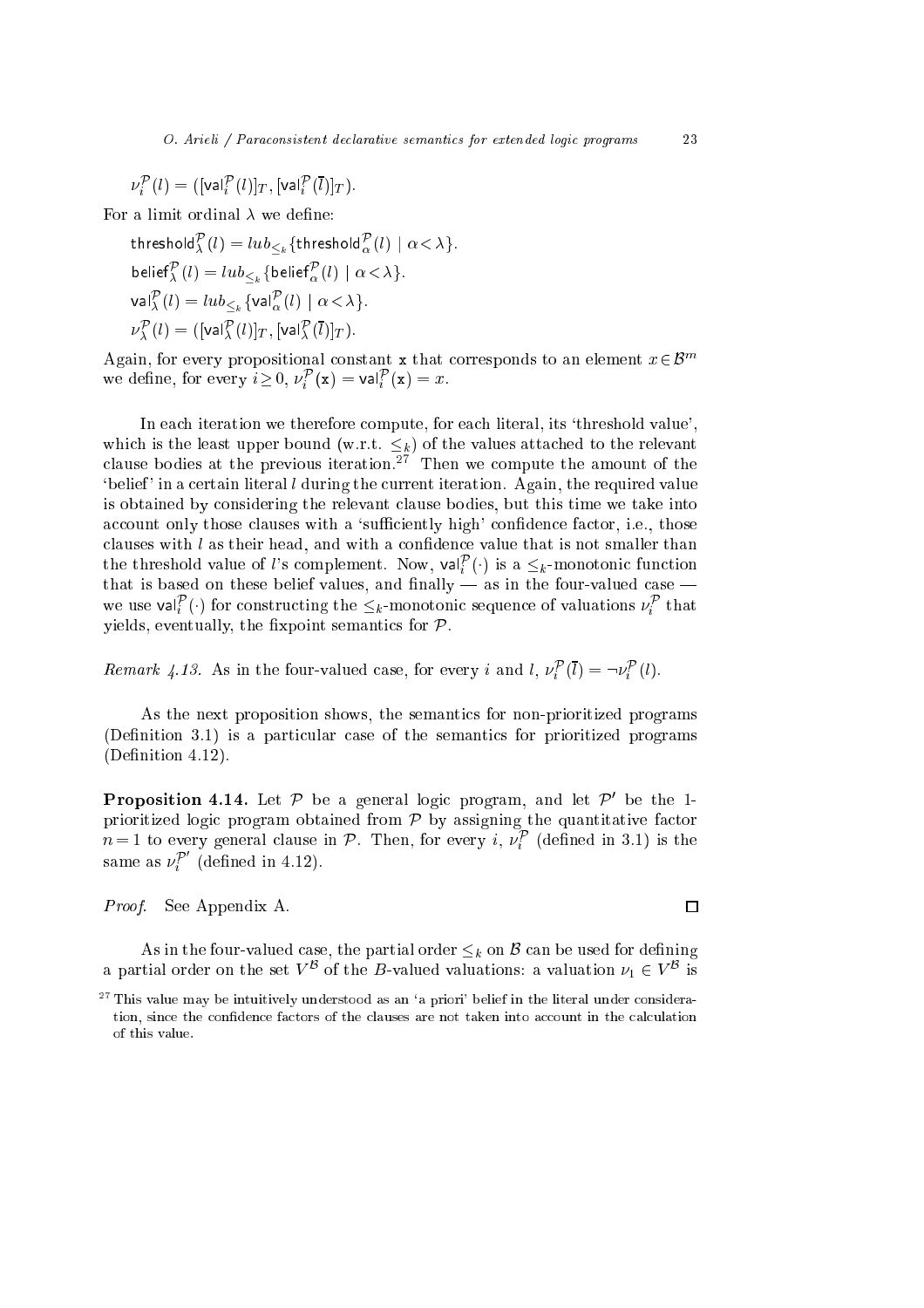$\nu_i^{\mathcal{P}}(l) = ([\mathsf{val}_i^{\mathcal{P}}(l)]_T, [\mathsf{val}_i^{\mathcal{P}}(\overline{l})]_T)$.

For a limit ordinal $\lambda$ we define:

$\mathsf{threshold}_\lambda^{\mathcal{P}}(l) = lub_{\leq_k}\{\mathsf{threshold}_\alpha^{\mathcal{P}}(l) \mid \alpha < \lambda\}$.

$\mathsf{belief}_\lambda^{\mathcal{P}}(l) = lub_{\leq_k}\{\mathsf{belief}_\alpha^{\mathcal{P}}(l) \mid \alpha < \lambda\}$.

$\mathsf{val}_\lambda^{\mathcal{P}}(l) = lub_{\leq_k}\{\mathsf{val}_\alpha^{\mathcal{P}}(l) \mid \alpha < \lambda\}$.

$\nu_\lambda^{\mathcal{P}}(l) = ([\mathsf{val}_\lambda^{\mathcal{P}}(l)]_T, [\mathsf{val}_\lambda^{\mathcal{P}}(\overline{l})]_T)$.

Again, for every propositional constant $\mathtt{x}$ that corresponds to an element $x \in \mathcal{B}^m$ we define, for every $i \geq 0$, $\nu_i^{\mathcal{P}}(\mathtt{x}) = \mathsf{val}_i^{\mathcal{P}}(\mathtt{x}) = x$.

In each iteration we therefore compute, for each literal, its 'threshold value', which is the least upper bound (w.r.t. $\leq_k$) of the values attached to the relevant clause bodies at the previous iteration.[27] Then we compute the amount of the 'belief' in a certain literal $l$ during the current iteration. Again, the required value is obtained by considering the relevant clause bodies, but this time we take into account only those clauses with a 'sufficiently high' confidence factor, i.e., those clauses with $l$ as their head, and with a confidence value that is not smaller than the threshold value of $l$'s complement. Now, $\mathsf{val}_i^{\mathcal{P}}(\cdot)$ is a $\leq_k$-monotonic function that is based on these belief values, and finally — as in the four-valued case — we use $\mathsf{val}_i^{\mathcal{P}}(\cdot)$ for constructing the $\leq_k$-monotonic sequence of valuations $\nu_i^{\mathcal{P}}$ that yields, eventually, the fixpoint semantics for $\mathcal{P}$.

*Remark 4.13.* As in the four-valued case, for every $i$ and $l$, $\nu_i^{\mathcal{P}}(\overline{l}) = \neg\nu_i^{\mathcal{P}}(l)$.

As the next proposition shows, the semantics for non-prioritized programs (Definition 3.1) is a particular case of the semantics for prioritized programs (Definition 4.12).

**Proposition 4.14.** Let $\mathcal{P}$ be a general logic program, and let $\mathcal{P}'$ be the 1-prioritized logic program obtained from $\mathcal{P}$ by assigning the quantitative factor $n = 1$ to every general clause in $\mathcal{P}$. Then, for every $i$, $\nu_i^{\mathcal{P}}$ (defined in 3.1) is the same as $\nu_i^{\mathcal{P}'}$ (defined in 4.12).

*Proof.* See Appendix A. □

As in the four-valued case, the partial order $\leq_k$ on $\mathcal{B}$ can be used for defining a partial order on the set $V^{\mathcal{B}}$ of the $B$-valued valuations: a valuation $\nu_1 \in V^{\mathcal{B}}$ is

[27] This value may be intuitively understood as an 'a priori' belief in the literal under consideration, since the confidence factors of the clauses are not taken into account in the calculation of this value.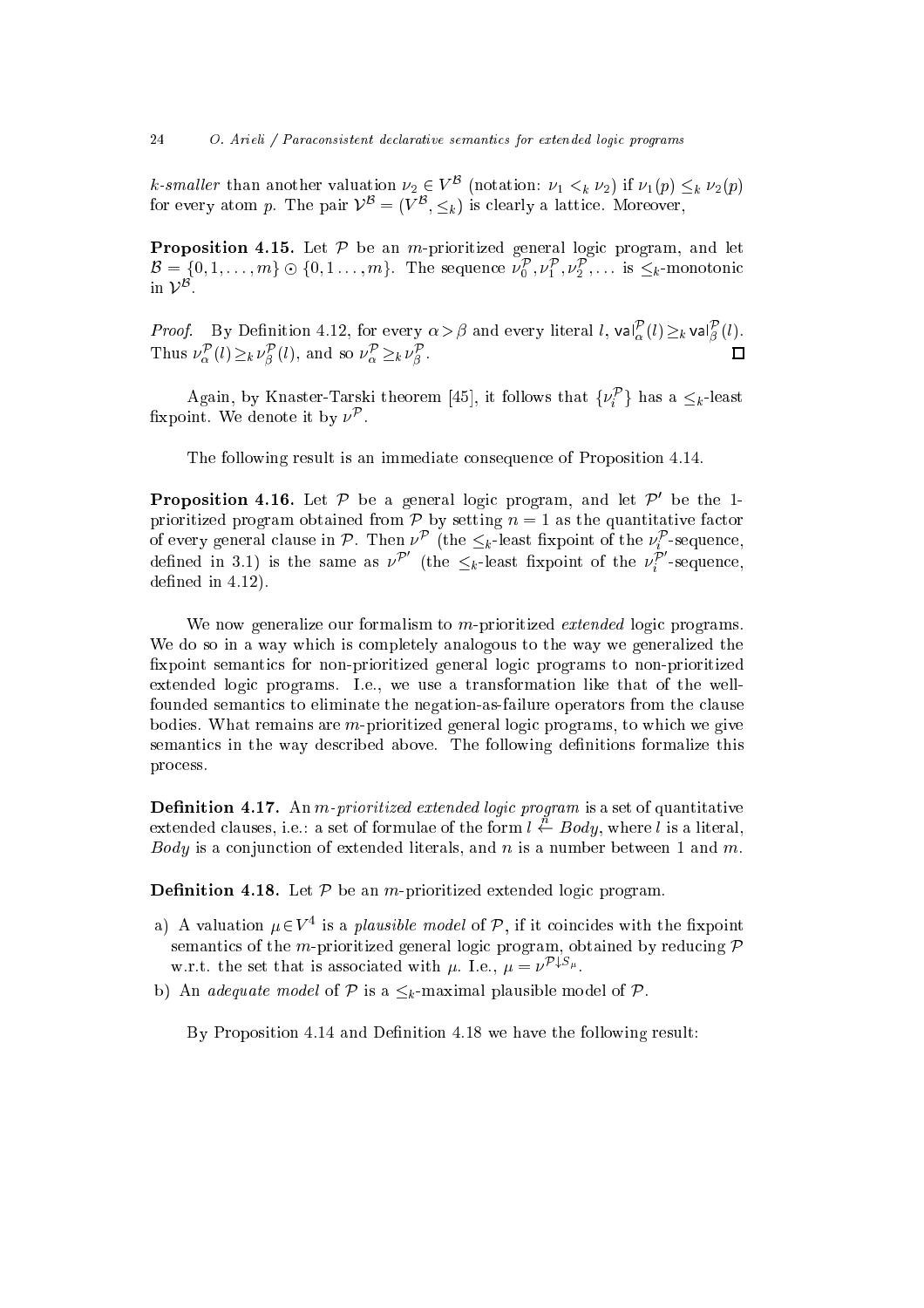*k-smaller* than another valuation $\nu_2 \in V^{\mathcal{B}}$ (notation: $\nu_1 <_k \nu_2$) if $\nu_1(p) \leq_k \nu_2(p)$ for every atom $p$. The pair $\mathcal{V}^{\mathcal{B}} = (V^{\mathcal{B}}, \leq_k)$ is clearly a lattice. Moreover,

**Proposition 4.15.** Let $\mathcal{P}$ be an $m$-prioritized general logic program, and let $\mathcal{B} = \{0, 1, \ldots, m\} \odot \{0, 1 \ldots, m\}$. The sequence $\nu_0^{\mathcal{P}}, \nu_1^{\mathcal{P}}, \nu_2^{\mathcal{P}}, \ldots$ is $\leq_k$-monotonic in $\mathcal{V}^{\mathcal{B}}$.

*Proof.* By Definition 4.12, for every $\alpha > \beta$ and every literal $l$, $\mathsf{val}_\alpha^{\mathcal{P}}(l) \geq_k \mathsf{val}_\beta^{\mathcal{P}}(l)$. Thus $\nu_\alpha^{\mathcal{P}}(l) \geq_k \nu_\beta^{\mathcal{P}}(l)$, and so $\nu_\alpha^{\mathcal{P}} \geq_k \nu_\beta^{\mathcal{P}}$. □

Again, by Knaster-Tarski theorem [45], it follows that $\{\nu_i^{\mathcal{P}}\}$ has a $\leq_k$-least fixpoint. We denote it by $\nu^{\mathcal{P}}$.

The following result is an immediate consequence of Proposition 4.14.

**Proposition 4.16.** Let $\mathcal{P}$ be a general logic program, and let $\mathcal{P}'$ be the 1-prioritized program obtained from $\mathcal{P}$ by setting $n = 1$ as the quantitative factor of every general clause in $\mathcal{P}$. Then $\nu^{\mathcal{P}}$ (the $\leq_k$-least fixpoint of the $\nu_i^{\mathcal{P}}$-sequence, defined in 3.1) is the same as $\nu^{\mathcal{P}'}$ (the $\leq_k$-least fixpoint of the $\nu_i^{\mathcal{P}'}$-sequence, defined in 4.12).

We now generalize our formalism to $m$-prioritized *extended* logic programs. We do so in a way which is completely analogous to the way we generalized the fixpoint semantics for non-prioritized general logic programs to non-prioritized extended logic programs. I.e., we use a transformation like that of the well-founded semantics to eliminate the negation-as-failure operators from the clause bodies. What remains are $m$-prioritized general logic programs, to which we give semantics in the way described above. The following definitions formalize this process.

**Definition 4.17.** An *m-prioritized extended logic program* is a set of quantitative extended clauses, i.e.: a set of formulae of the form $l \overset{n}{\leftarrow} Body$, where $l$ is a literal, *Body* is a conjunction of extended literals, and $n$ is a number between 1 and $m$.

**Definition 4.18.** Let $\mathcal{P}$ be an $m$-prioritized extended logic program.

a) A valuation $\mu \in V^4$ is a *plausible model* of $\mathcal{P}$, if it coincides with the fixpoint semantics of the $m$-prioritized general logic program, obtained by reducing $\mathcal{P}$ w.r.t. the set that is associated with $\mu$. I.e., $\mu = \nu^{\mathcal{P}\downarrow S_\mu}$.

b) An *adequate model* of $\mathcal{P}$ is a $\leq_k$-maximal plausible model of $\mathcal{P}$.

By Proposition 4.14 and Definition 4.18 we have the following result: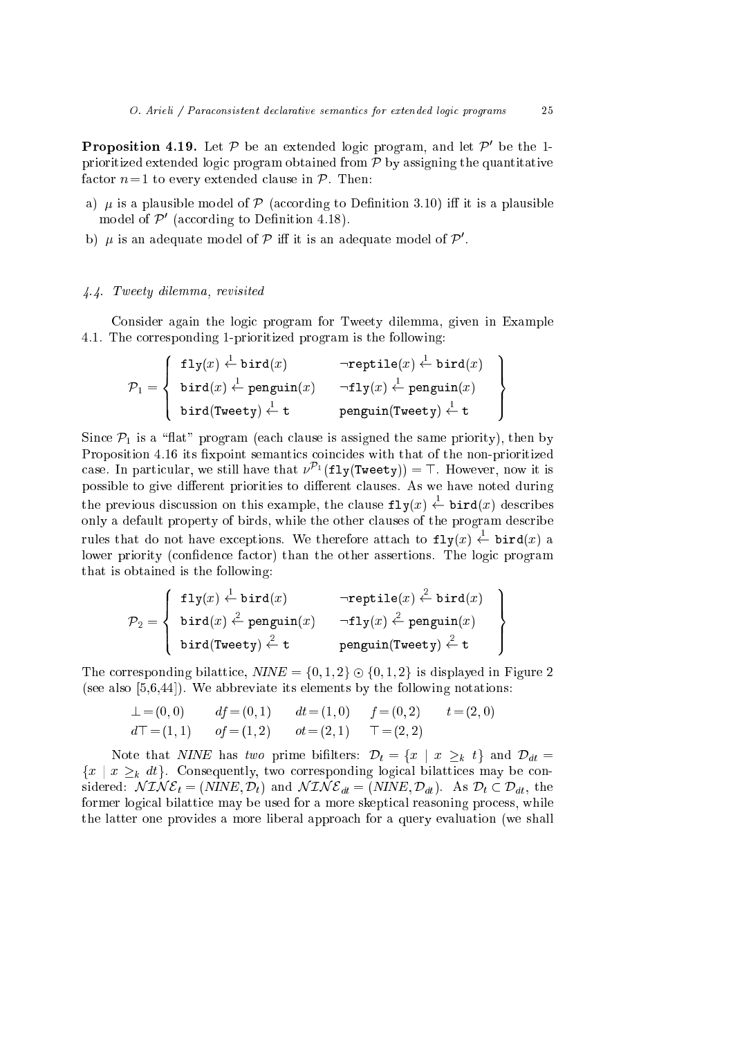**Proposition 4.19.** Let $\mathcal{P}$ be an extended logic program, and let $\mathcal{P}'$ be the 1-prioritized extended logic program obtained from $\mathcal{P}$ by assigning the quantitative factor $n=1$ to every extended clause in $\mathcal{P}$. Then:

a) $\mu$ is a plausible model of $\mathcal{P}$ (according to Definition 3.10) iff it is a plausible model of $\mathcal{P}'$ (according to Definition 4.18).

b) $\mu$ is an adequate model of $\mathcal{P}$ iff it is an adequate model of $\mathcal{P}'$.

### 4.4. Tweety dilemma, revisited

Consider again the logic program for Tweety dilemma, given in Example 4.1. The corresponding 1-prioritized program is the following:

$$\mathcal{P}_1 = \left\{ \begin{array}{ll} \mathtt{fly}(x) \overset{1}{\leftarrow} \mathtt{bird}(x) & \neg\mathtt{reptile}(x) \overset{1}{\leftarrow} \mathtt{bird}(x) \\ \mathtt{bird}(x) \overset{1}{\leftarrow} \mathtt{penguin}(x) & \neg\mathtt{fly}(x) \overset{1}{\leftarrow} \mathtt{penguin}(x) \\ \mathtt{bird}(\mathtt{Tweety}) \overset{1}{\leftarrow} \mathtt{t} & \mathtt{penguin}(\mathtt{Tweety}) \overset{1}{\leftarrow} \mathtt{t} \end{array} \right\}$$

Since $\mathcal{P}_1$ is a "flat" program (each clause is assigned the same priority), then by Proposition 4.16 its fixpoint semantics coincides with that of the non-prioritized case. In particular, we still have that $\nu^{\mathcal{P}_1}(\mathtt{fly}(\mathtt{Tweety})) = \top$. However, now it is possible to give different priorities to different clauses. As we have noted during the previous discussion on this example, the clause $\mathtt{fly}(x) \overset{1}{\leftarrow} \mathtt{bird}(x)$ describes only a default property of birds, while the other clauses of the program describe rules that do not have exceptions. We therefore attach to $\mathtt{fly}(x) \overset{1}{\leftarrow} \mathtt{bird}(x)$ a lower priority (confidence factor) than the other assertions. The logic program that is obtained is the following:

$$\mathcal{P}_2 = \left\{ \begin{array}{ll} \mathtt{fly}(x) \overset{1}{\leftarrow} \mathtt{bird}(x) & \neg\mathtt{reptile}(x) \overset{2}{\leftarrow} \mathtt{bird}(x) \\ \mathtt{bird}(x) \overset{2}{\leftarrow} \mathtt{penguin}(x) & \neg\mathtt{fly}(x) \overset{2}{\leftarrow} \mathtt{penguin}(x) \\ \mathtt{bird}(\mathtt{Tweety}) \overset{2}{\leftarrow} \mathtt{t} & \mathtt{penguin}(\mathtt{Tweety}) \overset{2}{\leftarrow} \mathtt{t} \end{array} \right\}$$

The corresponding bilattice, $NINE = \{0,1,2\} \odot \{0,1,2\}$ is displayed in Figure 2 (see also [5,6,44]). We abbreviate its elements by the following notations:

$$\begin{array}{lllll} \bot = (0,0) & df = (0,1) & dt = (1,0) & f = (0,2) & t = (2,0) \\ d\top = (1,1) & of = (1,2) & ot = (2,1) & \top = (2,2) & \end{array}$$

Note that *NINE* has *two* prime bifilters: $\mathcal{D}_t = \{x \mid x \geq_k t\}$ and $\mathcal{D}_{dt} = \{x \mid x \geq_k dt\}$. Consequently, two corresponding logical bilattices may be considered: $\mathcal{NINE}_t = (NINE, \mathcal{D}_t)$ and $\mathcal{NINE}_{dt} = (NINE, \mathcal{D}_{dt})$. As $\mathcal{D}_t \subset \mathcal{D}_{dt}$, the former logical bilattice may be used for a more skeptical reasoning process, while the latter one provides a more liberal approach for a query evaluation (we shall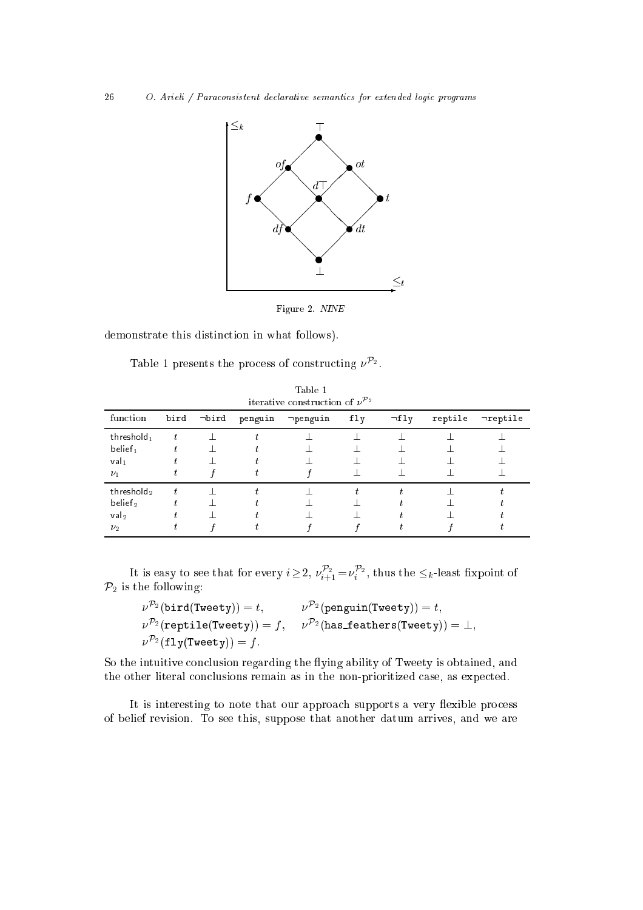Figure 2. *NINE*

demonstrate this distinction in what follows).

Table 1 presents the process of constructing $\nu^{\mathcal{P}_2}$.

Table 1
iterative construction of $\nu^{\mathcal{P}_2}$

| function | bird | ¬bird | penguin | ¬penguin | fly | ¬fly | reptile | ¬reptile |
|---|---|---|---|---|---|---|---|---|
| $\mathsf{threshold}_1$ | $t$ | $\bot$ | $t$ | $\bot$ | $\bot$ | $\bot$ | $\bot$ | $\bot$ |
| $\mathsf{belief}_1$ | $t$ | $\bot$ | $t$ | $\bot$ | $\bot$ | $\bot$ | $\bot$ | $\bot$ |
| $\mathsf{val}_1$ | $t$ | $\bot$ | $t$ | $\bot$ | $\bot$ | $\bot$ | $\bot$ | $\bot$ |
| $\nu_1$ | $t$ | $f$ | $t$ | $f$ | $\bot$ | $\bot$ | $\bot$ | $\bot$ |
| $\mathsf{threshold}_2$ | $t$ | $\bot$ | $t$ | $\bot$ | $t$ | $t$ | $\bot$ | $t$ |
| $\mathsf{belief}_2$ | $t$ | $\bot$ | $t$ | $\bot$ | $\bot$ | $t$ | $\bot$ | $t$ |
| $\mathsf{val}_2$ | $t$ | $\bot$ | $t$ | $\bot$ | $\bot$ | $t$ | $\bot$ | $t$ |
| $\nu_2$ | $t$ | $f$ | $t$ | $f$ | $f$ | $t$ | $f$ | $t$ |

It is easy to see that for every $i \geq 2$, $\nu_{i+1}^{\mathcal{P}_2} = \nu_i^{\mathcal{P}_2}$, thus the $\leq_k$-least fixpoint of $\mathcal{P}_2$ is the following:

$$\nu^{\mathcal{P}_2}(\texttt{bird(Tweety)}) = t, \qquad \nu^{\mathcal{P}_2}(\texttt{penguin(Tweety)}) = t,$$
$$\nu^{\mathcal{P}_2}(\texttt{reptile(Tweety)}) = f, \quad \nu^{\mathcal{P}_2}(\texttt{has\_feathers(Tweety)}) = \bot,$$
$$\nu^{\mathcal{P}_2}(\texttt{fly(Tweety)}) = f.$$

So the intuitive conclusion regarding the flying ability of Tweety is obtained, and the other literal conclusions remain as in the non-prioritized case, as expected.

It is interesting to note that our approach supports a very flexible process of belief revision. To see this, suppose that another datum arrives, and we are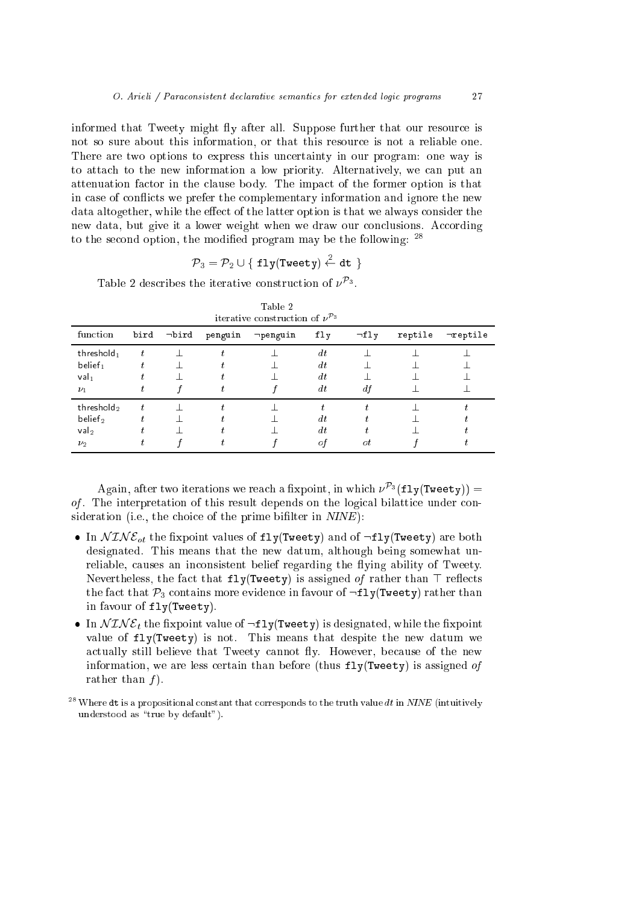informed that Tweety might fly after all. Suppose further that our resource is not so sure about this information, or that this resource is not a reliable one. There are two options to express this uncertainty in our program: one way is to attach to the new information a low priority. Alternatively, we can put an attenuation factor in the clause body. The impact of the former option is that in case of conflicts we prefer the complementary information and ignore the new data altogether, while the effect of the latter option is that we always consider the new data, but give it a lower weight when we draw our conclusions. According to the second option, the modified program may be the following: [28]

$$\mathcal{P}_3 = \mathcal{P}_2 \cup \{\ \texttt{fly(Tweety)} \overset{2}{\leftarrow} \texttt{dt}\ \}$$

Table 2 describes the iterative construction of $\nu^{\mathcal{P}_3}$.

Table 2
iterative construction of $\nu^{\mathcal{P}_3}$

| function | bird | ¬bird | penguin | ¬penguin | fly | ¬fly | reptile | ¬reptile |
|---|---|---|---|---|---|---|---|---|
| $\mathsf{threshold}_1$ | $t$ | $\bot$ | $t$ | $\bot$ | $dt$ | $\bot$ | $\bot$ | $\bot$ |
| $\mathsf{belief}_1$ | $t$ | $\bot$ | $t$ | $\bot$ | $dt$ | $\bot$ | $\bot$ | $\bot$ |
| $\mathsf{val}_1$ | $t$ | $\bot$ | $t$ | $\bot$ | $dt$ | $\bot$ | $\bot$ | $\bot$ |
| $\nu_1$ | $t$ | $f$ | $t$ | $f$ | $dt$ | $df$ | $\bot$ | $\bot$ |
| $\mathsf{threshold}_2$ | $t$ | $\bot$ | $t$ | $\bot$ | $t$ | $t$ | $\bot$ | $t$ |
| $\mathsf{belief}_2$ | $t$ | $\bot$ | $t$ | $\bot$ | $dt$ | $t$ | $\bot$ | $t$ |
| $\mathsf{val}_2$ | $t$ | $\bot$ | $t$ | $\bot$ | $dt$ | $t$ | $\bot$ | $t$ |
| $\nu_2$ | $t$ | $f$ | $t$ | $f$ | $of$ | $ot$ | $f$ | $t$ |

Again, after two iterations we reach a fixpoint, in which $\nu^{\mathcal{P}_3}(\texttt{fly(Tweety)}) = of$. The interpretation of this result depends on the logical bilattice under consideration (i.e., the choice of the prime bifilter in *NINE*):

- In $\mathcal{NINE}_{ot}$ the fixpoint values of fly(Tweety) and of ¬fly(Tweety) are both designated. This means that the new datum, although being somewhat unreliable, causes an inconsistent belief regarding the flying ability of Tweety. Nevertheless, the fact that fly(Tweety) is assigned $of$ rather than $\top$ reflects the fact that $\mathcal{P}_3$ contains more evidence in favour of ¬fly(Tweety) rather than in favour of fly(Tweety).
- In $\mathcal{NINE}_t$ the fixpoint value of ¬fly(Tweety) is designated, while the fixpoint value of fly(Tweety) is not. This means that despite the new datum we actually still believe that Tweety cannot fly. However, because of the new information, we are less certain than before (thus fly(Tweety) is assigned $of$ rather than $f$).

[28] Where dt is a propositional constant that corresponds to the truth value $dt$ in *NINE* (intuitively understood as "true by default").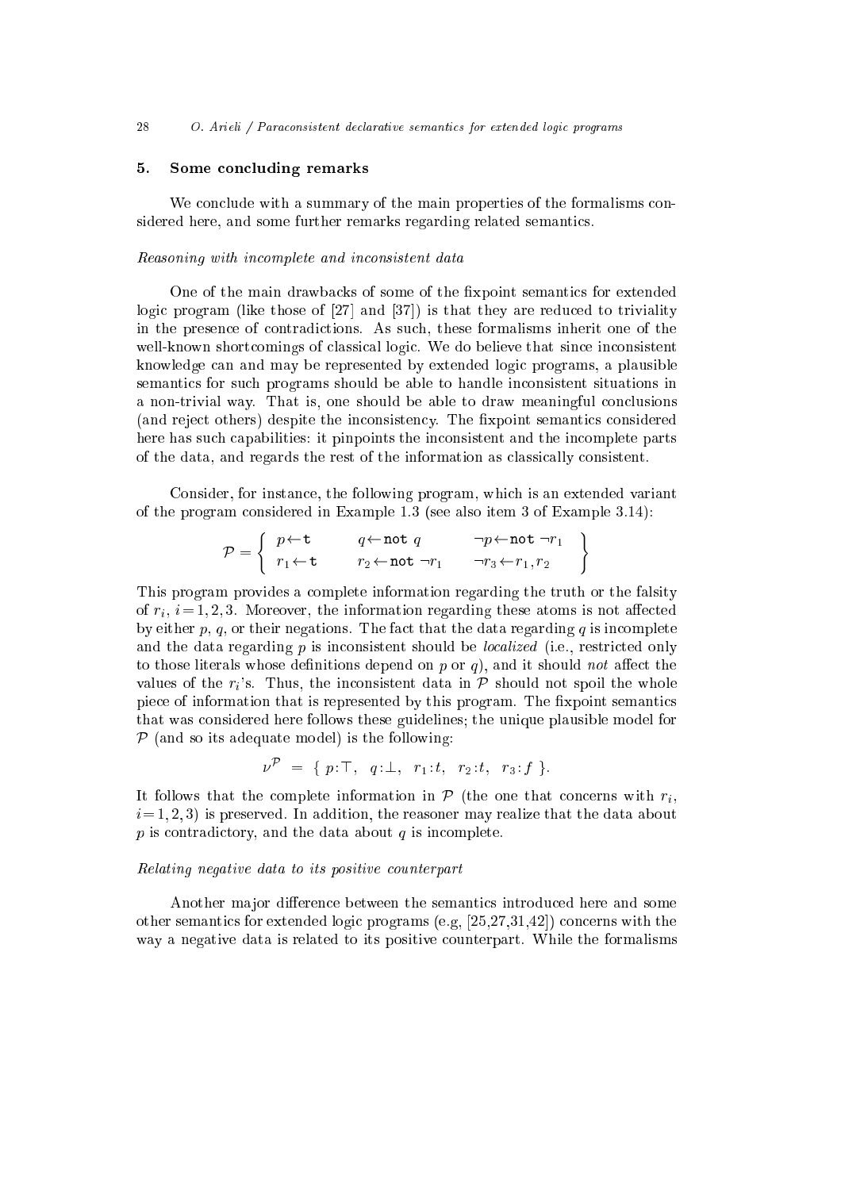## 5. Some concluding remarks

We conclude with a summary of the main properties of the formalisms considered here, and some further remarks regarding related semantics.

*Reasoning with incomplete and inconsistent data*

One of the main drawbacks of some of the fixpoint semantics for extended logic program (like those of [27] and [37]) is that they are reduced to triviality in the presence of contradictions. As such, these formalisms inherit one of the well-known shortcomings of classical logic. We do believe that since inconsistent knowledge can and may be represented by extended logic programs, a plausible semantics for such programs should be able to handle inconsistent situations in a non-trivial way. That is, one should be able to draw meaningful conclusions (and reject others) despite the inconsistency. The fixpoint semantics considered here has such capabilities: it pinpoints the inconsistent and the incomplete parts of the data, and regards the rest of the information as classically consistent.

Consider, for instance, the following program, which is an extended variant of the program considered in Example 1.3 (see also item 3 of Example 3.14):

$$\mathcal{P} = \left\{ \begin{array}{lll} p \leftarrow \mathtt{t} & q \leftarrow \mathtt{not}\ q & \neg p \leftarrow \mathtt{not}\ \neg r_1 \\ r_1 \leftarrow \mathtt{t} & r_2 \leftarrow \mathtt{not}\ \neg r_1 & \neg r_3 \leftarrow r_1, r_2 \end{array} \right\}$$

This program provides a complete information regarding the truth or the falsity of $r_i$, $i=1,2,3$. Moreover, the information regarding these atoms is not affected by either $p$, $q$, or their negations. The fact that the data regarding $q$ is incomplete and the data regarding $p$ is inconsistent should be *localized* (i.e., restricted only to those literals whose definitions depend on $p$ or $q$), and it should *not* affect the values of the $r_i$'s. Thus, the inconsistent data in $\mathcal{P}$ should not spoil the whole piece of information that is represented by this program. The fixpoint semantics that was considered here follows these guidelines; the unique plausible model for $\mathcal{P}$ (and so its adequate model) is the following:

$$\nu^{\mathcal{P}} \;=\; \{\; p\!:\!\top,\;\; q\!:\!\bot,\;\; r_1\!:\!t,\;\; r_2\!:\!t,\;\; r_3\!:\!f \;\}.$$

It follows that the complete information in $\mathcal{P}$ (the one that concerns with $r_i$, $i=1,2,3$) is preserved. In addition, the reasoner may realize that the data about $p$ is contradictory, and the data about $q$ is incomplete.

*Relating negative data to its positive counterpart*

Another major difference between the semantics introduced here and some other semantics for extended logic programs (e.g, [25,27,31,42]) concerns with the way a negative data is related to its positive counterpart. While the formalisms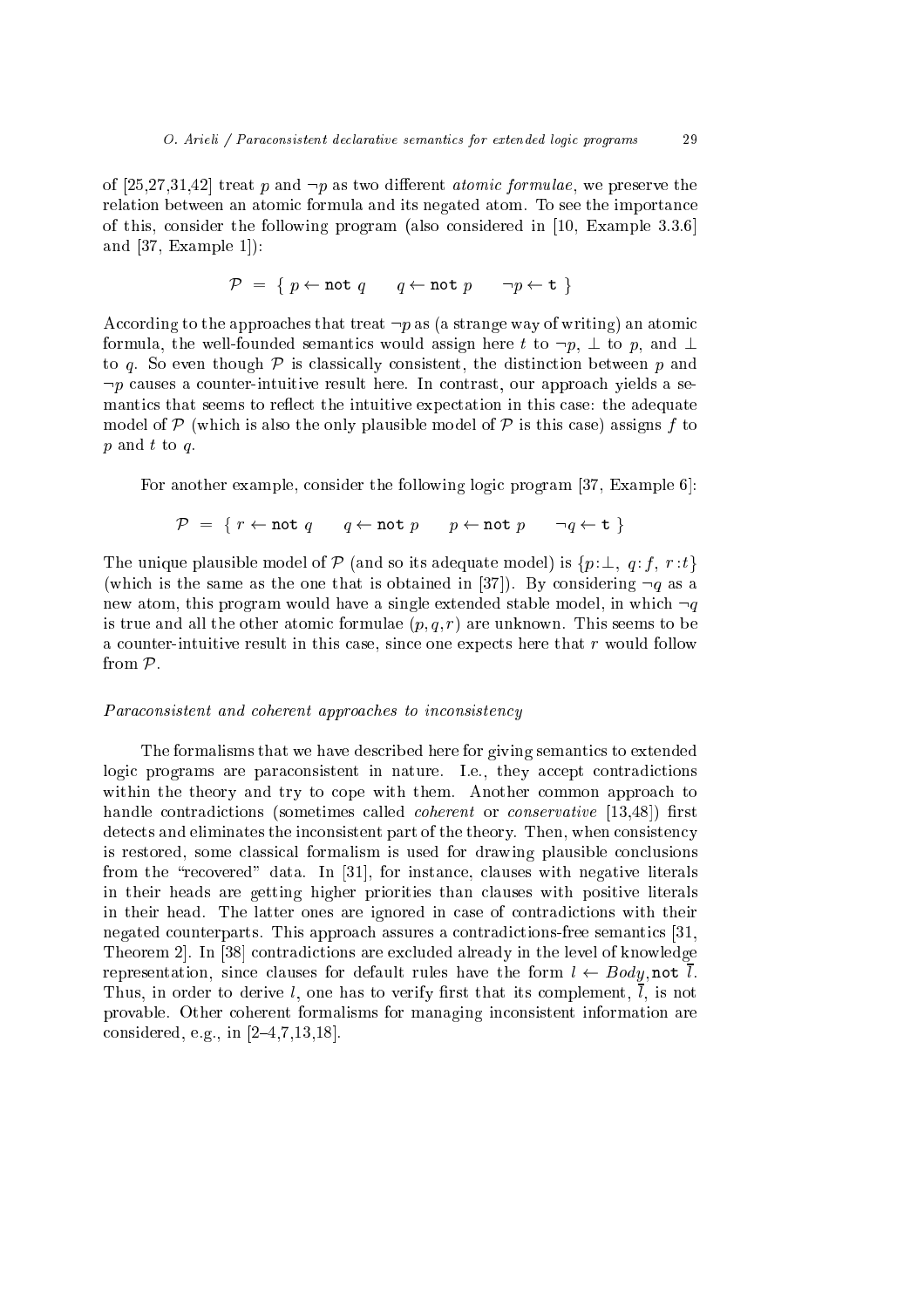of [25,27,31,42] treat $p$ and $\neg p$ as two different *atomic formulae*, we preserve the relation between an atomic formula and its negated atom. To see the importance of this, consider the following program (also considered in [10, Example 3.3.6] and [37, Example 1]):

$$\mathcal{P} \;=\; \{\; p \leftarrow \texttt{not}\; q \qquad q \leftarrow \texttt{not}\; p \qquad \neg p \leftarrow \texttt{t} \;\}$$

According to the approaches that treat $\neg p$ as (a strange way of writing) an atomic formula, the well-founded semantics would assign here $t$ to $\neg p$, $\bot$ to $p$, and $\bot$ to $q$. So even though $\mathcal{P}$ is classically consistent, the distinction between $p$ and $\neg p$ causes a counter-intuitive result here. In contrast, our approach yields a semantics that seems to reflect the intuitive expectation in this case: the adequate model of $\mathcal{P}$ (which is also the only plausible model of $\mathcal{P}$ is this case) assigns $f$ to $p$ and $t$ to $q$.

For another example, consider the following logic program [37, Example 6]:

$$\mathcal{P} \;=\; \{\; r \leftarrow \texttt{not}\; q \qquad q \leftarrow \texttt{not}\; p \qquad p \leftarrow \texttt{not}\; p \qquad \neg q \leftarrow \texttt{t} \;\}$$

The unique plausible model of $\mathcal{P}$ (and so its adequate model) is $\{p\!:\!\bot,\; q\!:\!f,\; r\!:\!t\}$ (which is the same as the one that is obtained in [37]). By considering $\neg q$ as a new atom, this program would have a single extended stable model, in which $\neg q$ is true and all the other atomic formulae $(p, q, r)$ are unknown. This seems to be a counter-intuitive result in this case, since one expects here that $r$ would follow from $\mathcal{P}$.

*Paraconsistent and coherent approaches to inconsistency*

The formalisms that we have described here for giving semantics to extended logic programs are paraconsistent in nature. I.e., they accept contradictions within the theory and try to cope with them. Another common approach to handle contradictions (sometimes called *coherent* or *conservative* [13,48]) first detects and eliminates the inconsistent part of the theory. Then, when consistency is restored, some classical formalism is used for drawing plausible conclusions from the "recovered" data. In [31], for instance, clauses with negative literals in their heads are getting higher priorities than clauses with positive literals in their head. The latter ones are ignored in case of contradictions with their negated counterparts. This approach assures a contradictions-free semantics [31, Theorem 2]. In [38] contradictions are excluded already in the level of knowledge representation, since clauses for default rules have the form $l \leftarrow Body, \texttt{not}\; \overline{l}$. Thus, in order to derive $l$, one has to verify first that its complement, $\overline{l}$, is not provable. Other coherent formalisms for managing inconsistent information are considered, e.g., in [2–4,7,13,18].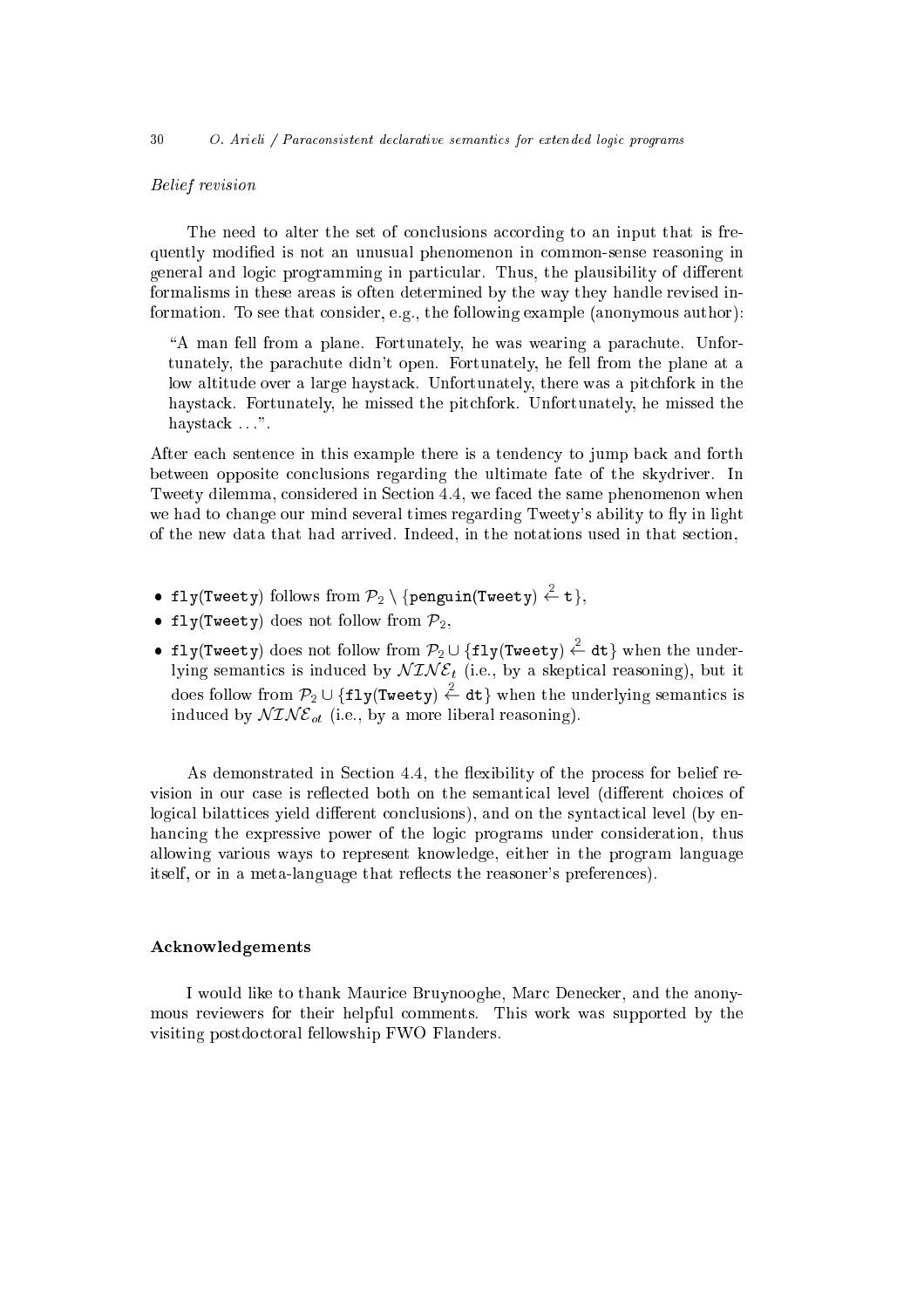*Belief revision*

The need to alter the set of conclusions according to an input that is frequently modified is not an unusual phenomenon in common-sense reasoning in general and logic programming in particular. Thus, the plausibility of different formalisms in these areas is often determined by the way they handle revised information. To see that consider, e.g., the following example (anonymous author):

> "A man fell from a plane. Fortunately, he was wearing a parachute. Unfortunately, the parachute didn't open. Fortunately, he fell from the plane at a low altitude over a large haystack. Unfortunately, there was a pitchfork in the haystack. Fortunately, he missed the pitchfork. Unfortunately, he missed the haystack ...".

After each sentence in this example there is a tendency to jump back and forth between opposite conclusions regarding the ultimate fate of the skydriver. In Tweety dilemma, considered in Section 4.4, we faced the same phenomenon when we had to change our mind several times regarding Tweety's ability to fly in light of the new data that had arrived. Indeed, in the notations used in that section,

- $\texttt{fly(Tweety)}$ follows from $\mathcal{P}_2 \setminus \{\texttt{penguin(Tweety)} \stackrel{2}{\leftarrow} \texttt{t}\}$,
- $\texttt{fly(Tweety)}$ does not follow from $\mathcal{P}_2$,
- $\texttt{fly(Tweety)}$ does not follow from $\mathcal{P}_2 \cup \{\texttt{fly(Tweety)} \stackrel{2}{\leftarrow} \texttt{dt}\}$ when the underlying semantics is induced by $\mathcal{NINE}_t$ (i.e., by a skeptical reasoning), but it does follow from $\mathcal{P}_2 \cup \{\texttt{fly(Tweety)} \stackrel{2}{\leftarrow} \texttt{dt}\}$ when the underlying semantics is induced by $\mathcal{NINE}_{ot}$ (i.e., by a more liberal reasoning).

As demonstrated in Section 4.4, the flexibility of the process for belief revision in our case is reflected both on the semantical level (different choices of logical bilattices yield different conclusions), and on the syntactical level (by enhancing the expressive power of the logic programs under consideration, thus allowing various ways to represent knowledge, either in the program language itself, or in a meta-language that reflects the reasoner's preferences).

## Acknowledgements

I would like to thank Maurice Bruynooghe, Marc Denecker, and the anonymous reviewers for their helpful comments. This work was supported by the visiting postdoctoral fellowship FWO Flanders.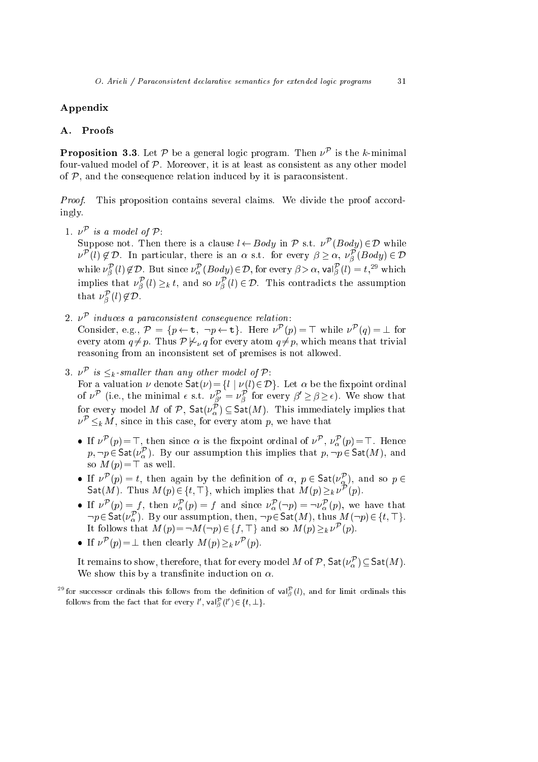## Appendix

### A. Proofs

**Proposition 3.3**. Let $\mathcal{P}$ be a general logic program. Then $\nu^{\mathcal{P}}$ is the $k$-minimal four-valued model of $\mathcal{P}$. Moreover, it is at least as consistent as any other model of $\mathcal{P}$, and the consequence relation induced by it is paraconsistent.

*Proof.* This proposition contains several claims. We divide the proof accordingly.

1. *$\nu^{\mathcal{P}}$ is a model of $\mathcal{P}$:*
   Suppose not. Then there is a clause $l \leftarrow Body$ in $\mathcal{P}$ s.t. $\nu^{\mathcal{P}}(Body) \in \mathcal{D}$ while $\nu^{\mathcal{P}}(l) \notin \mathcal{D}$. In particular, there is an $\alpha$ s.t. for every $\beta \geq \alpha$, $\nu^{\mathcal{P}}_{\beta}(Body) \in \mathcal{D}$ while $\nu^{\mathcal{P}}_{\beta}(l) \notin \mathcal{D}$. But since $\nu^{\mathcal{P}}_{\alpha}(Body) \in \mathcal{D}$, for every $\beta > \alpha$, $\mathsf{val}^{\mathcal{P}}_{\beta}(l) = t$,[29] which implies that $\nu^{\mathcal{P}}_{\beta}(l) \geq_k t$, and so $\nu^{\mathcal{P}}_{\beta}(l) \in \mathcal{D}$. This contradicts the assumption that $\nu^{\mathcal{P}}_{\beta}(l) \notin \mathcal{D}$.

2. *$\nu^{\mathcal{P}}$ induces a paraconsistent consequence relation:*
   Consider, e.g., $\mathcal{P} = \{p \leftarrow \mathtt{t},\ \neg p \leftarrow \mathtt{t}\}$. Here $\nu^{\mathcal{P}}(p) = \top$ while $\nu^{\mathcal{P}}(q) = \bot$ for every atom $q \neq p$. Thus $\mathcal{P} \not\models_{\nu} q$ for every atom $q \neq p$, which means that trivial reasoning from an inconsistent set of premises is not allowed.

3. *$\nu^{\mathcal{P}}$ is $\leq_k$-smaller than any other model of $\mathcal{P}$:*
   For a valuation $\nu$ denote $\mathsf{Sat}(\nu) = \{l \mid \nu(l) \in \mathcal{D}\}$. Let $\alpha$ be the fixpoint ordinal of $\nu^{\mathcal{P}}$ (i.e., the minimal $\epsilon$ s.t. $\nu^{\mathcal{P}}_{\beta'} = \nu^{\mathcal{P}}_{\beta}$ for every $\beta' \geq \beta \geq \epsilon$). We show that for every model $M$ of $\mathcal{P}$, $\mathsf{Sat}(\nu^{\mathcal{P}}_{\alpha}) \subseteq \mathsf{Sat}(M)$. This immediately implies that $\nu^{\mathcal{P}} \leq_k M$, since in this case, for every atom $p$, we have that

   - If $\nu^{\mathcal{P}}(p) = \top$, then since $\alpha$ is the fixpoint ordinal of $\nu^{\mathcal{P}}$, $\nu^{\mathcal{P}}_{\alpha}(p) = \top$. Hence $p, \neg p \in \mathsf{Sat}(\nu^{\mathcal{P}}_{\alpha})$. By our assumption this implies that $p, \neg p \in \mathsf{Sat}(M)$, and so $M(p) = \top$ as well.
   - If $\nu^{\mathcal{P}}(p) = t$, then again by the definition of $\alpha$, $p \in \mathsf{Sat}(\nu^{\mathcal{P}}_{\alpha})$, and so $p \in \mathsf{Sat}(M)$. Thus $M(p) \in \{t, \top\}$, which implies that $M(p) \geq_k \nu^{\mathcal{P}}(p)$.
   - If $\nu^{\mathcal{P}}(p) = f$, then $\nu^{\mathcal{P}}_{\alpha}(p) = f$ and since $\nu^{\mathcal{P}}_{\alpha}(\neg p) = \neg \nu^{\mathcal{P}}_{\alpha}(p)$, we have that $\neg p \in \mathsf{Sat}(\nu^{\mathcal{P}}_{\alpha})$. By our assumption, then, $\neg p \in \mathsf{Sat}(M)$, thus $M(\neg p) \in \{t, \top\}$. It follows that $M(p) = \neg M(\neg p) \in \{f, \top\}$ and so $M(p) \geq_k \nu^{\mathcal{P}}(p)$.
   - If $\nu^{\mathcal{P}}(p) = \bot$ then clearly $M(p) \geq_k \nu^{\mathcal{P}}(p)$.

   It remains to show, therefore, that for every model $M$ of $\mathcal{P}$, $\mathsf{Sat}(\nu^{\mathcal{P}}_{\alpha}) \subseteq \mathsf{Sat}(M)$. We show this by a transfinite induction on $\alpha$.

[29] for successor ordinals this follows from the definition of $\mathsf{val}^{\mathcal{P}}_{\beta}(l)$, and for limit ordinals this follows from the fact that for every $l'$, $\mathsf{val}^{\mathcal{P}}_{\beta}(l') \in \{t, \bot\}$.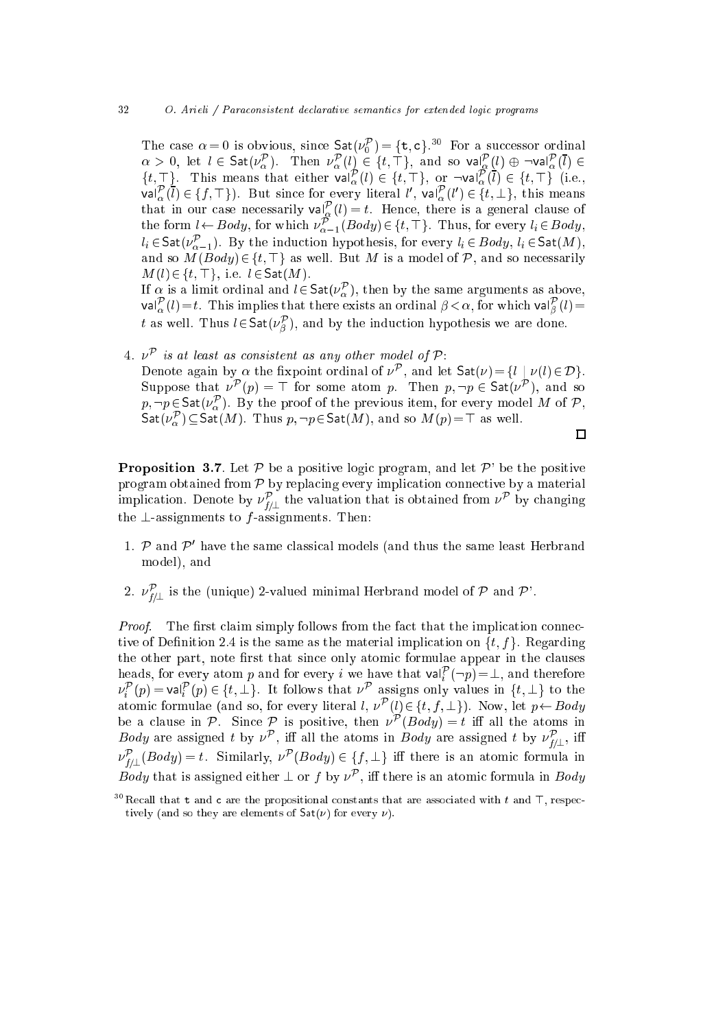The case $\alpha = 0$ is obvious, since $\mathsf{Sat}(\nu_0^{\mathcal{P}}) = \{\mathtt{t}, \mathtt{c}\}$.[30] For a successor ordinal $\alpha > 0$, let $l \in \mathsf{Sat}(\nu_\alpha^{\mathcal{P}})$. Then $\nu_\alpha^{\mathcal{P}}(l) \in \{t, \top\}$, and so $\mathsf{val}_\alpha^{\mathcal{P}}(l) \oplus \neg\mathsf{val}_\alpha^{\mathcal{P}}(\overline{l}) \in \{t, \top\}$. This means that either $\mathsf{val}_\alpha^{\mathcal{P}}(l) \in \{t, \top\}$, or $\neg\mathsf{val}_\alpha^{\mathcal{P}}(\overline{l}) \in \{t, \top\}$ (i.e., $\mathsf{val}_\alpha^{\mathcal{P}}(\overline{l}) \in \{f, \top\}$). But since for every literal $l'$, $\mathsf{val}_\alpha^{\mathcal{P}}(l') \in \{t, \bot\}$, this means that in our case necessarily $\mathsf{val}_\alpha^{\mathcal{P}}(l) = t$. Hence, there is a general clause of the form $l \leftarrow Body$, for which $\nu_{\alpha-1}^{\mathcal{P}}(Body) \in \{t, \top\}$. Thus, for every $l_i \in Body$, $l_i \in \mathsf{Sat}(\nu_{\alpha-1}^{\mathcal{P}})$. By the induction hypothesis, for every $l_i \in Body$, $l_i \in \mathsf{Sat}(M)$, and so $M(Body) \in \{t, \top\}$ as well. But $M$ is a model of $\mathcal{P}$, and so necessarily $M(l) \in \{t, \top\}$, i.e. $l \in \mathsf{Sat}(M)$.
If $\alpha$ is a limit ordinal and $l \in \mathsf{Sat}(\nu_\alpha^{\mathcal{P}})$, then by the same arguments as above, $\mathsf{val}_\alpha^{\mathcal{P}}(l) = t$. This implies that there exists an ordinal $\beta < \alpha$, for which $\mathsf{val}_\beta^{\mathcal{P}}(l) = t$ as well. Thus $l \in \mathsf{Sat}(\nu_\beta^{\mathcal{P}})$, and by the induction hypothesis we are done.

4. *$\nu^{\mathcal{P}}$ is at least as consistent as any other model of $\mathcal{P}$:*
Denote again by $\alpha$ the fixpoint ordinal of $\nu^{\mathcal{P}}$, and let $\mathsf{Sat}(\nu) = \{l \mid \nu(l) \in \mathcal{D}\}$. Suppose that $\nu^{\mathcal{P}}(p) = \top$ for some atom $p$. Then $p, \neg p \in \mathsf{Sat}(\nu^{\mathcal{P}})$, and so $p, \neg p \in \mathsf{Sat}(\nu_\alpha^{\mathcal{P}})$. By the proof of the previous item, for every model $M$ of $\mathcal{P}$, $\mathsf{Sat}(\nu_\alpha^{\mathcal{P}}) \subseteq \mathsf{Sat}(M)$. Thus $p, \neg p \in \mathsf{Sat}(M)$, and so $M(p) = \top$ as well.

□

**Proposition 3.7**. Let $\mathcal{P}$ be a positive logic program, and let $\mathcal{P}$' be the positive program obtained from $\mathcal{P}$ by replacing every implication connective by a material implication. Denote by $\nu_{f/\bot}^{\mathcal{P}}$ the valuation that is obtained from $\nu^{\mathcal{P}}$ by changing the $\bot$-assignments to $f$-assignments. Then:

1. $\mathcal{P}$ and $\mathcal{P}'$ have the same classical models (and thus the same least Herbrand model), and
2. $\nu_{f/\bot}^{\mathcal{P}}$ is the (unique) 2-valued minimal Herbrand model of $\mathcal{P}$ and $\mathcal{P}$'.

*Proof*. The first claim simply follows from the fact that the implication connective of Definition 2.4 is the same as the material implication on $\{t, f\}$. Regarding the other part, note first that since only atomic formulae appear in the clauses heads, for every atom $p$ and for every $i$ we have that $\mathsf{val}_i^{\mathcal{P}}(\neg p) = \bot$, and therefore $\nu_i^{\mathcal{P}}(p) = \mathsf{val}_i^{\mathcal{P}}(p) \in \{t, \bot\}$. It follows that $\nu^{\mathcal{P}}$ assigns only values in $\{t, \bot\}$ to the atomic formulae (and so, for every literal $l$, $\nu^{\mathcal{P}}(l) \in \{t, f, \bot\}$). Now, let $p \leftarrow Body$ be a clause in $\mathcal{P}$. Since $\mathcal{P}$ is positive, then $\nu^{\mathcal{P}}(Body) = t$ iff all the atoms in $Body$ are assigned $t$ by $\nu^{\mathcal{P}}$, iff all the atoms in $Body$ are assigned $t$ by $\nu_{f/\bot}^{\mathcal{P}}$, iff $\nu_{f/\bot}^{\mathcal{P}}(Body) = t$. Similarly, $\nu^{\mathcal{P}}(Body) \in \{f, \bot\}$ iff there is an atomic formula in $Body$ that is assigned either $\bot$ or $f$ by $\nu^{\mathcal{P}}$, iff there is an atomic formula in $Body$

[30] Recall that $\mathtt{t}$ and $\mathtt{c}$ are the propositional constants that are associated with $t$ and $\top$, respectively (and so they are elements of $\mathsf{Sat}(\nu)$ for every $\nu$).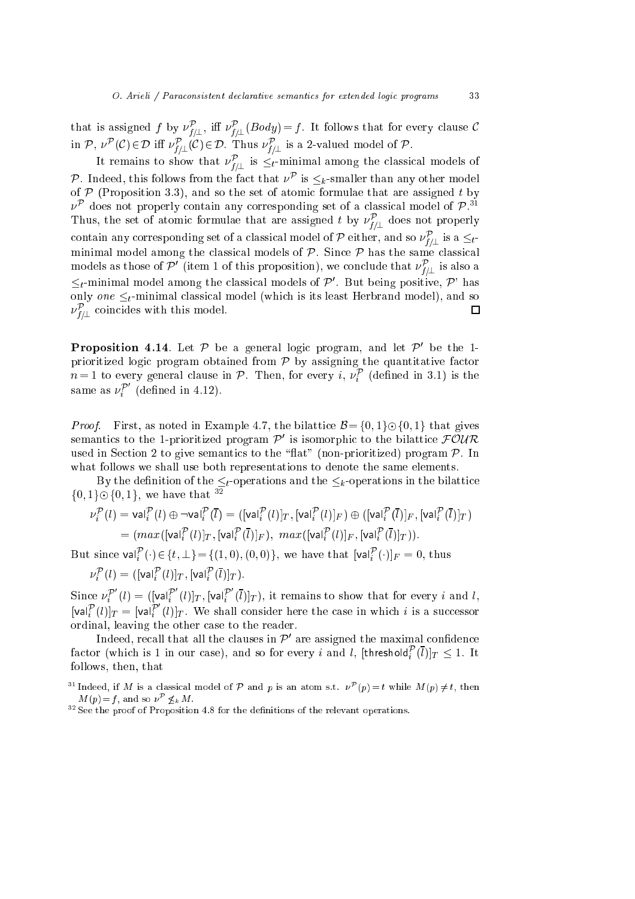that is assigned $f$ by $\nu^{\mathcal{P}}_{f/\perp}$, iff $\nu^{\mathcal{P}}_{f/\perp}(Body) = f$. It follows that for every clause $\mathcal{C}$ in $\mathcal{P}$, $\nu^{\mathcal{P}}(\mathcal{C}) \in \mathcal{D}$ iff $\nu^{\mathcal{P}}_{f/\perp}(\mathcal{C}) \in \mathcal{D}$. Thus $\nu^{\mathcal{P}}_{f/\perp}$ is a 2-valued model of $\mathcal{P}$.

It remains to show that $\nu^{\mathcal{P}}_{f/\perp}$ is $\leq_t$-minimal among the classical models of $\mathcal{P}$. Indeed, this follows from the fact that $\nu^{\mathcal{P}}$ is $\leq_k$-smaller than any other model of $\mathcal{P}$ (Proposition 3.3), and so the set of atomic formulae that are assigned $t$ by $\nu^{\mathcal{P}}$ does not properly contain any corresponding set of a classical model of $\mathcal{P}$.[31] Thus, the set of atomic formulae that are assigned $t$ by $\nu^{\mathcal{P}}_{f/\perp}$ does not properly contain any corresponding set of a classical model of $\mathcal{P}$ either, and so $\nu^{\mathcal{P}}_{f/\perp}$ is a $\leq_t$-minimal model among the classical models of $\mathcal{P}$. Since $\mathcal{P}$ has the same classical models as those of $\mathcal{P}'$ (item 1 of this proposition), we conclude that $\nu^{\mathcal{P}}_{f/\perp}$ is also a $\leq_t$-minimal model among the classical models of $\mathcal{P}'$. But being positive, $\mathcal{P}$' has only *one* $\leq_t$-minimal classical model (which is its least Herbrand model), and so $\nu^{\mathcal{P}}_{f/\perp}$ coincides with this model. □

**Proposition 4.14**. Let $\mathcal{P}$ be a general logic program, and let $\mathcal{P}'$ be the 1-prioritized logic program obtained from $\mathcal{P}$ by assigning the quantitative factor $n=1$ to every general clause in $\mathcal{P}$. Then, for every $i$, $\nu^{\mathcal{P}}_i$ (defined in 3.1) is the same as $\nu^{\mathcal{P}'}_i$ (defined in 4.12).

*Proof*. First, as noted in Example 4.7, the bilattice $\mathcal{B} = \{0,1\} \odot \{0,1\}$ that gives semantics to the 1-prioritized program $\mathcal{P}'$ is isomorphic to the bilattice $\mathcal{FOUR}$ used in Section 2 to give semantics to the "flat" (non-prioritized) program $\mathcal{P}$. In what follows we shall use both representations to denote the same elements.

By the definition of the $\leq_t$-operations and the $\leq_k$-operations in the bilattice $\{0,1\} \odot \{0,1\}$, we have that [32]

$$
\begin{aligned}
\nu^{\mathcal{P}}_i(l) &= \mathsf{val}^{\mathcal{P}}_i(l) \oplus \neg \mathsf{val}^{\mathcal{P}}_i(\overline{l}) = ([\mathsf{val}^{\mathcal{P}}_i(l)]_T, [\mathsf{val}^{\mathcal{P}}_i(l)]_F) \oplus ([\mathsf{val}^{\mathcal{P}}_i(\overline{l})]_F, [\mathsf{val}^{\mathcal{P}}_i(\overline{l})]_T) \\
&= (max([\mathsf{val}^{\mathcal{P}}_i(l)]_T, [\mathsf{val}^{\mathcal{P}}_i(\overline{l})]_F),\ max([\mathsf{val}^{\mathcal{P}}_i(l)]_F, [\mathsf{val}^{\mathcal{P}}_i(\overline{l})]_T)).
\end{aligned}
$$

But since $\mathsf{val}^{\mathcal{P}}_i(\cdot) \in \{t, \perp\} = \{(1,0),(0,0)\}$, we have that $[\mathsf{val}^{\mathcal{P}}_i(\cdot)]_F = 0$, thus

$$
\nu^{\mathcal{P}}_i(l) = ([\mathsf{val}^{\mathcal{P}}_i(l)]_T, [\mathsf{val}^{\mathcal{P}}_i(\overline{l})]_T).
$$

Since $\nu^{\mathcal{P}'}_i(l) = ([\mathsf{val}^{\mathcal{P}'}_i(l)]_T, [\mathsf{val}^{\mathcal{P}'}_i(\overline{l})]_T)$, it remains to show that for every $i$ and $l$, $[\mathsf{val}^{\mathcal{P}}_i(l)]_T = [\mathsf{val}^{\mathcal{P}'}_i(l)]_T$. We shall consider here the case in which $i$ is a successor ordinal, leaving the other case to the reader.

Indeed, recall that all the clauses in $\mathcal{P}'$ are assigned the maximal confidence factor (which is 1 in our case), and so for every $i$ and $l$, $[\mathsf{threshold}^{\mathcal{P}}_i(\overline{l})]_T \leq 1$. It follows, then, that

[31] Indeed, if $M$ is a classical model of $\mathcal{P}$ and $p$ is an atom s.t. $\nu^{\mathcal{P}}(p) = t$ while $M(p) \neq t$, then $M(p) = f$, and so $\nu^{\mathcal{P}} \not\leq_k M$.

[32] See the proof of Proposition 4.8 for the definitions of the relevant operations.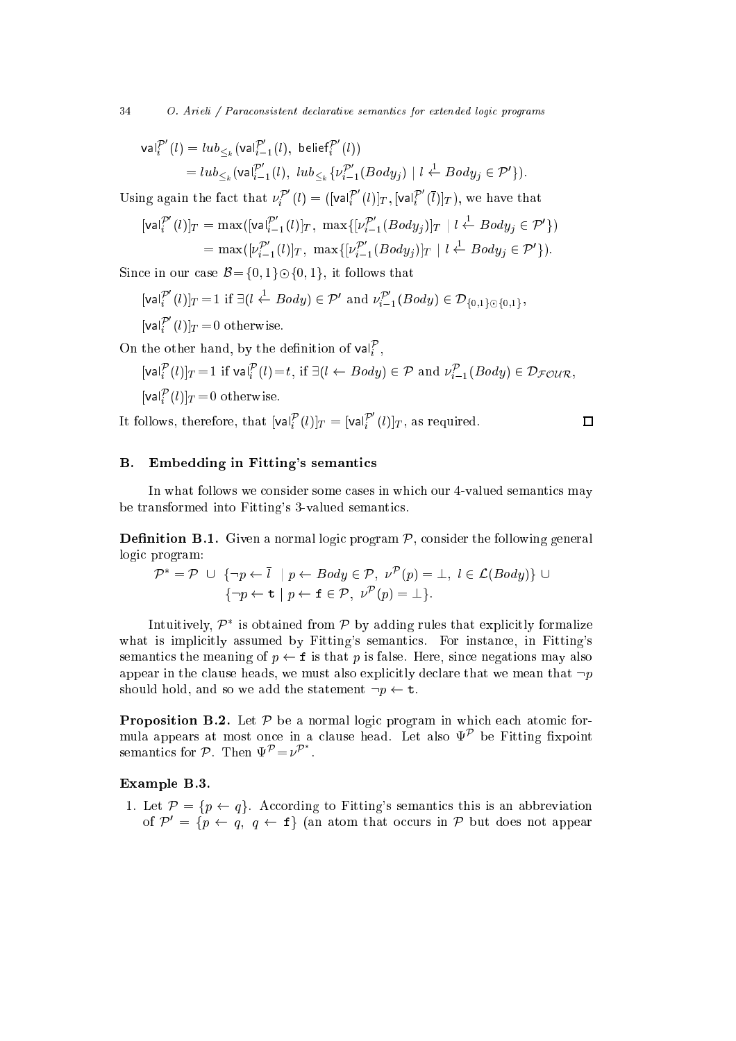$$\mathsf{val}_i^{\mathcal{P}'}(l) = lub_{\leq_k}(\mathsf{val}_{i-1}^{\mathcal{P}'}(l),\ \mathsf{belief}_i^{\mathcal{P}'}(l))$$

$$= lub_{\leq_k}(\mathsf{val}_{i-1}^{\mathcal{P}'}(l),\ lub_{\leq_k}\{\nu_{i-1}^{\mathcal{P}'}(Body_j) \mid l \xleftarrow{1} Body_j \in \mathcal{P}'\}).$$

Using again the fact that $\nu_i^{\mathcal{P}'}(l) = ([\mathsf{val}_i^{\mathcal{P}'}(l)]_T, [\mathsf{val}_i^{\mathcal{P}'}(\overline{l})]_T)$, we have that

$$[\mathsf{val}_i^{\mathcal{P}'}(l)]_T = \max([\mathsf{val}_{i-1}^{\mathcal{P}'}(l)]_T,\ \max\{[\nu_{i-1}^{\mathcal{P}'}(Body_j)]_T \mid l \xleftarrow{1} Body_j \in \mathcal{P}'\})$$

$$= \max([\nu_{i-1}^{\mathcal{P}'}(l)]_T,\ \max\{[\nu_{i-1}^{\mathcal{P}'}(Body_j)]_T \mid l \xleftarrow{1} Body_j \in \mathcal{P}'\}).$$

Since in our case $\mathcal{B} = \{0,1\} \odot \{0,1\}$, it follows that

$[\mathsf{val}_i^{\mathcal{P}'}(l)]_T = 1$ if $\exists (l \xleftarrow{1} Body) \in \mathcal{P}'$ and $\nu_{i-1}^{\mathcal{P}'}(Body) \in \mathcal{D}_{\{0,1\}\odot\{0,1\}}$,

$[\mathsf{val}_i^{\mathcal{P}'}(l)]_T = 0$ otherwise.

On the other hand, by the definition of $\mathsf{val}_i^{\mathcal{P}}$,

$[\mathsf{val}_i^{\mathcal{P}}(l)]_T = 1$ if $\mathsf{val}_i^{\mathcal{P}}(l) = t$, if $\exists (l \leftarrow Body) \in \mathcal{P}$ and $\nu_{i-1}^{\mathcal{P}}(Body) \in \mathcal{D}_{\mathcal{FOUR}}$,

$[\mathsf{val}_i^{\mathcal{P}}(l)]_T = 0$ otherwise.

It follows, therefore, that $[\mathsf{val}_i^{\mathcal{P}}(l)]_T = [\mathsf{val}_i^{\mathcal{P}'}(l)]_T$, as required. $\square$

## B. Embedding in Fitting's semantics

In what follows we consider some cases in which our 4-valued semantics may be transformed into Fitting's 3-valued semantics.

**Definition B.1.** Given a normal logic program $\mathcal{P}$, consider the following general logic program:

$$\mathcal{P}^* = \mathcal{P} \ \cup\ \{\neg p \leftarrow \overline{l} \mid p \leftarrow Body \in \mathcal{P},\ \nu^{\mathcal{P}}(p) = \bot,\ l \in \mathcal{L}(Body)\} \ \cup$$
$$\{\neg p \leftarrow \mathtt{t} \mid p \leftarrow \mathtt{f} \in \mathcal{P},\ \nu^{\mathcal{P}}(p) = \bot\}.$$

Intuitively, $\mathcal{P}^*$ is obtained from $\mathcal{P}$ by adding rules that explicitly formalize what is implicitly assumed by Fitting's semantics. For instance, in Fitting's semantics the meaning of $p \leftarrow \mathtt{f}$ is that $p$ is false. Here, since negations may also appear in the clause heads, we must also explicitly declare that we mean that $\neg p$ should hold, and so we add the statement $\neg p \leftarrow \mathtt{t}$.

**Proposition B.2.** Let $\mathcal{P}$ be a normal logic program in which each atomic formula appears at most once in a clause head. Let also $\Psi^{\mathcal{P}}$ be Fitting fixpoint semantics for $\mathcal{P}$. Then $\Psi^{\mathcal{P}} = \nu^{\mathcal{P}^*}$.

**Example B.3.**

1. Let $\mathcal{P} = \{p \leftarrow q\}$. According to Fitting's semantics this is an abbreviation of $\mathcal{P}' = \{p \leftarrow q,\ q \leftarrow \mathtt{f}\}$ (an atom that occurs in $\mathcal{P}$ but does not appear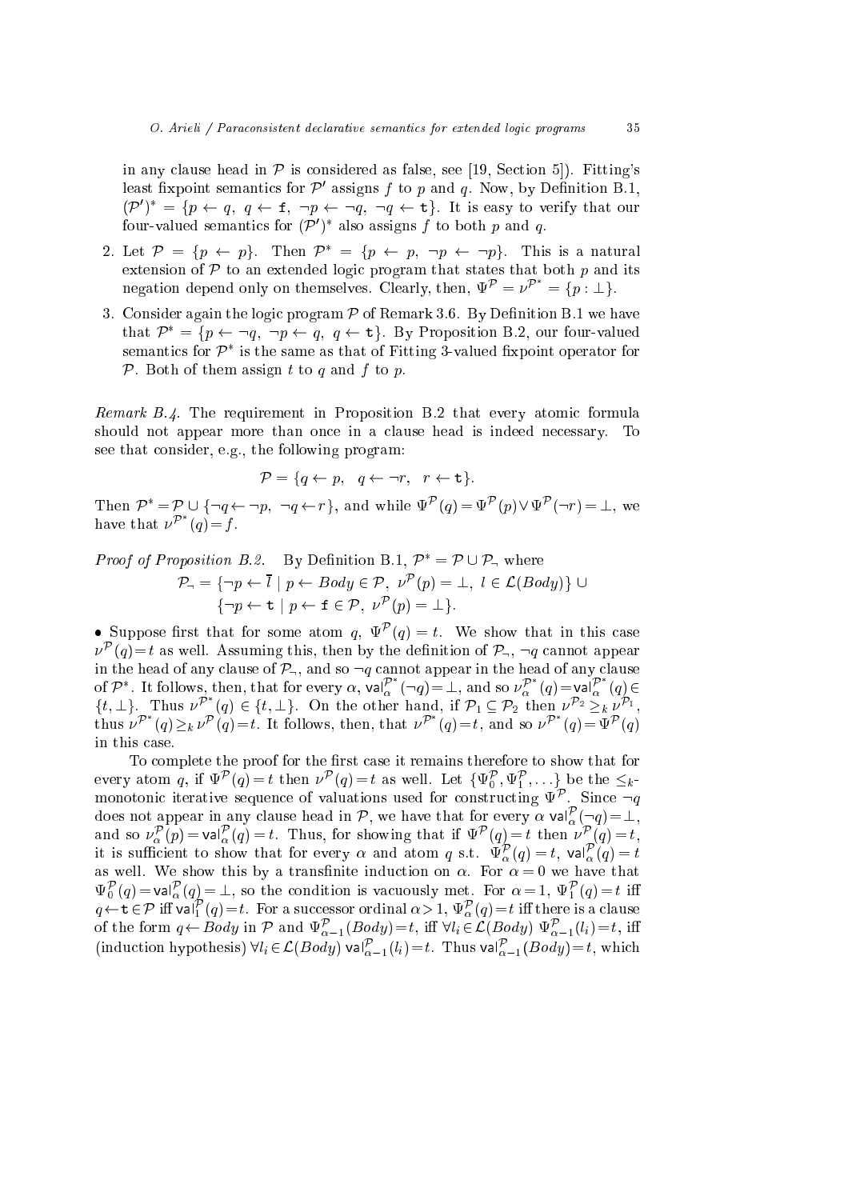in any clause head in $\mathcal{P}$ is considered as false, see [19, Section 5]). Fitting's least fixpoint semantics for $\mathcal{P}'$ assigns $f$ to $p$ and $q$. Now, by Definition B.1, $(\mathcal{P}')^* = \{p \leftarrow q,\ q \leftarrow \mathtt{f},\ \neg p \leftarrow \neg q,\ \neg q \leftarrow \mathtt{t}\}$. It is easy to verify that our four-valued semantics for $(\mathcal{P}')^*$ also assigns $f$ to both $p$ and $q$.

2. Let $\mathcal{P} = \{p \leftarrow p\}$. Then $\mathcal{P}^* = \{p \leftarrow p,\ \neg p \leftarrow \neg p\}$. This is a natural extension of $\mathcal{P}$ to an extended logic program that states that both $p$ and its negation depend only on themselves. Clearly, then, $\Psi^{\mathcal{P}} = \nu^{\mathcal{P}^*} = \{p : \bot\}$.

3. Consider again the logic program $\mathcal{P}$ of Remark 3.6. By Definition B.1 we have that $\mathcal{P}^* = \{p \leftarrow \neg q,\ \neg p \leftarrow q,\ q \leftarrow \mathtt{t}\}$. By Proposition B.2, our four-valued semantics for $\mathcal{P}^*$ is the same as that of Fitting 3-valued fixpoint operator for $\mathcal{P}$. Both of them assign $t$ to $q$ and $f$ to $p$.

*Remark B.4.* The requirement in Proposition B.2 that every atomic formula should not appear more than once in a clause head is indeed necessary. To see that consider, e.g., the following program:

$$\mathcal{P} = \{q \leftarrow p,\ \ q \leftarrow \neg r,\ \ r \leftarrow \mathtt{t}\}.$$

Then $\mathcal{P}^* = \mathcal{P} \cup \{\neg q \leftarrow \neg p,\ \neg q \leftarrow r\}$, and while $\Psi^{\mathcal{P}}(q) = \Psi^{\mathcal{P}}(p) \vee \Psi^{\mathcal{P}}(\neg r) = \bot$, we have that $\nu^{\mathcal{P}^*}(q) = f$.

*Proof of Proposition B.2.* By Definition B.1, $\mathcal{P}^* = \mathcal{P} \cup \mathcal{P}_\neg$ where

$$\mathcal{P}_\neg = \{\neg p \leftarrow \overline{l} \mid p \leftarrow Body \in \mathcal{P},\ \nu^{\mathcal{P}}(p) = \bot,\ l \in \mathcal{L}(Body)\} \cup \{\neg p \leftarrow \mathtt{t} \mid p \leftarrow \mathtt{f} \in \mathcal{P},\ \nu^{\mathcal{P}}(p) = \bot\}.$$

• Suppose first that for some atom $q$, $\Psi^{\mathcal{P}}(q) = t$. We show that in this case $\nu^{\mathcal{P}}(q) = t$ as well. Assuming this, then by the definition of $\mathcal{P}_\neg$, $\neg q$ cannot appear in the head of any clause of $\mathcal{P}_\neg$, and so $\neg q$ cannot appear in the head of any clause of $\mathcal{P}^*$. It follows, then, that for every $\alpha$, $\mathsf{val}^{\mathcal{P}^*}_\alpha(\neg q) = \bot$, and so $\nu^{\mathcal{P}^*}_\alpha(q) = \mathsf{val}^{\mathcal{P}^*}_\alpha(q) \in \{t, \bot\}$. Thus $\nu^{\mathcal{P}^*}(q) \in \{t, \bot\}$. On the other hand, if $\mathcal{P}_1 \subseteq \mathcal{P}_2$ then $\nu^{\mathcal{P}_2} \geq_k \nu^{\mathcal{P}_1}$, thus $\nu^{\mathcal{P}^*}(q) \geq_k \nu^{\mathcal{P}}(q) = t$. It follows, then, that $\nu^{\mathcal{P}^*}(q) = t$, and so $\nu^{\mathcal{P}^*}(q) = \Psi^{\mathcal{P}}(q)$ in this case.

To complete the proof for the first case it remains therefore to show that for every atom $q$, if $\Psi^{\mathcal{P}}(q) = t$ then $\nu^{\mathcal{P}}(q) = t$ as well. Let $\{\Psi^{\mathcal{P}}_0, \Psi^{\mathcal{P}}_1, \ldots\}$ be the $\leq_k$-monotonic iterative sequence of valuations used for constructing $\Psi^{\mathcal{P}}$. Since $\neg q$ does not appear in any clause head in $\mathcal{P}$, we have that for every $\alpha$ $\mathsf{val}^{\mathcal{P}}_\alpha(\neg q) = \bot$, and so $\nu^{\mathcal{P}}_\alpha(p) = \mathsf{val}^{\mathcal{P}}_\alpha(q) = t$. Thus, for showing that if $\Psi^{\mathcal{P}}(q) = t$ then $\nu^{\mathcal{P}}(q) = t$, it is sufficient to show that for every $\alpha$ and atom $q$ s.t. $\Psi^{\mathcal{P}}_\alpha(q) = t$, $\mathsf{val}^{\mathcal{P}}_\alpha(q) = t$ as well. We show this by a transfinite induction on $\alpha$. For $\alpha = 0$ we have that $\Psi^{\mathcal{P}}_0(q) = \mathsf{val}^{\mathcal{P}}_\alpha(q) = \bot$, so the condition is vacuously met. For $\alpha = 1$, $\Psi^{\mathcal{P}}_1(q) = t$ iff $q \leftarrow \mathtt{t} \in \mathcal{P}$ iff $\mathsf{val}^{\mathcal{P}}_1(q) = t$. For a successor ordinal $\alpha > 1$, $\Psi^{\mathcal{P}}_\alpha(q) = t$ iff there is a clause of the form $q \leftarrow Body$ in $\mathcal{P}$ and $\Psi^{\mathcal{P}}_{\alpha-1}(Body) = t$, iff $\forall l_i \in \mathcal{L}(Body)\ \Psi^{\mathcal{P}}_{\alpha-1}(l_i) = t$, iff (induction hypothesis) $\forall l_i \in \mathcal{L}(Body)\ \mathsf{val}^{\mathcal{P}}_{\alpha-1}(l_i) = t$. Thus $\mathsf{val}^{\mathcal{P}}_{\alpha-1}(Body) = t$, which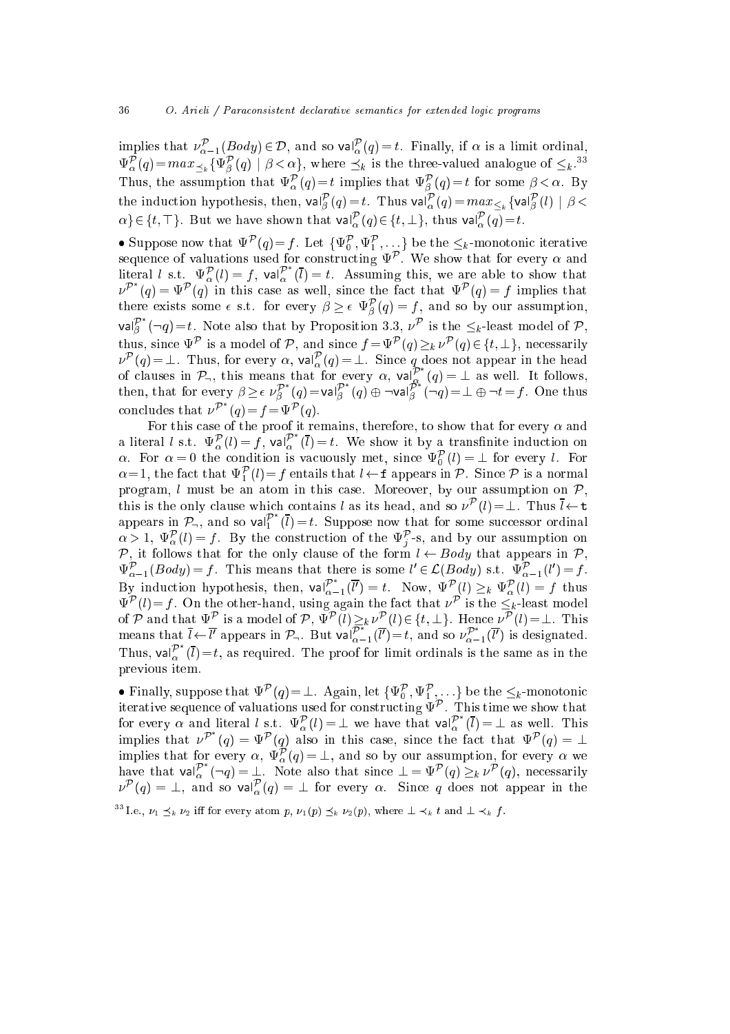implies that $\nu^{\mathcal{P}}_{\alpha-1}(Body) \in \mathcal{D}$, and so $\mathsf{val}|^{\mathcal{P}}_{\alpha}(q) = t$. Finally, if $\alpha$ is a limit ordinal, $\Psi^{\mathcal{P}}_{\alpha}(q) = max_{\preceq_k}\{\Psi^{\mathcal{P}}_{\beta}(q) \mid \beta < \alpha\}$, where $\preceq_k$ is the three-valued analogue of $\leq_k$.[33] Thus, the assumption that $\Psi^{\mathcal{P}}_{\alpha}(q) = t$ implies that $\Psi^{\mathcal{P}}_{\beta}(q) = t$ for some $\beta < \alpha$. By the induction hypothesis, then, $\mathsf{val}|^{\mathcal{P}}_{\beta}(q) = t$. Thus $\mathsf{val}|^{\mathcal{P}}_{\alpha}(q) = max_{\leq_k}\{\mathsf{val}|^{\mathcal{P}}_{\beta}(l) \mid \beta < \alpha\} \in \{t, \top\}$. But we have shown that $\mathsf{val}|^{\mathcal{P}}_{\alpha}(q) \in \{t, \bot\}$, thus $\mathsf{val}|^{\mathcal{P}}_{\alpha}(q) = t$.

• Suppose now that $\Psi^{\mathcal{P}}(q) = f$. Let $\{\Psi^{\mathcal{P}}_0, \Psi^{\mathcal{P}}_1, \ldots\}$ be the $\leq_k$-monotonic iterative sequence of valuations used for constructing $\Psi^{\mathcal{P}}$. We show that for every $\alpha$ and literal $l$ s.t. $\Psi^{\mathcal{P}}_{\alpha}(l) = f$, $\mathsf{val}|^{\mathcal{P}^*}_{\alpha}(\overline{l}) = t$. Assuming this, we are able to show that $\nu^{\mathcal{P}^*}(q) = \Psi^{\mathcal{P}}(q)$ in this case as well, since the fact that $\Psi^{\mathcal{P}}(q) = f$ implies that there exists some $\epsilon$ s.t. for every $\beta \geq \epsilon$ $\Psi^{\mathcal{P}}_{\beta}(q) = f$, and so by our assumption, $\mathsf{val}|^{\mathcal{P}^*}_{\beta}(\neg q) = t$. Note also that by Proposition 3.3, $\nu^{\mathcal{P}}$ is the $\leq_k$-least model of $\mathcal{P}$, thus, since $\Psi^{\mathcal{P}}$ is a model of $\mathcal{P}$, and since $f = \Psi^{\mathcal{P}}(q) \geq_k \nu^{\mathcal{P}}(q) \in \{t, \bot\}$, necessarily $\nu^{\mathcal{P}}(q) = \bot$. Thus, for every $\alpha$, $\mathsf{val}|^{\mathcal{P}}_{\alpha}(q) = \bot$. Since $q$ does not appear in the head of clauses in $\mathcal{P}_{\neg}$, this means that for every $\alpha$, $\mathsf{val}|^{\mathcal{P}^*}_{\alpha}(q) = \bot$ as well. It follows, then, that for every $\beta \geq \epsilon$ $\nu^{\mathcal{P}^*}_{\beta}(q) = \mathsf{val}|^{\mathcal{P}^*}_{\beta}(q) \oplus \neg \mathsf{val}|^{\mathcal{P}^*}_{\beta}(\neg q) = \bot \oplus \neg t = f$. One thus concludes that $\nu^{\mathcal{P}^*}(q) = f = \Psi^{\mathcal{P}}(q)$.

For this case of the proof it remains, therefore, to show that for every $\alpha$ and a literal $l$ s.t. $\Psi^{\mathcal{P}}_{\alpha}(l) = f$, $\mathsf{val}|^{\mathcal{P}^*}_{\alpha}(\overline{l}) = t$. We show it by a transfinite induction on $\alpha$. For $\alpha = 0$ the condition is vacuously met, since $\Psi^{\mathcal{P}}_0(l) = \bot$ for every $l$. For $\alpha = 1$, the fact that $\Psi^{\mathcal{P}}_1(l) = f$ entails that $l \leftarrow \mathtt{f}$ appears in $\mathcal{P}$. Since $\mathcal{P}$ is a normal program, $l$ must be an atom in this case. Moreover, by our assumption on $\mathcal{P}$, this is the only clause which contains $l$ as its head, and so $\nu^{\mathcal{P}}(l) = \bot$. Thus $\overline{l} \leftarrow \mathtt{t}$ appears in $\mathcal{P}_{\neg}$, and so $\mathsf{val}|^{\mathcal{P}^*}_1(\overline{l}) = t$. Suppose now that for some successor ordinal $\alpha > 1$, $\Psi^{\mathcal{P}}_{\alpha}(l) = f$. By the construction of the $\Psi^{\mathcal{P}}_j$-s, and by our assumption on $\mathcal{P}$, it follows that for the only clause of the form $l \leftarrow Body$ that appears in $\mathcal{P}$, $\Psi^{\mathcal{P}}_{\alpha-1}(Body) = f$. This means that there is some $l' \in \mathcal{L}(Body)$ s.t. $\Psi^{\mathcal{P}}_{\alpha-1}(l') = f$. By induction hypothesis, then, $\mathsf{val}|^{\mathcal{P}^*}_{\alpha-1}(\overline{l'}) = t$. Now, $\Psi^{\mathcal{P}}(l) \geq_k \Psi^{\mathcal{P}}_{\alpha}(l) = f$ thus $\Psi^{\mathcal{P}}(l) = f$. On the other-hand, using again the fact that $\nu^{\mathcal{P}}$ is the $\leq_k$-least model of $\mathcal{P}$ and that $\Psi^{\mathcal{P}}$ is a model of $\mathcal{P}$, $\Psi^{\mathcal{P}}(l) \geq_k \nu^{\mathcal{P}}(l) \in \{t, \bot\}$. Hence $\nu^{\mathcal{P}}(l) = \bot$. This means that $\overline{l} \leftarrow \overline{l'}$ appears in $\mathcal{P}_{\neg}$. But $\mathsf{val}|^{\mathcal{P}^*}_{\alpha-1}(\overline{l'}) = t$, and so $\nu^{\mathcal{P}^*}_{\alpha-1}(\overline{l'})$ is designated. Thus, $\mathsf{val}|^{\mathcal{P}^*}_{\alpha}(\overline{l}) = t$, as required. The proof for limit ordinals is the same as in the previous item.

• Finally, suppose that $\Psi^{\mathcal{P}}(q) = \bot$. Again, let $\{\Psi^{\mathcal{P}}_0, \Psi^{\mathcal{P}}_1, \ldots\}$ be the $\leq_k$-monotonic iterative sequence of valuations used for constructing $\Psi^{\mathcal{P}}$. This time we show that for every $\alpha$ and literal $l$ s.t. $\Psi^{\mathcal{P}}_{\alpha}(l) = \bot$ we have that $\mathsf{val}|^{\mathcal{P}^*}_{\alpha}(\overline{l}) = \bot$ as well. This implies that $\nu^{\mathcal{P}^*}(q) = \Psi^{\mathcal{P}}(q)$ also in this case, since the fact that $\Psi^{\mathcal{P}}(q) = \bot$ implies that for every $\alpha$, $\Psi^{\mathcal{P}}_{\alpha}(q) = \bot$, and so by our assumption, for every $\alpha$ we have that $\mathsf{val}|^{\mathcal{P}^*}_{\alpha}(\neg q) = \bot$. Note also that since $\bot = \Psi^{\mathcal{P}}(q) \geq_k \nu^{\mathcal{P}}(q)$, necessarily $\nu^{\mathcal{P}}(q) = \bot$, and so $\mathsf{val}|^{\mathcal{P}}_{\alpha}(q) = \bot$ for every $\alpha$. Since $q$ does not appear in the

[33] I.e., $\nu_1 \preceq_k \nu_2$ iff for every atom $p$, $\nu_1(p) \preceq_k \nu_2(p)$, where $\bot \prec_k t$ and $\bot \prec_k f$.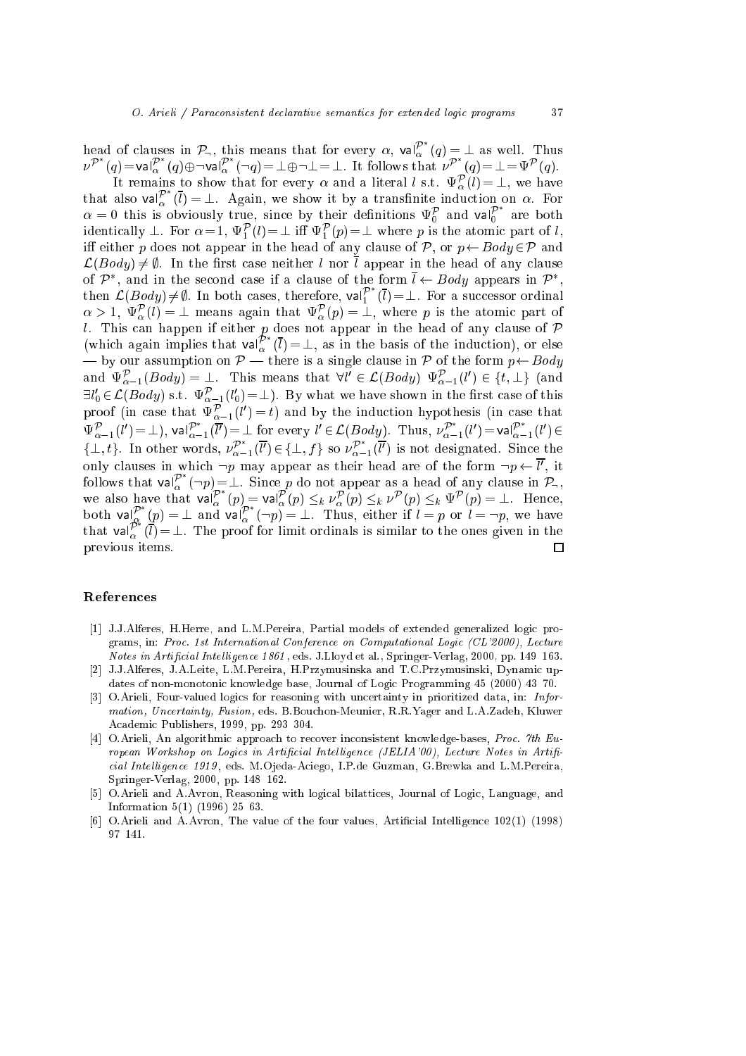head of clauses in $\mathcal{P}_\neg$, this means that for every $\alpha$, $\mathsf{val}_\alpha^{\mathcal{P}^*}(q)=\bot$ as well. Thus $\nu^{\mathcal{P}^*}(q)=\mathsf{val}_\alpha^{\mathcal{P}^*}(q)\oplus\neg\mathsf{val}_\alpha^{\mathcal{P}^*}(\neg q)=\bot\oplus\neg\bot=\bot$. It follows that $\nu^{\mathcal{P}^*}(q)=\bot=\Psi^{\mathcal{P}}(q)$.

It remains to show that for every $\alpha$ and a literal $l$ s.t. $\Psi_\alpha^{\mathcal{P}}(l)=\bot$, we have that also $\mathsf{val}_\alpha^{\mathcal{P}^*}(\overline{l})=\bot$. Again, we show it by a transfinite induction on $\alpha$. For $\alpha=0$ this is obviously true, since by their definitions $\Psi_0^{\mathcal{P}}$ and $\mathsf{val}_0^{\mathcal{P}^*}$ are both identically $\bot$. For $\alpha=1$, $\Psi_1^{\mathcal{P}}(l)=\bot$ iff $\Psi_1^{\mathcal{P}}(p)=\bot$ where $p$ is the atomic part of $l$, iff either $p$ does not appear in the head of any clause of $\mathcal{P}$, or $p\leftarrow Body\in\mathcal{P}$ and $\mathcal{L}(Body)\neq\emptyset$. In the first case neither $l$ nor $\overline{l}$ appear in the head of any clause of $\mathcal{P}^*$, and in the second case if a clause of the form $\overline{l}\leftarrow Body$ appears in $\mathcal{P}^*$, then $\mathcal{L}(Body)\neq\emptyset$. In both cases, therefore, $\mathsf{val}_1^{\mathcal{P}^*}(\overline{l})=\bot$. For a successor ordinal $\alpha>1$, $\Psi_\alpha^{\mathcal{P}}(l)=\bot$ means again that $\Psi_\alpha^{\mathcal{P}}(p)=\bot$, where $p$ is the atomic part of $l$. This can happen if either $p$ does not appear in the head of any clause of $\mathcal{P}$ (which again implies that $\mathsf{val}_\alpha^{\mathcal{P}^*}(\overline{l})=\bot$, as in the basis of the induction), or else — by our assumption on $\mathcal{P}$ — there is a single clause in $\mathcal{P}$ of the form $p\leftarrow Body$ and $\Psi_{\alpha-1}^{\mathcal{P}}(Body)=\bot$. This means that $\forall l'\in\mathcal{L}(Body)$ $\Psi_{\alpha-1}^{\mathcal{P}}(l')\in\{t,\bot\}$ (and $\exists l_0'\in\mathcal{L}(Body)$ s.t. $\Psi_{\alpha-1}^{\mathcal{P}}(l_0')=\bot$). By what we have shown in the first case of this proof (in case that $\Psi_{\alpha-1}^{\mathcal{P}}(l')=t$) and by the induction hypothesis (in case that $\Psi_{\alpha-1}^{\mathcal{P}}(l')=\bot$), $\mathsf{val}_{\alpha-1}^{\mathcal{P}^*}(\overline{l'})=\bot$ for every $l'\in\mathcal{L}(Body)$. Thus, $\nu_{\alpha-1}^{\mathcal{P}^*}(l')=\mathsf{val}_{\alpha-1}^{\mathcal{P}^*}(l')\in\{\bot,t\}$. In other words, $\nu_{\alpha-1}^{\mathcal{P}^*}(\overline{l'})\in\{\bot,f\}$ so $\nu_{\alpha-1}^{\mathcal{P}^*}(\overline{l'})$ is not designated. Since the only clauses in which $\neg p$ may appear as their head are of the form $\neg p\leftarrow\overline{l'}$, it follows that $\mathsf{val}_\alpha^{\mathcal{P}^*}(\neg p)=\bot$. Since $p$ do not appear as a head of any clause in $\mathcal{P}_\neg$, we also have that $\mathsf{val}_\alpha^{\mathcal{P}^*}(p)=\mathsf{val}_\alpha^{\mathcal{P}}(p)\leq_k\nu_\alpha^{\mathcal{P}}(p)\leq_k\nu^{\mathcal{P}}(p)\leq_k\Psi^{\mathcal{P}}(p)=\bot$. Hence, both $\mathsf{val}_\alpha^{\mathcal{P}^*}(p)=\bot$ and $\mathsf{val}_\alpha^{\mathcal{P}^*}(\neg p)=\bot$. Thus, either if $l=p$ or $l=\neg p$, we have that $\mathsf{val}_\alpha^{\mathcal{P}^*}(\overline{l})=\bot$. The proof for limit ordinals is similar to the ones given in the previous items. □

## References

[1] J.J.Alferes, H.Herre, and L.M.Pereira, Partial models of extended generalized logic programs, in: *Proc. 1st International Conference on Computational Logic (CL'2000), Lecture Notes in Artificial Intelligence 1861*, eds. J.Lloyd et al., Springer-Verlag, 2000, pp. 149 163.

[2] J.J.Alferes, J.A.Leite, L.M.Pereira, H.Przymusinska and T.C.Przymusinski, Dynamic updates of non-monotonic knowledge base, Journal of Logic Programming 45 (2000) 43 70.

[3] O.Arieli, Four-valued logics for reasoning with uncertainty in prioritized data, in: *Information, Uncertainty, Fusion*, eds. B.Bouchon-Meunier, R.R.Yager and L.A.Zadeh, Kluwer Academic Publishers, 1999, pp. 293 304.

[4] O.Arieli, An algorithmic approach to recover inconsistent knowledge-bases, *Proc. 7th European Workshop on Logics in Artificial Intelligence (JELIA'00), Lecture Notes in Artificial Intelligence 1919*, eds. M.Ojeda-Aciego, I.P.de Guzman, G.Brewka and L.M.Pereira, Springer-Verlag, 2000, pp. 148 162.

[5] O.Arieli and A.Avron, Reasoning with logical bilattices, Journal of Logic, Language, and Information 5(1) (1996) 25 63.

[6] O.Arieli and A.Avron, The value of the four values, Artificial Intelligence 102(1) (1998) 97 141.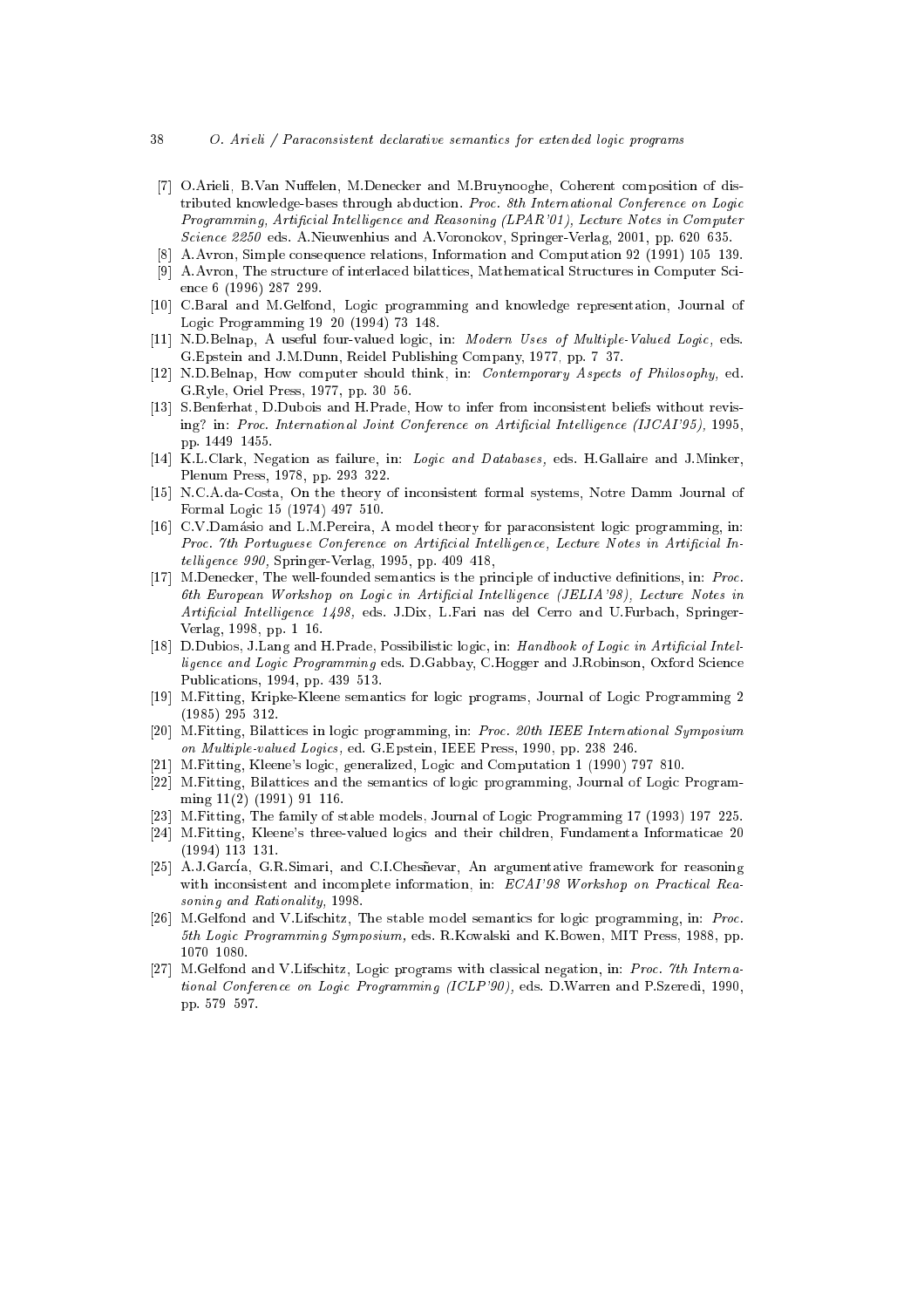[7] O.Arieli, B.Van Nuffelen, M.Denecker and M.Bruynooghe, Coherent composition of distributed knowledge-bases through abduction. *Proc. 8th International Conference on Logic Programming, Artificial Intelligence and Reasoning (LPAR'01), Lecture Notes in Computer Science 2250* eds. A.Nieuwenhius and A.Voronokov, Springer-Verlag, 2001, pp. 620 635.

[8] A.Avron, Simple consequence relations, Information and Computation 92 (1991) 105 139.

[9] A.Avron, The structure of interlaced bilattices, Mathematical Structures in Computer Science 6 (1996) 287 299.

[10] C.Baral and M.Gelfond, Logic programming and knowledge representation, Journal of Logic Programming 19 20 (1994) 73 148.

[11] N.D.Belnap, A useful four-valued logic, in: *Modern Uses of Multiple-Valued Logic,* eds. G.Epstein and J.M.Dunn, Reidel Publishing Company, 1977, pp. 7 37.

[12] N.D.Belnap, How computer should think, in: *Contemporary Aspects of Philosophy,* ed. G.Ryle, Oriel Press, 1977, pp. 30 56.

[13] S.Benferhat, D.Dubois and H.Prade, How to infer from inconsistent beliefs without revising? in: *Proc. International Joint Conference on Artificial Intelligence (IJCAI'95),* 1995, pp. 1449 1455.

[14] K.L.Clark, Negation as failure, in: *Logic and Databases,* eds. H.Gallaire and J.Minker, Plenum Press, 1978, pp. 293 322.

[15] N.C.A.da-Costa, On the theory of inconsistent formal systems, Notre Damm Journal of Formal Logic 15 (1974) 497 510.

[16] C.V.Damásio and L.M.Pereira, A model theory for paraconsistent logic programming, in: *Proc. 7th Portuguese Conference on Artificial Intelligence, Lecture Notes in Artificial Intelligence 990,* Springer-Verlag, 1995, pp. 409 418,

[17] M.Denecker, The well-founded semantics is the principle of inductive definitions, in: *Proc. 6th European Workshop on Logic in Artificial Intelligence (JELIA'98), Lecture Notes in Artificial Intelligence 1498,* eds. J.Dix, L.Fari nas del Cerro and U.Furbach, Springer-Verlag, 1998, pp. 1 16.

[18] D.Dubios, J.Lang and H.Prade, Possibilistic logic, in: *Handbook of Logic in Artificial Intelligence and Logic Programming* eds. D.Gabbay, C.Hogger and J.Robinson, Oxford Science Publications, 1994, pp. 439 513.

[19] M.Fitting, Kripke-Kleene semantics for logic programs, Journal of Logic Programming 2 (1985) 295 312.

[20] M.Fitting, Bilattices in logic programming, in: *Proc. 20th IEEE International Symposium on Multiple-valued Logics,* ed. G.Epstein, IEEE Press, 1990, pp. 238 246.

[21] M.Fitting, Kleene's logic, generalized, Logic and Computation 1 (1990) 797 810.

[22] M.Fitting, Bilattices and the semantics of logic programming, Journal of Logic Programming 11(2) (1991) 91 116.

[23] M.Fitting, The family of stable models, Journal of Logic Programming 17 (1993) 197 225.

[24] M.Fitting, Kleene's three-valued logics and their children, Fundamenta Informaticae 20 (1994) 113 131.

[25] A.J.García, G.R.Simari, and C.I.Chesñevar, An argumentative framework for reasoning with inconsistent and incomplete information, in: *ECAI'98 Workshop on Practical Reasoning and Rationality,* 1998.

[26] M.Gelfond and V.Lifschitz, The stable model semantics for logic programming, in: *Proc. 5th Logic Programming Symposium,* eds. R.Kowalski and K.Bowen, MIT Press, 1988, pp. 1070 1080.

[27] M.Gelfond and V.Lifschitz, Logic programs with classical negation, in: *Proc. 7th International Conference on Logic Programming (ICLP'90),* eds. D.Warren and P.Szeredi, 1990, pp. 579 597.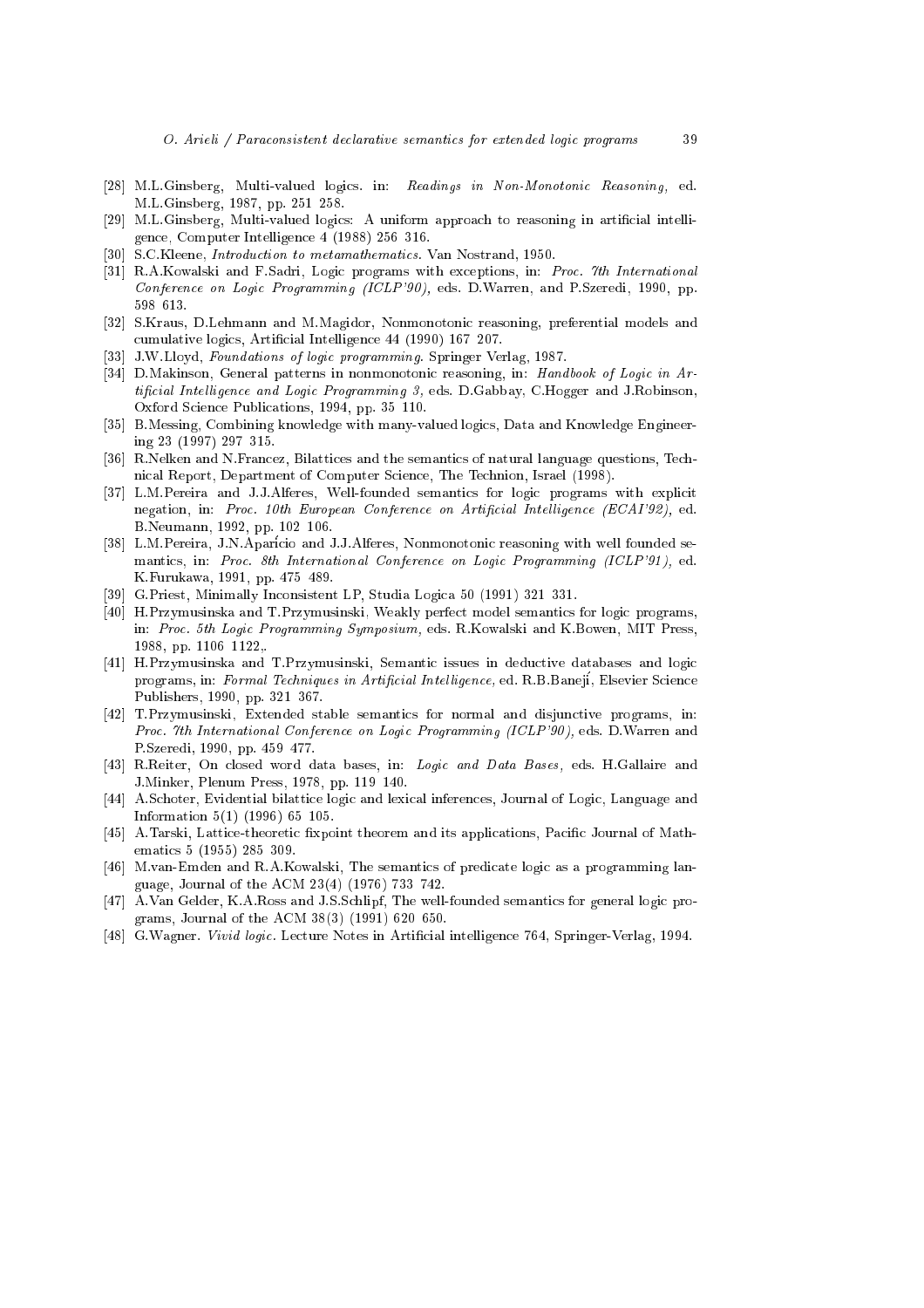[28] M.L.Ginsberg, Multi-valued logics. in: *Readings in Non-Monotonic Reasoning*, ed. M.L.Ginsberg, 1987, pp. 251 258.

[29] M.L.Ginsberg, Multi-valued logics: A uniform approach to reasoning in artificial intelligence, Computer Intelligence 4 (1988) 256 316.

[30] S.C.Kleene, *Introduction to metamathematics*. Van Nostrand, 1950.

[31] R.A.Kowalski and F.Sadri, Logic programs with exceptions, in: *Proc. 7th International Conference on Logic Programming (ICLP'90)*, eds. D.Warren, and P.Szeredi, 1990, pp. 598 613.

[32] S.Kraus, D.Lehmann and M.Magidor, Nonmonotonic reasoning, preferential models and cumulative logics, Artificial Intelligence 44 (1990) 167 207.

[33] J.W.Lloyd, *Foundations of logic programming*. Springer Verlag, 1987.

[34] D.Makinson, General patterns in nonmonotonic reasoning, in: *Handbook of Logic in Artificial Intelligence and Logic Programming 3*, eds. D.Gabbay, C.Hogger and J.Robinson, Oxford Science Publications, 1994, pp. 35 110.

[35] B.Messing, Combining knowledge with many-valued logics, Data and Knowledge Engineering 23 (1997) 297 315.

[36] R.Nelken and N.Francez, Bilattices and the semantics of natural language questions, Technical Report, Department of Computer Science, The Technion, Israel (1998).

[37] L.M.Pereira and J.J.Alferes, Well-founded semantics for logic programs with explicit negation, in: *Proc. 10th European Conference on Artificial Intelligence (ECAI'92)*, ed. B.Neumann, 1992, pp. 102 106.

[38] L.M.Pereira, J.N.Aparício and J.J.Alferes, Nonmonotonic reasoning with well founded semantics, in: *Proc. 8th International Conference on Logic Programming (ICLP'91)*, ed. K.Furukawa, 1991, pp. 475 489.

[39] G.Priest, Minimally Inconsistent LP, Studia Logica 50 (1991) 321 331.

[40] H.Przymusinska and T.Przymusinski, Weakly perfect model semantics for logic programs, in: *Proc. 5th Logic Programming Symposium*, eds. R.Kowalski and K.Bowen, MIT Press, 1988, pp. 1106 1122,.

[41] H.Przymusinska and T.Przymusinski, Semantic issues in deductive databases and logic programs, in: *Formal Techniques in Artificial Intelligence*, ed. R.B.Banejí, Elsevier Science Publishers, 1990, pp. 321 367.

[42] T.Przymusinski, Extended stable semantics for normal and disjunctive programs, in: *Proc. 7th International Conference on Logic Programming (ICLP'90)*, eds. D.Warren and P.Szeredi, 1990, pp. 459 477.

[43] R.Reiter, On closed word data bases, in: *Logic and Data Bases*, eds. H.Gallaire and J.Minker, Plenum Press, 1978, pp. 119 140.

[44] A.Schoter, Evidential bilattice logic and lexical inferences, Journal of Logic, Language and Information 5(1) (1996) 65 105.

[45] A.Tarski, Lattice-theoretic fixpoint theorem and its applications, Pacific Journal of Mathematics 5 (1955) 285 309.

[46] M.van-Emden and R.A.Kowalski, The semantics of predicate logic as a programming language, Journal of the ACM 23(4) (1976) 733 742.

[47] A.Van Gelder, K.A.Ross and J.S.Schlipf, The well-founded semantics for general logic programs, Journal of the ACM 38(3) (1991) 620 650.

[48] G.Wagner. *Vivid logic*. Lecture Notes in Artificial intelligence 764, Springer-Verlag, 1994.